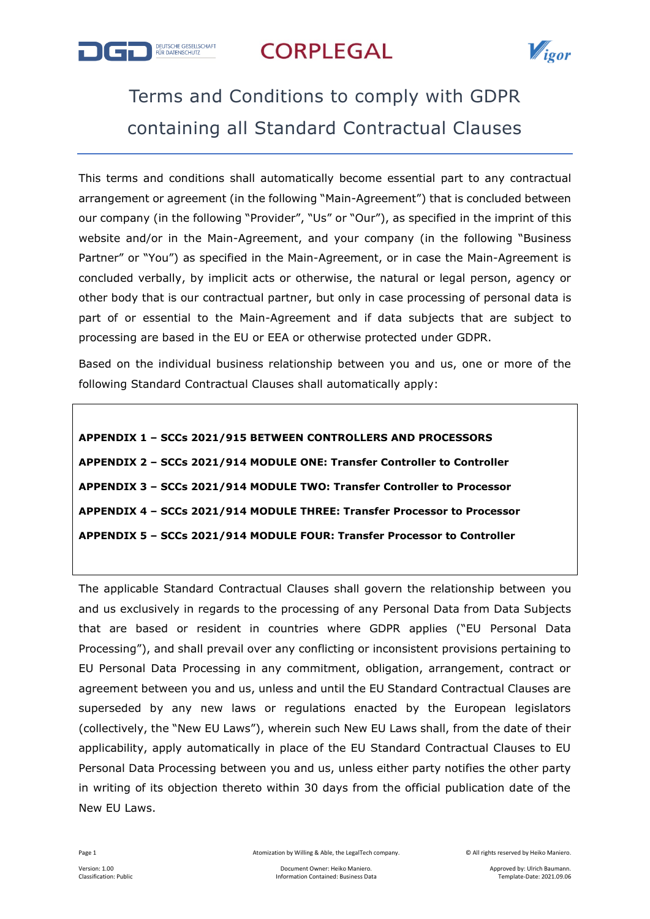# Terms and Conditions to comply with GDPR containing all Standard Contractual Clauses

This terms and conditions shall automatically become essential part to any contractual arrangement or agreement (in the following "Main-Agreement") that is concluded between our company (in the following "Provider", "Us" or "Our"), as specified in the imprint of this website and/or in the Main-Agreement, and your company (in the following "Business Partner" or "You") as specified in the Main-Agreement, or in case the Main-Agreement is concluded verbally, by implicit acts or otherwise, the natural or legal person, agency or other body that is our contractual partner, but only in case processing of personal data is part of or essential to the Main-Agreement and if data subjects that are subject to processing are based in the EU or EEA or otherwise protected under GDPR.

Based on the individual business relationship between you and us, one or more of the following Standard Contractual Clauses shall automatically apply:

**APPENDIX 1 – SCCs 2021/915 BETWEEN CONTROLLERS AND PROCESSORS**

**APPENDIX 2 – SCCs 2021/914 MODULE ONE: Transfer Controller to Controller**

**APPENDIX 3 – SCCs 2021/914 MODULE TWO: Transfer Controller to Processor**

**APPENDIX 4 – SCCs 2021/914 MODULE THREE: Transfer Processor to Processor**

**APPENDIX 5 – SCCs 2021/914 MODULE FOUR: Transfer Processor to Controller**

The applicable Standard Contractual Clauses shall govern the relationship between you and us exclusively in regards to the processing of any Personal Data from Data Subjects that are based or resident in countries where GDPR applies ("EU Personal Data Processing"), and shall prevail over any conflicting or inconsistent provisions pertaining to EU Personal Data Processing in any commitment, obligation, arrangement, contract or agreement between you and us, unless and until the EU Standard Contractual Clauses are superseded by any new laws or regulations enacted by the European legislators (collectively, the "New EU Laws"), wherein such New EU Laws shall, from the date of their applicability, apply automatically in place of the EU Standard Contractual Clauses to EU Personal Data Processing between you and us, unless either party notifies the other party in writing of its objection thereto within 30 days from the official publication date of the New EU Laws.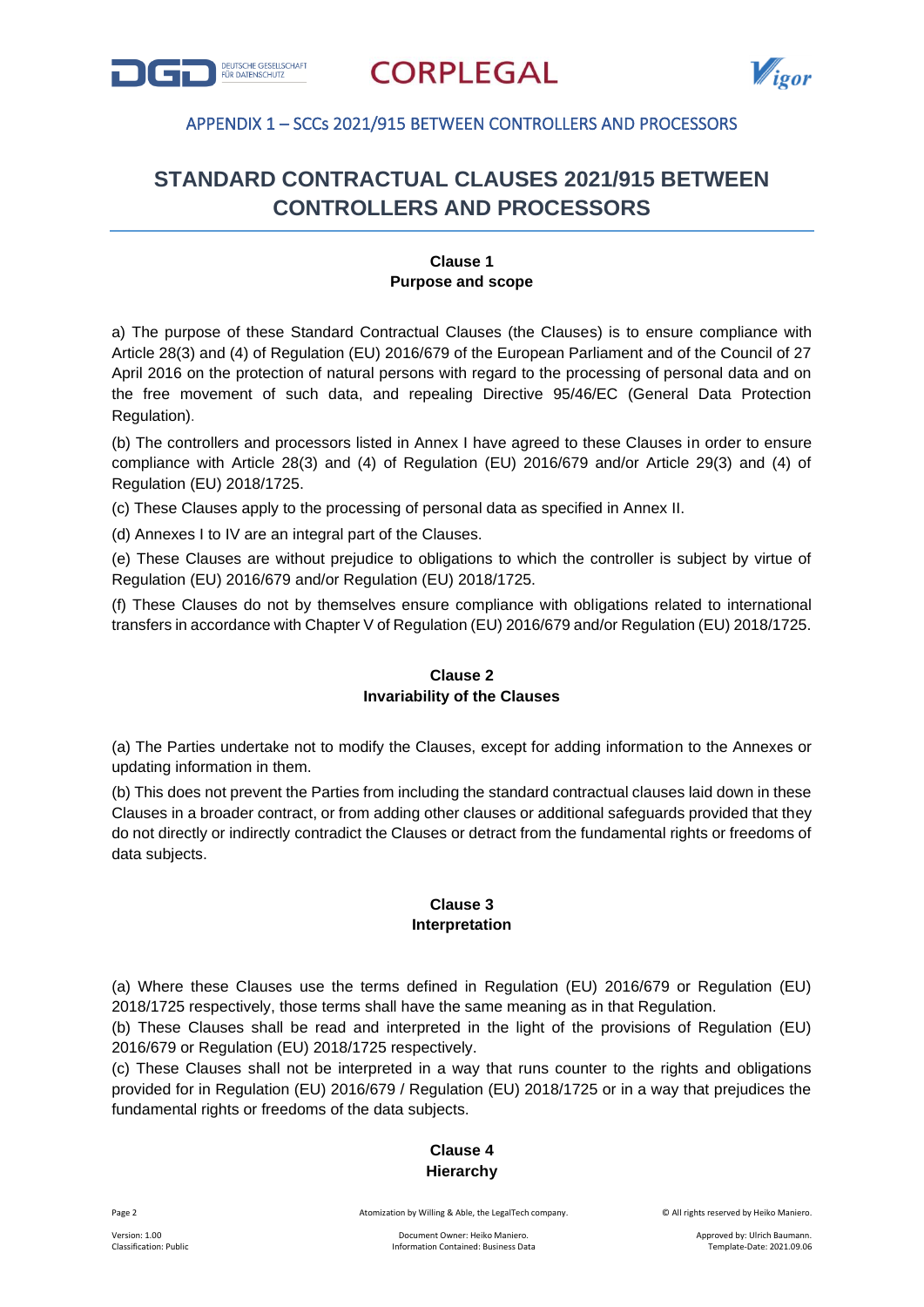## APPENDIX 1 – SCCs 2021/915 BETWEEN CONTROLLERS AND PROCESSORS

# STANDARD CONTRACTUAL CLAUSES 2021/915 BETWEEN CONTROLLERS AND PROCESSORS

**Clause 1**
**Purpose and scope**

a) The purpose of these Standard Contractual Clauses (the Clauses) is to ensure compliance with Article 28(3) and (4) of Regulation (EU) 2016/679 of the European Parliament and of the Council of 27 April 2016 on the protection of natural persons with regard to the processing of personal data and on the free movement of such data, and repealing Directive 95/46/EC (General Data Protection Regulation).

(b) The controllers and processors listed in Annex I have agreed to these Clauses in order to ensure compliance with Article 28(3) and (4) of Regulation (EU) 2016/679 and/or Article 29(3) and (4) of Regulation (EU) 2018/1725.

(c) These Clauses apply to the processing of personal data as specified in Annex II.

(d) Annexes I to IV are an integral part of the Clauses.

(e) These Clauses are without prejudice to obligations to which the controller is subject by virtue of Regulation (EU) 2016/679 and/or Regulation (EU) 2018/1725.

(f) These Clauses do not by themselves ensure compliance with obligations related to international transfers in accordance with Chapter V of Regulation (EU) 2016/679 and/or Regulation (EU) 2018/1725.

**Clause 2**
**Invariability of the Clauses**

(a) The Parties undertake not to modify the Clauses, except for adding information to the Annexes or updating information in them.

(b) This does not prevent the Parties from including the standard contractual clauses laid down in these Clauses in a broader contract, or from adding other clauses or additional safeguards provided that they do not directly or indirectly contradict the Clauses or detract from the fundamental rights or freedoms of data subjects.

**Clause 3**
**Interpretation**

(a) Where these Clauses use the terms defined in Regulation (EU) 2016/679 or Regulation (EU) 2018/1725 respectively, those terms shall have the same meaning as in that Regulation.

(b) These Clauses shall be read and interpreted in the light of the provisions of Regulation (EU) 2016/679 or Regulation (EU) 2018/1725 respectively.

(c) These Clauses shall not be interpreted in a way that runs counter to the rights and obligations provided for in Regulation (EU) 2016/679 / Regulation (EU) 2018/1725 or in a way that prejudices the fundamental rights or freedoms of the data subjects.

**Clause 4**
**Hierarchy**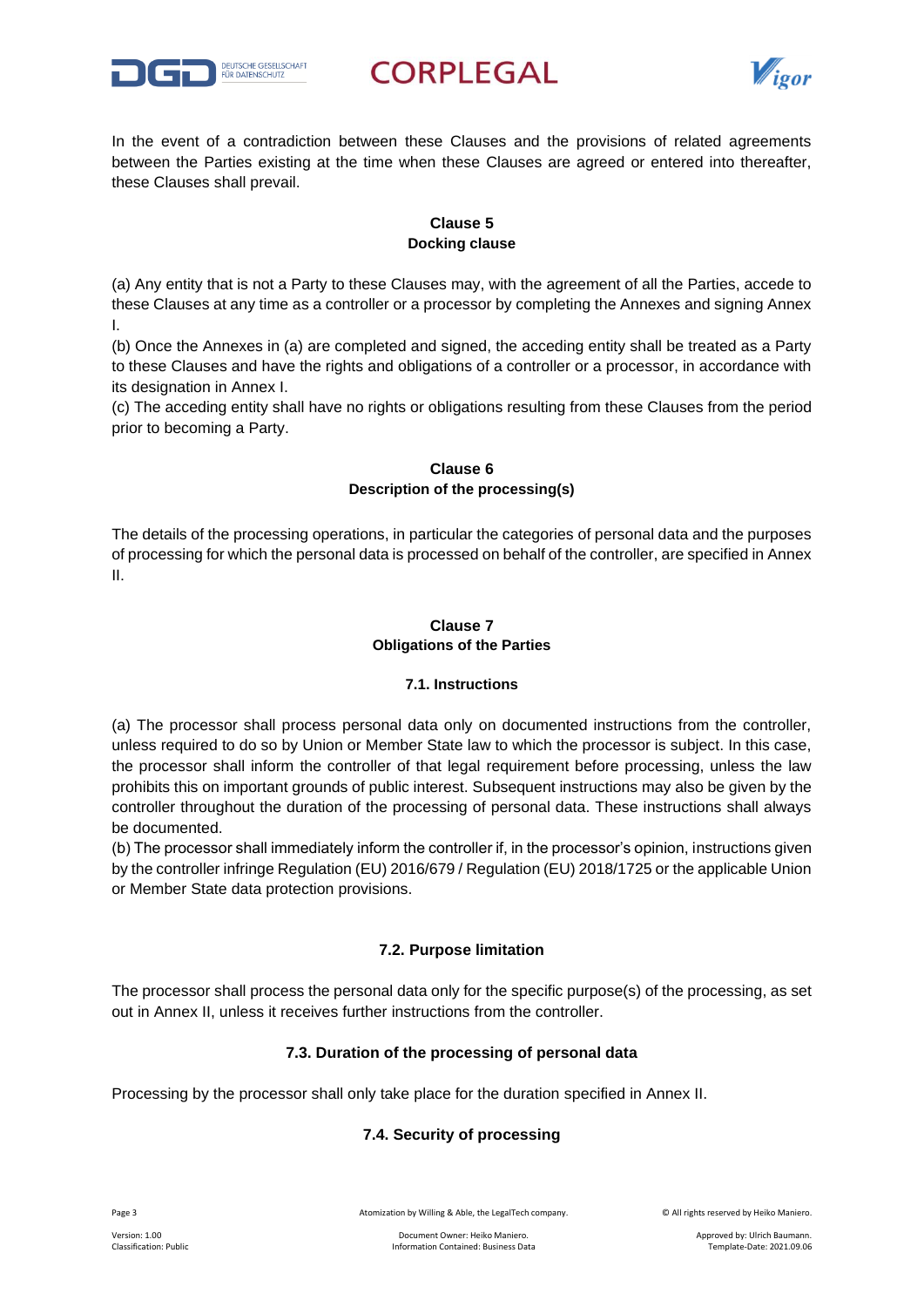In the event of a contradiction between these Clauses and the provisions of related agreements between the Parties existing at the time when these Clauses are agreed or entered into thereafter, these Clauses shall prevail.

## Clause 5
## Docking clause

(a) Any entity that is not a Party to these Clauses may, with the agreement of all the Parties, accede to these Clauses at any time as a controller or a processor by completing the Annexes and signing Annex I.

(b) Once the Annexes in (a) are completed and signed, the acceding entity shall be treated as a Party to these Clauses and have the rights and obligations of a controller or a processor, in accordance with its designation in Annex I.

(c) The acceding entity shall have no rights or obligations resulting from these Clauses from the period prior to becoming a Party.

## Clause 6
## Description of the processing(s)

The details of the processing operations, in particular the categories of personal data and the purposes of processing for which the personal data is processed on behalf of the controller, are specified in Annex II.

## Clause 7
## Obligations of the Parties

### 7.1. Instructions

(a) The processor shall process personal data only on documented instructions from the controller, unless required to do so by Union or Member State law to which the processor is subject. In this case, the processor shall inform the controller of that legal requirement before processing, unless the law prohibits this on important grounds of public interest. Subsequent instructions may also be given by the controller throughout the duration of the processing of personal data. These instructions shall always be documented.

(b) The processor shall immediately inform the controller if, in the processor's opinion, instructions given by the controller infringe Regulation (EU) 2016/679 / Regulation (EU) 2018/1725 or the applicable Union or Member State data protection provisions.

### 7.2. Purpose limitation

The processor shall process the personal data only for the specific purpose(s) of the processing, as set out in Annex II, unless it receives further instructions from the controller.

### 7.3. Duration of the processing of personal data

Processing by the processor shall only take place for the duration specified in Annex II.

### 7.4. Security of processing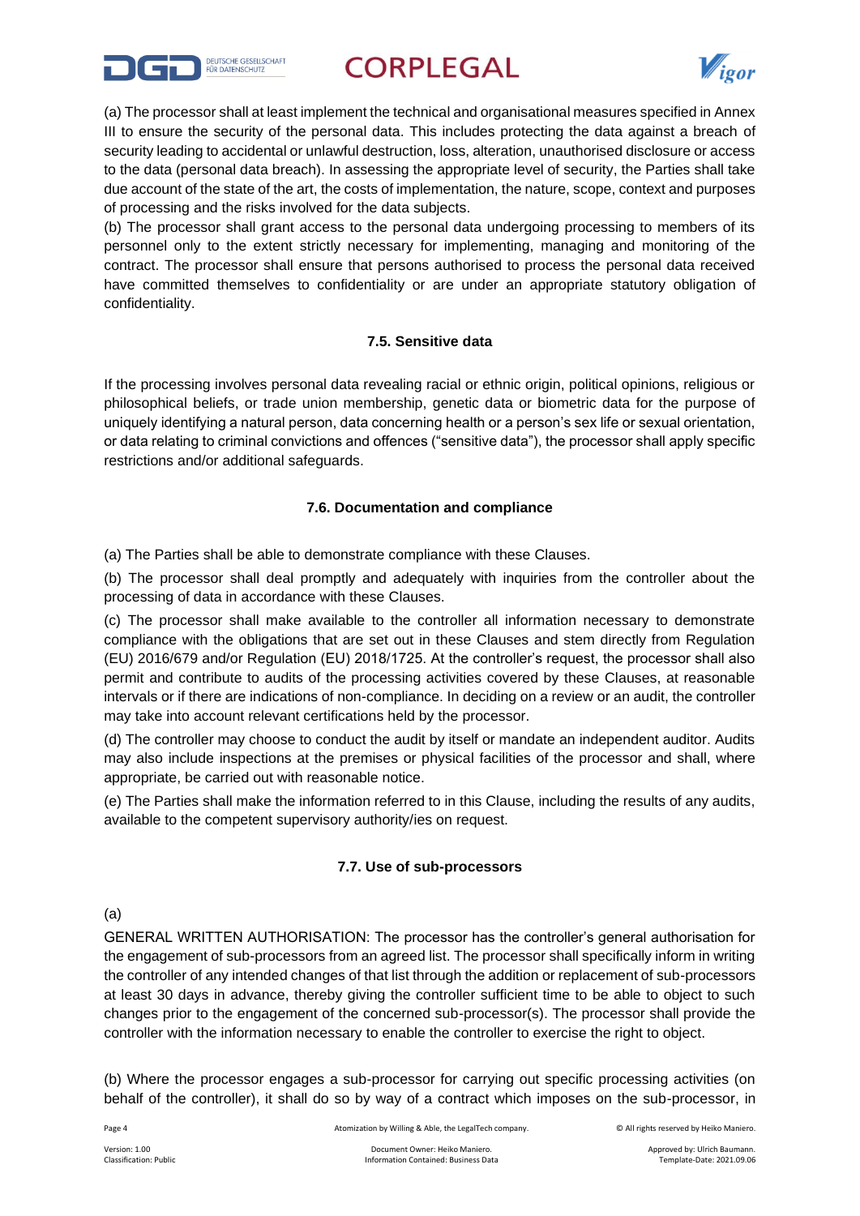(a) The processor shall at least implement the technical and organisational measures specified in Annex III to ensure the security of the personal data. This includes protecting the data against a breach of security leading to accidental or unlawful destruction, loss, alteration, unauthorised disclosure or access to the data (personal data breach). In assessing the appropriate level of security, the Parties shall take due account of the state of the art, the costs of implementation, the nature, scope, context and purposes of processing and the risks involved for the data subjects.

(b) The processor shall grant access to the personal data undergoing processing to members of its personnel only to the extent strictly necessary for implementing, managing and monitoring of the contract. The processor shall ensure that persons authorised to process the personal data received have committed themselves to confidentiality or are under an appropriate statutory obligation of confidentiality.

#### 7.5. Sensitive data

If the processing involves personal data revealing racial or ethnic origin, political opinions, religious or philosophical beliefs, or trade union membership, genetic data or biometric data for the purpose of uniquely identifying a natural person, data concerning health or a person's sex life or sexual orientation, or data relating to criminal convictions and offences ("sensitive data"), the processor shall apply specific restrictions and/or additional safeguards.

#### 7.6. Documentation and compliance

(a) The Parties shall be able to demonstrate compliance with these Clauses.

(b) The processor shall deal promptly and adequately with inquiries from the controller about the processing of data in accordance with these Clauses.

(c) The processor shall make available to the controller all information necessary to demonstrate compliance with the obligations that are set out in these Clauses and stem directly from Regulation (EU) 2016/679 and/or Regulation (EU) 2018/1725. At the controller's request, the processor shall also permit and contribute to audits of the processing activities covered by these Clauses, at reasonable intervals or if there are indications of non-compliance. In deciding on a review or an audit, the controller may take into account relevant certifications held by the processor.

(d) The controller may choose to conduct the audit by itself or mandate an independent auditor. Audits may also include inspections at the premises or physical facilities of the processor and shall, where appropriate, be carried out with reasonable notice.

(e) The Parties shall make the information referred to in this Clause, including the results of any audits, available to the competent supervisory authority/ies on request.

#### 7.7. Use of sub-processors

(a)

GENERAL WRITTEN AUTHORISATION: The processor has the controller's general authorisation for the engagement of sub-processors from an agreed list. The processor shall specifically inform in writing the controller of any intended changes of that list through the addition or replacement of sub-processors at least 30 days in advance, thereby giving the controller sufficient time to be able to object to such changes prior to the engagement of the concerned sub-processor(s). The processor shall provide the controller with the information necessary to enable the controller to exercise the right to object.

(b) Where the processor engages a sub-processor for carrying out specific processing activities (on behalf of the controller), it shall do so by way of a contract which imposes on the sub-processor, in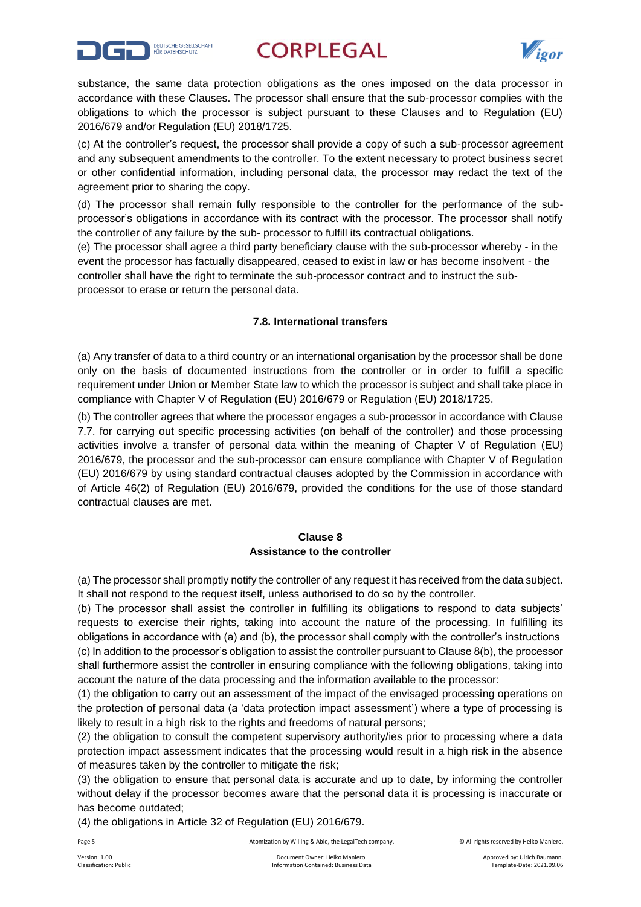substance, the same data protection obligations as the ones imposed on the data processor in accordance with these Clauses. The processor shall ensure that the sub-processor complies with the obligations to which the processor is subject pursuant to these Clauses and to Regulation (EU) 2016/679 and/or Regulation (EU) 2018/1725.

(c) At the controller's request, the processor shall provide a copy of such a sub-processor agreement and any subsequent amendments to the controller. To the extent necessary to protect business secret or other confidential information, including personal data, the processor may redact the text of the agreement prior to sharing the copy.

(d) The processor shall remain fully responsible to the controller for the performance of the sub-processor's obligations in accordance with its contract with the processor. The processor shall notify the controller of any failure by the sub- processor to fulfill its contractual obligations.

(e) The processor shall agree a third party beneficiary clause with the sub-processor whereby - in the event the processor has factually disappeared, ceased to exist in law or has become insolvent - the controller shall have the right to terminate the sub-processor contract and to instruct the sub-processor to erase or return the personal data.

**7.8. International transfers**

(a) Any transfer of data to a third country or an international organisation by the processor shall be done only on the basis of documented instructions from the controller or in order to fulfill a specific requirement under Union or Member State law to which the processor is subject and shall take place in compliance with Chapter V of Regulation (EU) 2016/679 or Regulation (EU) 2018/1725.

(b) The controller agrees that where the processor engages a sub-processor in accordance with Clause 7.7. for carrying out specific processing activities (on behalf of the controller) and those processing activities involve a transfer of personal data within the meaning of Chapter V of Regulation (EU) 2016/679, the processor and the sub-processor can ensure compliance with Chapter V of Regulation (EU) 2016/679 by using standard contractual clauses adopted by the Commission in accordance with of Article 46(2) of Regulation (EU) 2016/679, provided the conditions for the use of those standard contractual clauses are met.

**Clause 8**
**Assistance to the controller**

(a) The processor shall promptly notify the controller of any request it has received from the data subject. It shall not respond to the request itself, unless authorised to do so by the controller.

(b) The processor shall assist the controller in fulfilling its obligations to respond to data subjects' requests to exercise their rights, taking into account the nature of the processing. In fulfilling its obligations in accordance with (a) and (b), the processor shall comply with the controller's instructions

(c) In addition to the processor's obligation to assist the controller pursuant to Clause 8(b), the processor shall furthermore assist the controller in ensuring compliance with the following obligations, taking into account the nature of the data processing and the information available to the processor:

(1) the obligation to carry out an assessment of the impact of the envisaged processing operations on the protection of personal data (a 'data protection impact assessment') where a type of processing is likely to result in a high risk to the rights and freedoms of natural persons;

(2) the obligation to consult the competent supervisory authority/ies prior to processing where a data protection impact assessment indicates that the processing would result in a high risk in the absence of measures taken by the controller to mitigate the risk;

(3) the obligation to ensure that personal data is accurate and up to date, by informing the controller without delay if the processor becomes aware that the personal data it is processing is inaccurate or has become outdated;

(4) the obligations in Article 32 of Regulation (EU) 2016/679.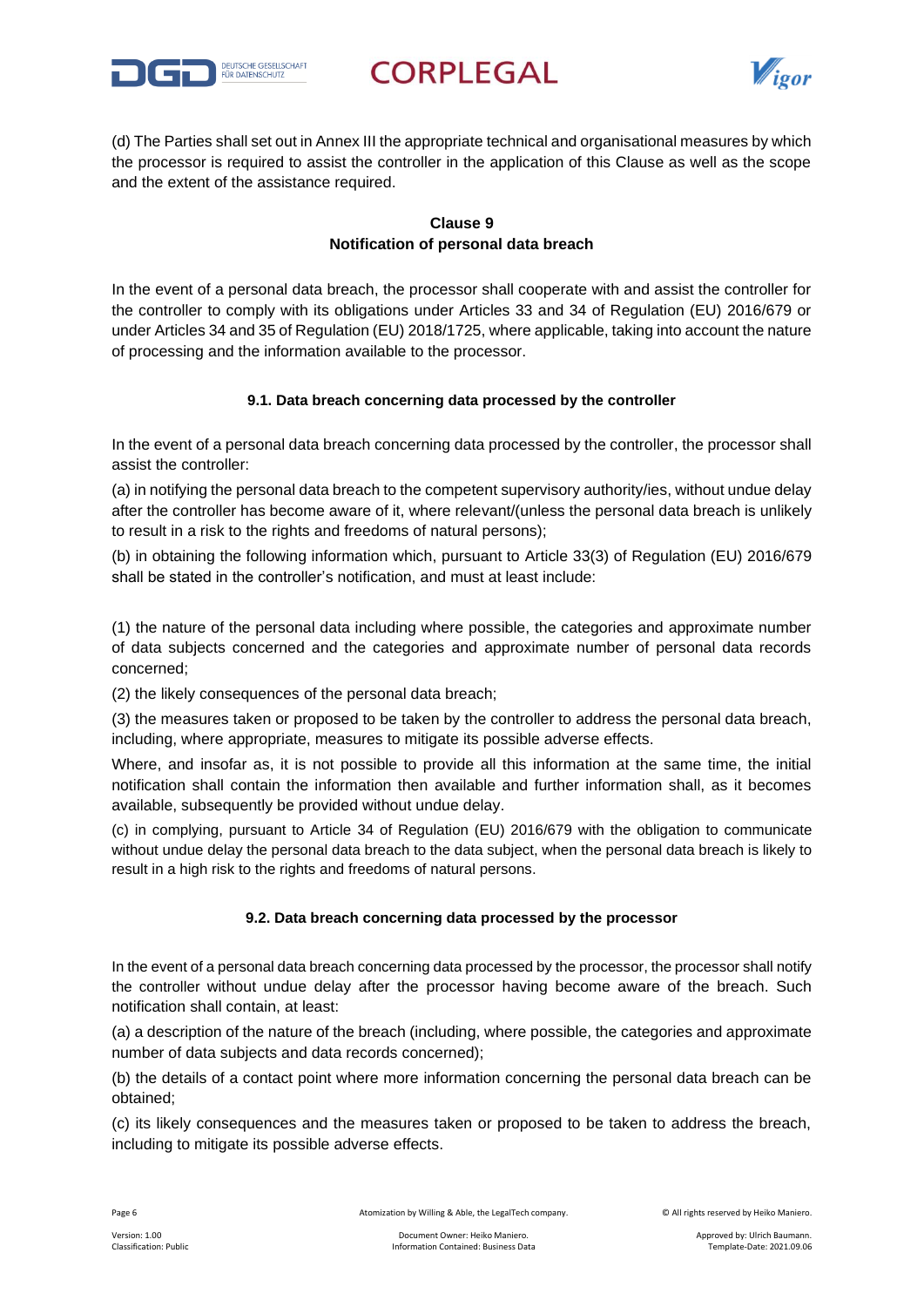(d) The Parties shall set out in Annex III the appropriate technical and organisational measures by which the processor is required to assist the controller in the application of this Clause as well as the scope and the extent of the assistance required.

## Clause 9
## Notification of personal data breach

In the event of a personal data breach, the processor shall cooperate with and assist the controller for the controller to comply with its obligations under Articles 33 and 34 of Regulation (EU) 2016/679 or under Articles 34 and 35 of Regulation (EU) 2018/1725, where applicable, taking into account the nature of processing and the information available to the processor.

### 9.1. Data breach concerning data processed by the controller

In the event of a personal data breach concerning data processed by the controller, the processor shall assist the controller:

(a) in notifying the personal data breach to the competent supervisory authority/ies, without undue delay after the controller has become aware of it, where relevant/(unless the personal data breach is unlikely to result in a risk to the rights and freedoms of natural persons);

(b) in obtaining the following information which, pursuant to Article 33(3) of Regulation (EU) 2016/679 shall be stated in the controller's notification, and must at least include:

(1) the nature of the personal data including where possible, the categories and approximate number of data subjects concerned and the categories and approximate number of personal data records concerned;

(2) the likely consequences of the personal data breach;

(3) the measures taken or proposed to be taken by the controller to address the personal data breach, including, where appropriate, measures to mitigate its possible adverse effects.

Where, and insofar as, it is not possible to provide all this information at the same time, the initial notification shall contain the information then available and further information shall, as it becomes available, subsequently be provided without undue delay.

(c) in complying, pursuant to Article 34 of Regulation (EU) 2016/679 with the obligation to communicate without undue delay the personal data breach to the data subject, when the personal data breach is likely to result in a high risk to the rights and freedoms of natural persons.

### 9.2. Data breach concerning data processed by the processor

In the event of a personal data breach concerning data processed by the processor, the processor shall notify the controller without undue delay after the processor having become aware of the breach. Such notification shall contain, at least:

(a) a description of the nature of the breach (including, where possible, the categories and approximate number of data subjects and data records concerned);

(b) the details of a contact point where more information concerning the personal data breach can be obtained;

(c) its likely consequences and the measures taken or proposed to be taken to address the breach, including to mitigate its possible adverse effects.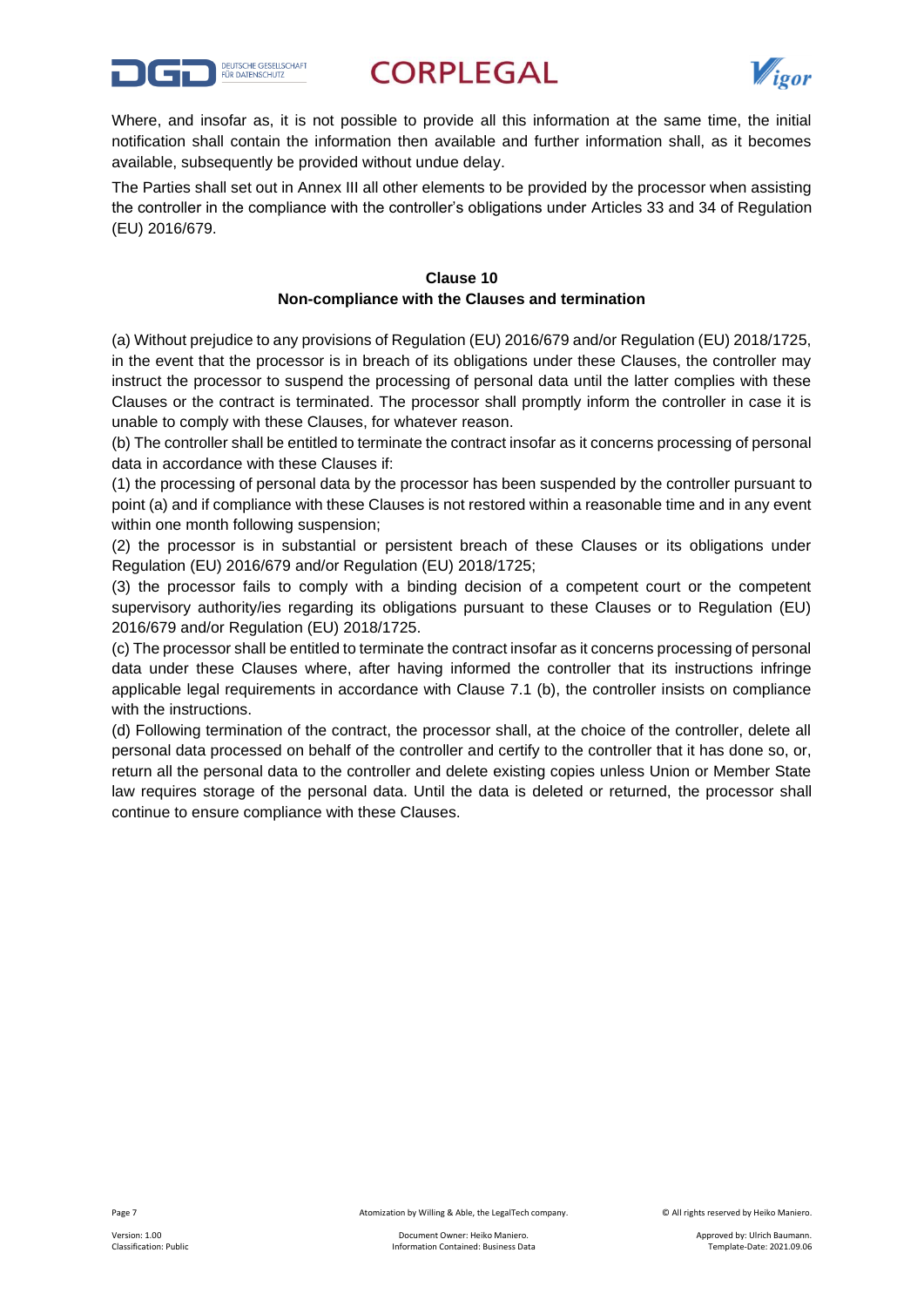Where, and insofar as, it is not possible to provide all this information at the same time, the initial notification shall contain the information then available and further information shall, as it becomes available, subsequently be provided without undue delay.

The Parties shall set out in Annex III all other elements to be provided by the processor when assisting the controller in the compliance with the controller's obligations under Articles 33 and 34 of Regulation (EU) 2016/679.

## Clause 10
## Non-compliance with the Clauses and termination

(a) Without prejudice to any provisions of Regulation (EU) 2016/679 and/or Regulation (EU) 2018/1725, in the event that the processor is in breach of its obligations under these Clauses, the controller may instruct the processor to suspend the processing of personal data until the latter complies with these Clauses or the contract is terminated. The processor shall promptly inform the controller in case it is unable to comply with these Clauses, for whatever reason.

(b) The controller shall be entitled to terminate the contract insofar as it concerns processing of personal data in accordance with these Clauses if:

(1) the processing of personal data by the processor has been suspended by the controller pursuant to point (a) and if compliance with these Clauses is not restored within a reasonable time and in any event within one month following suspension;

(2) the processor is in substantial or persistent breach of these Clauses or its obligations under Regulation (EU) 2016/679 and/or Regulation (EU) 2018/1725;

(3) the processor fails to comply with a binding decision of a competent court or the competent supervisory authority/ies regarding its obligations pursuant to these Clauses or to Regulation (EU) 2016/679 and/or Regulation (EU) 2018/1725.

(c) The processor shall be entitled to terminate the contract insofar as it concerns processing of personal data under these Clauses where, after having informed the controller that its instructions infringe applicable legal requirements in accordance with Clause 7.1 (b), the controller insists on compliance with the instructions.

(d) Following termination of the contract, the processor shall, at the choice of the controller, delete all personal data processed on behalf of the controller and certify to the controller that it has done so, or, return all the personal data to the controller and delete existing copies unless Union or Member State law requires storage of the personal data. Until the data is deleted or returned, the processor shall continue to ensure compliance with these Clauses.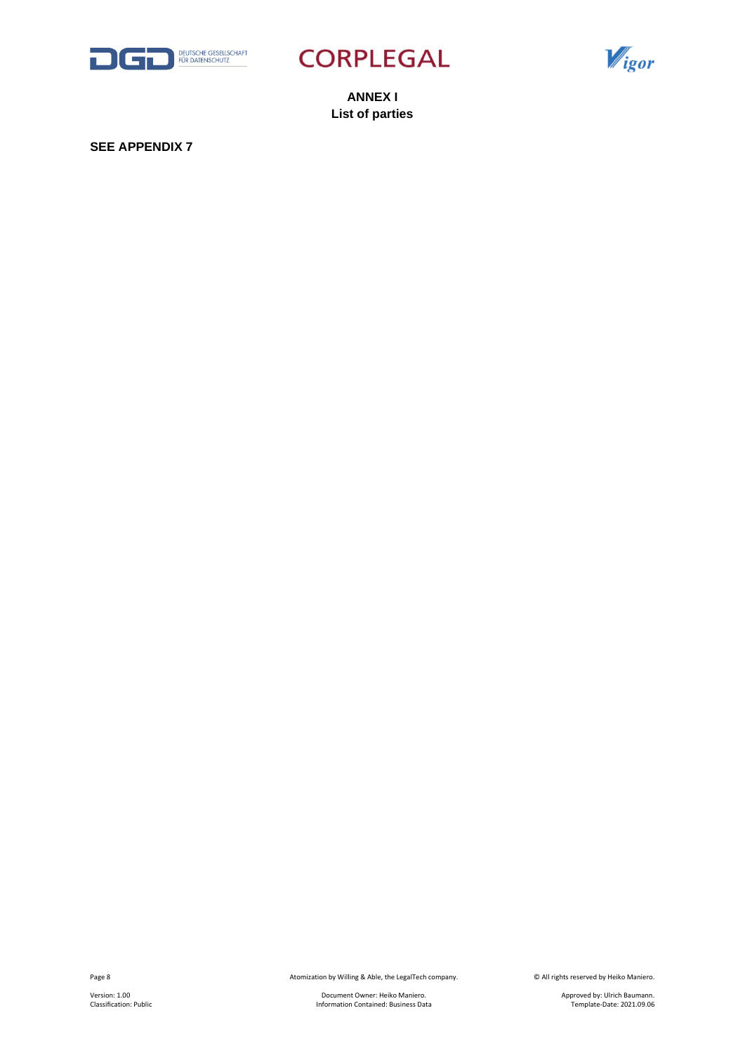# ANNEX I
## List of parties

**SEE APPENDIX 7**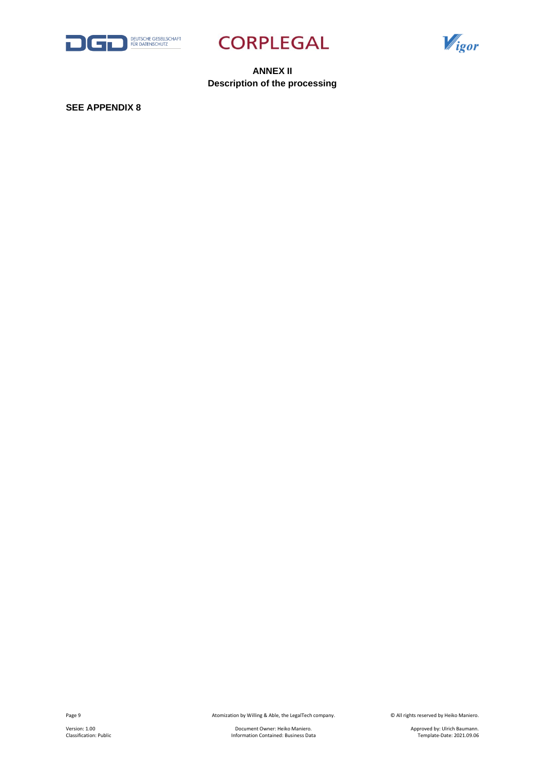# ANNEX II
## Description of the processing

**SEE APPENDIX 8**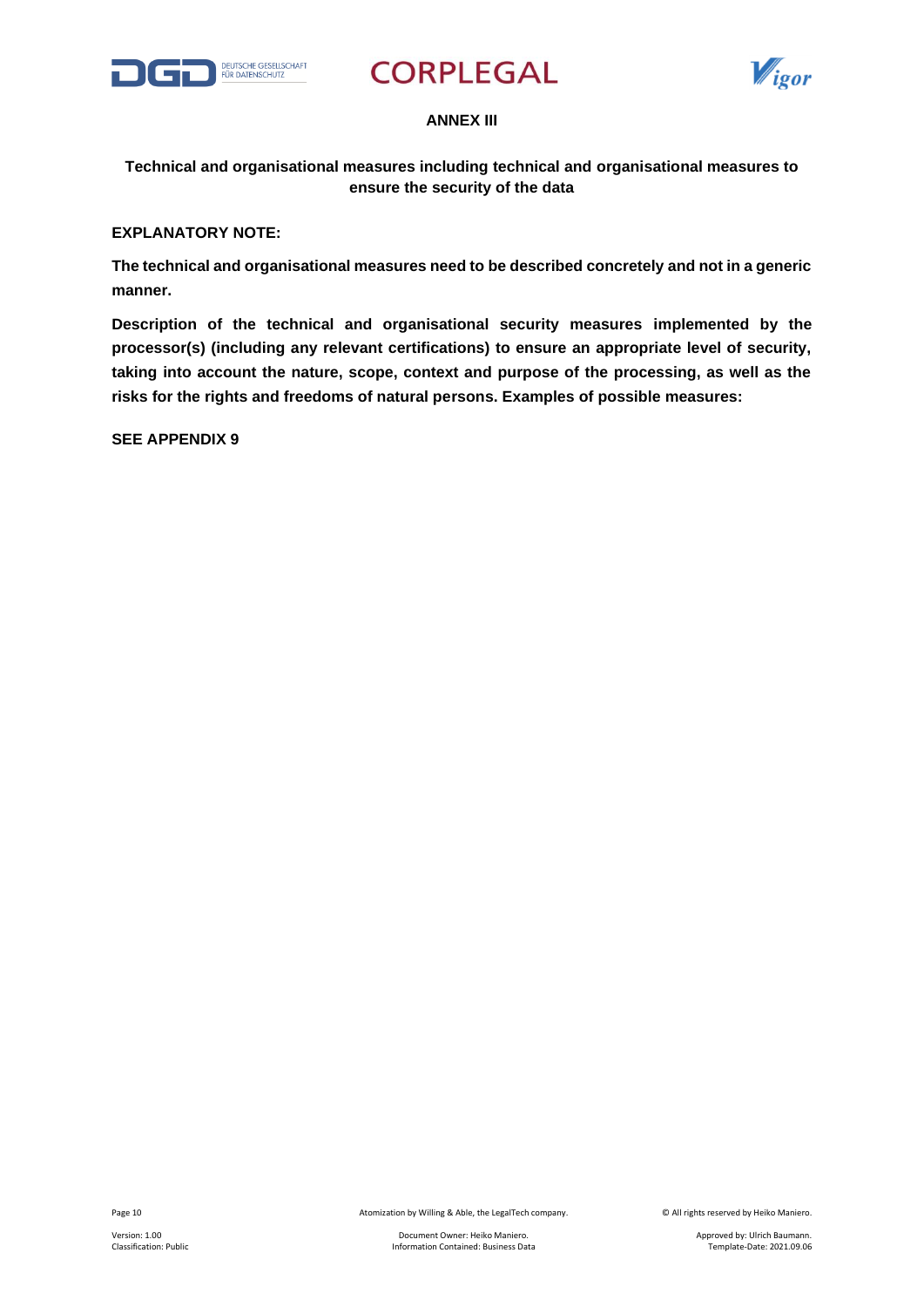# ANNEX III

## Technical and organisational measures including technical and organisational measures to ensure the security of the data

**EXPLANATORY NOTE:**

**The technical and organisational measures need to be described concretely and not in a generic manner.**

**Description of the technical and organisational security measures implemented by the processor(s) (including any relevant certifications) to ensure an appropriate level of security, taking into account the nature, scope, context and purpose of the processing, as well as the risks for the rights and freedoms of natural persons. Examples of possible measures:**

**SEE APPENDIX 9**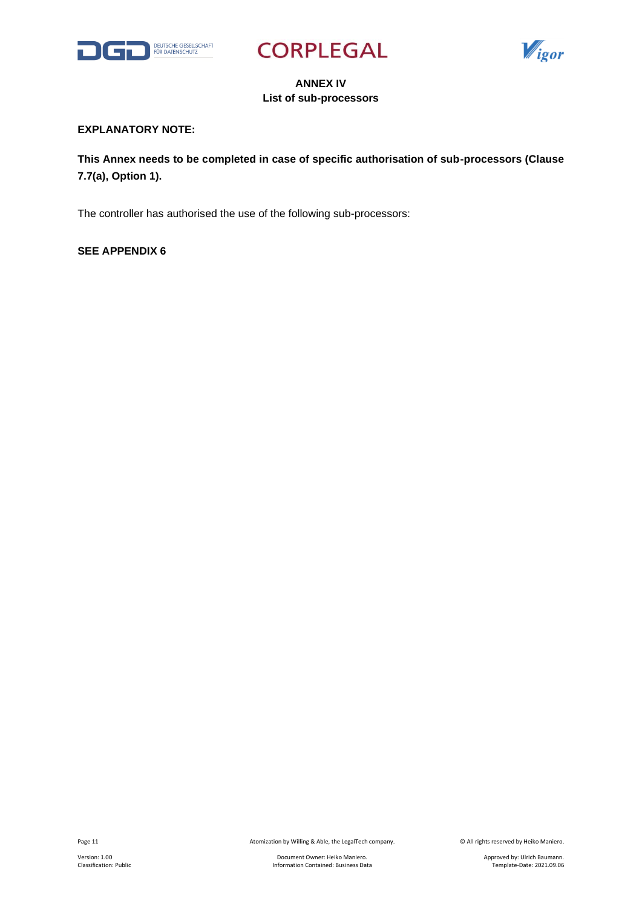## ANNEX IV
## List of sub-processors

**EXPLANATORY NOTE:**

**This Annex needs to be completed in case of specific authorisation of sub-processors (Clause 7.7(a), Option 1).**

The controller has authorised the use of the following sub-processors:

**SEE APPENDIX 6**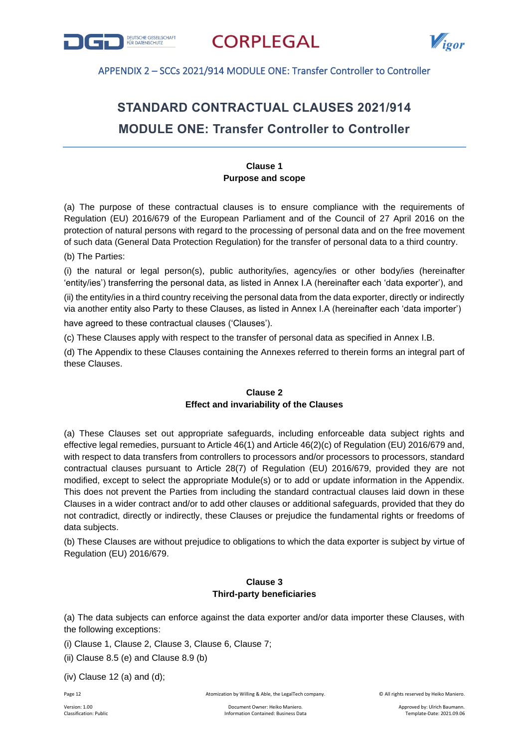# STANDARD CONTRACTUAL CLAUSES 2021/914

## MODULE ONE: Transfer Controller to Controller

### Clause 1
### Purpose and scope

(a) The purpose of these contractual clauses is to ensure compliance with the requirements of Regulation (EU) 2016/679 of the European Parliament and of the Council of 27 April 2016 on the protection of natural persons with regard to the processing of personal data and on the free movement of such data (General Data Protection Regulation) for the transfer of personal data to a third country.

(b) The Parties:

(i) the natural or legal person(s), public authority/ies, agency/ies or other body/ies (hereinafter 'entity/ies') transferring the personal data, as listed in Annex I.A (hereinafter each 'data exporter'), and

(ii) the entity/ies in a third country receiving the personal data from the data exporter, directly or indirectly via another entity also Party to these Clauses, as listed in Annex I.A (hereinafter each 'data importer')

have agreed to these contractual clauses ('Clauses').

(c) These Clauses apply with respect to the transfer of personal data as specified in Annex I.B.

(d) The Appendix to these Clauses containing the Annexes referred to therein forms an integral part of these Clauses.

### Clause 2
### Effect and invariability of the Clauses

(a) These Clauses set out appropriate safeguards, including enforceable data subject rights and effective legal remedies, pursuant to Article 46(1) and Article 46(2)(c) of Regulation (EU) 2016/679 and, with respect to data transfers from controllers to processors and/or processors to processors, standard contractual clauses pursuant to Article 28(7) of Regulation (EU) 2016/679, provided they are not modified, except to select the appropriate Module(s) or to add or update information in the Appendix. This does not prevent the Parties from including the standard contractual clauses laid down in these Clauses in a wider contract and/or to add other clauses or additional safeguards, provided that they do not contradict, directly or indirectly, these Clauses or prejudice the fundamental rights or freedoms of data subjects.

(b) These Clauses are without prejudice to obligations to which the data exporter is subject by virtue of Regulation (EU) 2016/679.

### Clause 3
### Third-party beneficiaries

(a) The data subjects can enforce against the data exporter and/or data importer these Clauses, with the following exceptions:

(i) Clause 1, Clause 2, Clause 3, Clause 6, Clause 7;

(ii) Clause 8.5 (e) and Clause 8.9 (b)

(iv) Clause 12 (a) and (d);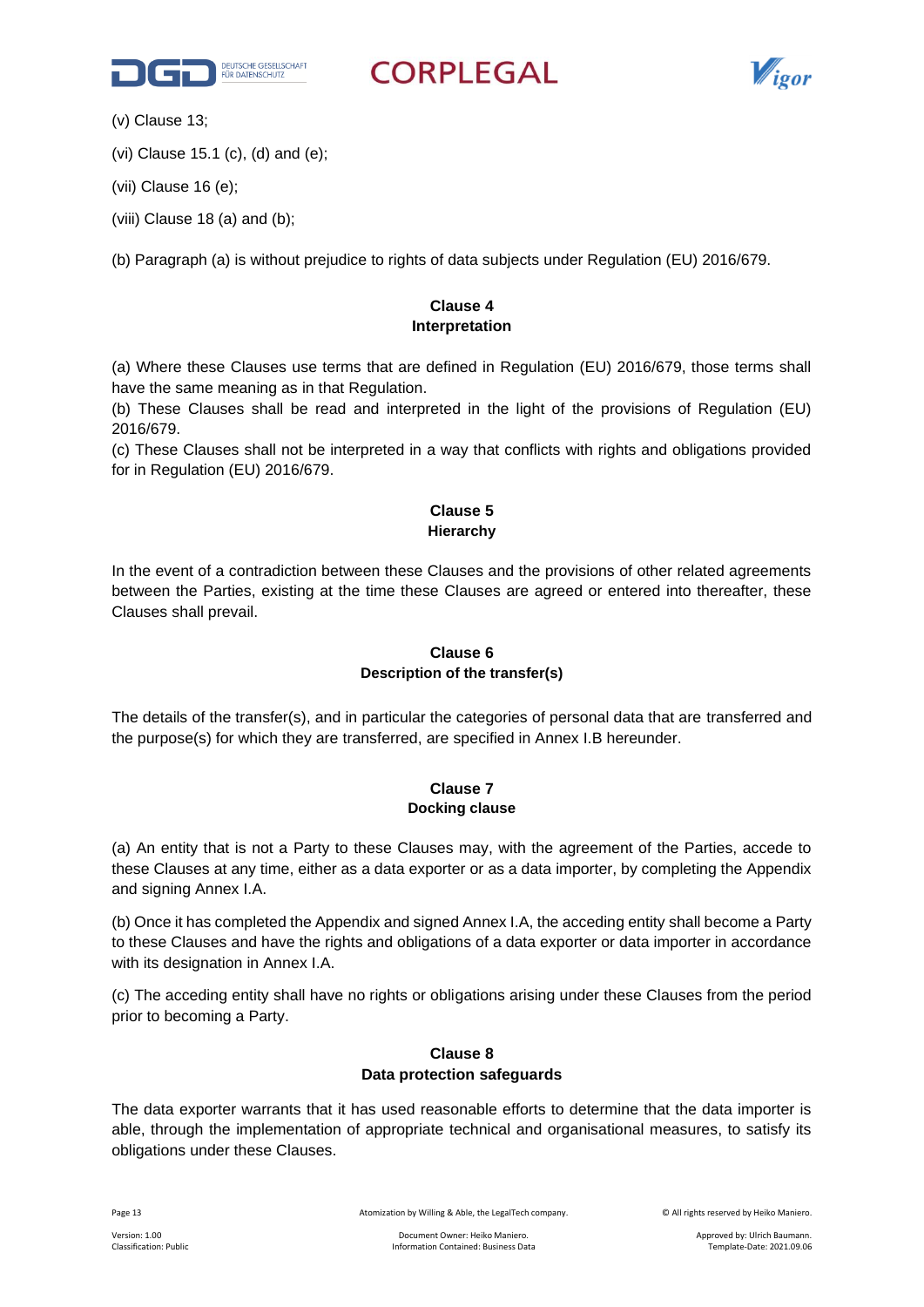(v) Clause 13;

(vi) Clause 15.1 (c), (d) and (e);

(vii) Clause 16 (e);

(viii) Clause 18 (a) and (b);

(b) Paragraph (a) is without prejudice to rights of data subjects under Regulation (EU) 2016/679.

**Clause 4**
**Interpretation**

(a) Where these Clauses use terms that are defined in Regulation (EU) 2016/679, those terms shall have the same meaning as in that Regulation.
(b) These Clauses shall be read and interpreted in the light of the provisions of Regulation (EU) 2016/679.
(c) These Clauses shall not be interpreted in a way that conflicts with rights and obligations provided for in Regulation (EU) 2016/679.

**Clause 5**
**Hierarchy**

In the event of a contradiction between these Clauses and the provisions of other related agreements between the Parties, existing at the time these Clauses are agreed or entered into thereafter, these Clauses shall prevail.

**Clause 6**
**Description of the transfer(s)**

The details of the transfer(s), and in particular the categories of personal data that are transferred and the purpose(s) for which they are transferred, are specified in Annex I.B hereunder.

**Clause 7**
**Docking clause**

(a) An entity that is not a Party to these Clauses may, with the agreement of the Parties, accede to these Clauses at any time, either as a data exporter or as a data importer, by completing the Appendix and signing Annex I.A.

(b) Once it has completed the Appendix and signed Annex I.A, the acceding entity shall become a Party to these Clauses and have the rights and obligations of a data exporter or data importer in accordance with its designation in Annex I.A.

(c) The acceding entity shall have no rights or obligations arising under these Clauses from the period prior to becoming a Party.

**Clause 8**
**Data protection safeguards**

The data exporter warrants that it has used reasonable efforts to determine that the data importer is able, through the implementation of appropriate technical and organisational measures, to satisfy its obligations under these Clauses.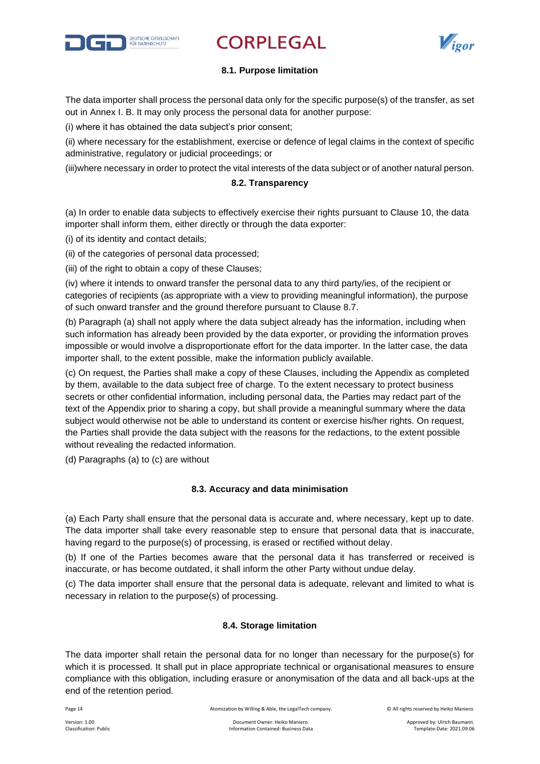### 8.1. Purpose limitation

The data importer shall process the personal data only for the specific purpose(s) of the transfer, as set out in Annex I. B. It may only process the personal data for another purpose:

(i) where it has obtained the data subject's prior consent;

(ii) where necessary for the establishment, exercise or defence of legal claims in the context of specific administrative, regulatory or judicial proceedings; or

(iii)where necessary in order to protect the vital interests of the data subject or of another natural person.

### 8.2. Transparency

(a) In order to enable data subjects to effectively exercise their rights pursuant to Clause 10, the data importer shall inform them, either directly or through the data exporter:

(i) of its identity and contact details;

(ii) of the categories of personal data processed;

(iii) of the right to obtain a copy of these Clauses;

(iv) where it intends to onward transfer the personal data to any third party/ies, of the recipient or categories of recipients (as appropriate with a view to providing meaningful information), the purpose of such onward transfer and the ground therefore pursuant to Clause 8.7.

(b) Paragraph (a) shall not apply where the data subject already has the information, including when such information has already been provided by the data exporter, or providing the information proves impossible or would involve a disproportionate effort for the data importer. In the latter case, the data importer shall, to the extent possible, make the information publicly available.

(c) On request, the Parties shall make a copy of these Clauses, including the Appendix as completed by them, available to the data subject free of charge. To the extent necessary to protect business secrets or other confidential information, including personal data, the Parties may redact part of the text of the Appendix prior to sharing a copy, but shall provide a meaningful summary where the data subject would otherwise not be able to understand its content or exercise his/her rights. On request, the Parties shall provide the data subject with the reasons for the redactions, to the extent possible without revealing the redacted information.

(d) Paragraphs (a) to (c) are without

### 8.3. Accuracy and data minimisation

(a) Each Party shall ensure that the personal data is accurate and, where necessary, kept up to date. The data importer shall take every reasonable step to ensure that personal data that is inaccurate, having regard to the purpose(s) of processing, is erased or rectified without delay.

(b) If one of the Parties becomes aware that the personal data it has transferred or received is inaccurate, or has become outdated, it shall inform the other Party without undue delay.

(c) The data importer shall ensure that the personal data is adequate, relevant and limited to what is necessary in relation to the purpose(s) of processing.

### 8.4. Storage limitation

The data importer shall retain the personal data for no longer than necessary for the purpose(s) for which it is processed. It shall put in place appropriate technical or organisational measures to ensure compliance with this obligation, including erasure or anonymisation of the data and all back-ups at the end of the retention period.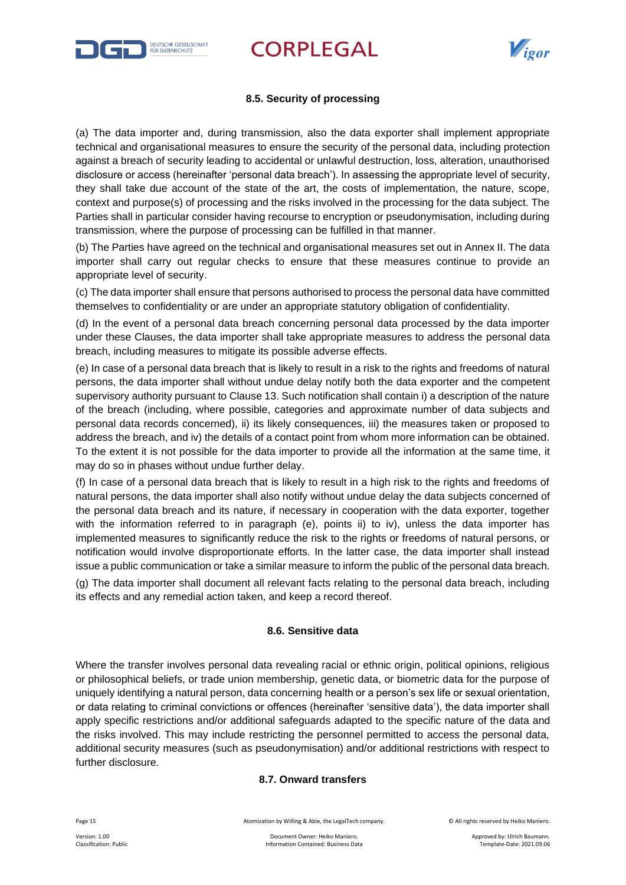### 8.5. Security of processing

(a) The data importer and, during transmission, also the data exporter shall implement appropriate technical and organisational measures to ensure the security of the personal data, including protection against a breach of security leading to accidental or unlawful destruction, loss, alteration, unauthorised disclosure or access (hereinafter 'personal data breach'). In assessing the appropriate level of security, they shall take due account of the state of the art, the costs of implementation, the nature, scope, context and purpose(s) of processing and the risks involved in the processing for the data subject. The Parties shall in particular consider having recourse to encryption or pseudonymisation, including during transmission, where the purpose of processing can be fulfilled in that manner.

(b) The Parties have agreed on the technical and organisational measures set out in Annex II. The data importer shall carry out regular checks to ensure that these measures continue to provide an appropriate level of security.

(c) The data importer shall ensure that persons authorised to process the personal data have committed themselves to confidentiality or are under an appropriate statutory obligation of confidentiality.

(d) In the event of a personal data breach concerning personal data processed by the data importer under these Clauses, the data importer shall take appropriate measures to address the personal data breach, including measures to mitigate its possible adverse effects.

(e) In case of a personal data breach that is likely to result in a risk to the rights and freedoms of natural persons, the data importer shall without undue delay notify both the data exporter and the competent supervisory authority pursuant to Clause 13. Such notification shall contain i) a description of the nature of the breach (including, where possible, categories and approximate number of data subjects and personal data records concerned), ii) its likely consequences, iii) the measures taken or proposed to address the breach, and iv) the details of a contact point from whom more information can be obtained. To the extent it is not possible for the data importer to provide all the information at the same time, it may do so in phases without undue further delay.

(f) In case of a personal data breach that is likely to result in a high risk to the rights and freedoms of natural persons, the data importer shall also notify without undue delay the data subjects concerned of the personal data breach and its nature, if necessary in cooperation with the data exporter, together with the information referred to in paragraph (e), points ii) to iv), unless the data importer has implemented measures to significantly reduce the risk to the rights or freedoms of natural persons, or notification would involve disproportionate efforts. In the latter case, the data importer shall instead issue a public communication or take a similar measure to inform the public of the personal data breach.

(g) The data importer shall document all relevant facts relating to the personal data breach, including its effects and any remedial action taken, and keep a record thereof.

### 8.6. Sensitive data

Where the transfer involves personal data revealing racial or ethnic origin, political opinions, religious or philosophical beliefs, or trade union membership, genetic data, or biometric data for the purpose of uniquely identifying a natural person, data concerning health or a person's sex life or sexual orientation, or data relating to criminal convictions or offences (hereinafter 'sensitive data'), the data importer shall apply specific restrictions and/or additional safeguards adapted to the specific nature of the data and the risks involved. This may include restricting the personnel permitted to access the personal data, additional security measures (such as pseudonymisation) and/or additional restrictions with respect to further disclosure.

### 8.7. Onward transfers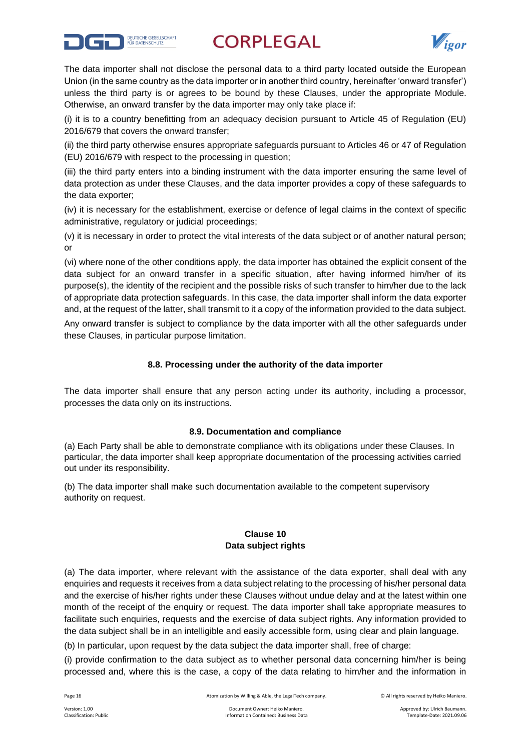The data importer shall not disclose the personal data to a third party located outside the European Union (in the same country as the data importer or in another third country, hereinafter 'onward transfer') unless the third party is or agrees to be bound by these Clauses, under the appropriate Module. Otherwise, an onward transfer by the data importer may only take place if:

(i) it is to a country benefitting from an adequacy decision pursuant to Article 45 of Regulation (EU) 2016/679 that covers the onward transfer;

(ii) the third party otherwise ensures appropriate safeguards pursuant to Articles 46 or 47 of Regulation (EU) 2016/679 with respect to the processing in question;

(iii) the third party enters into a binding instrument with the data importer ensuring the same level of data protection as under these Clauses, and the data importer provides a copy of these safeguards to the data exporter;

(iv) it is necessary for the establishment, exercise or defence of legal claims in the context of specific administrative, regulatory or judicial proceedings;

(v) it is necessary in order to protect the vital interests of the data subject or of another natural person; or

(vi) where none of the other conditions apply, the data importer has obtained the explicit consent of the data subject for an onward transfer in a specific situation, after having informed him/her of its purpose(s), the identity of the recipient and the possible risks of such transfer to him/her due to the lack of appropriate data protection safeguards. In this case, the data importer shall inform the data exporter and, at the request of the latter, shall transmit to it a copy of the information provided to the data subject.

Any onward transfer is subject to compliance by the data importer with all the other safeguards under these Clauses, in particular purpose limitation.

#### 8.8. Processing under the authority of the data importer

The data importer shall ensure that any person acting under its authority, including a processor, processes the data only on its instructions.

#### 8.9. Documentation and compliance

(a) Each Party shall be able to demonstrate compliance with its obligations under these Clauses. In particular, the data importer shall keep appropriate documentation of the processing activities carried out under its responsibility.

(b) The data importer shall make such documentation available to the competent supervisory authority on request.

### Clause 10
### Data subject rights

(a) The data importer, where relevant with the assistance of the data exporter, shall deal with any enquiries and requests it receives from a data subject relating to the processing of his/her personal data and the exercise of his/her rights under these Clauses without undue delay and at the latest within one month of the receipt of the enquiry or request. The data importer shall take appropriate measures to facilitate such enquiries, requests and the exercise of data subject rights. Any information provided to the data subject shall be in an intelligible and easily accessible form, using clear and plain language.

(b) In particular, upon request by the data subject the data importer shall, free of charge:

(i) provide confirmation to the data subject as to whether personal data concerning him/her is being processed and, where this is the case, a copy of the data relating to him/her and the information in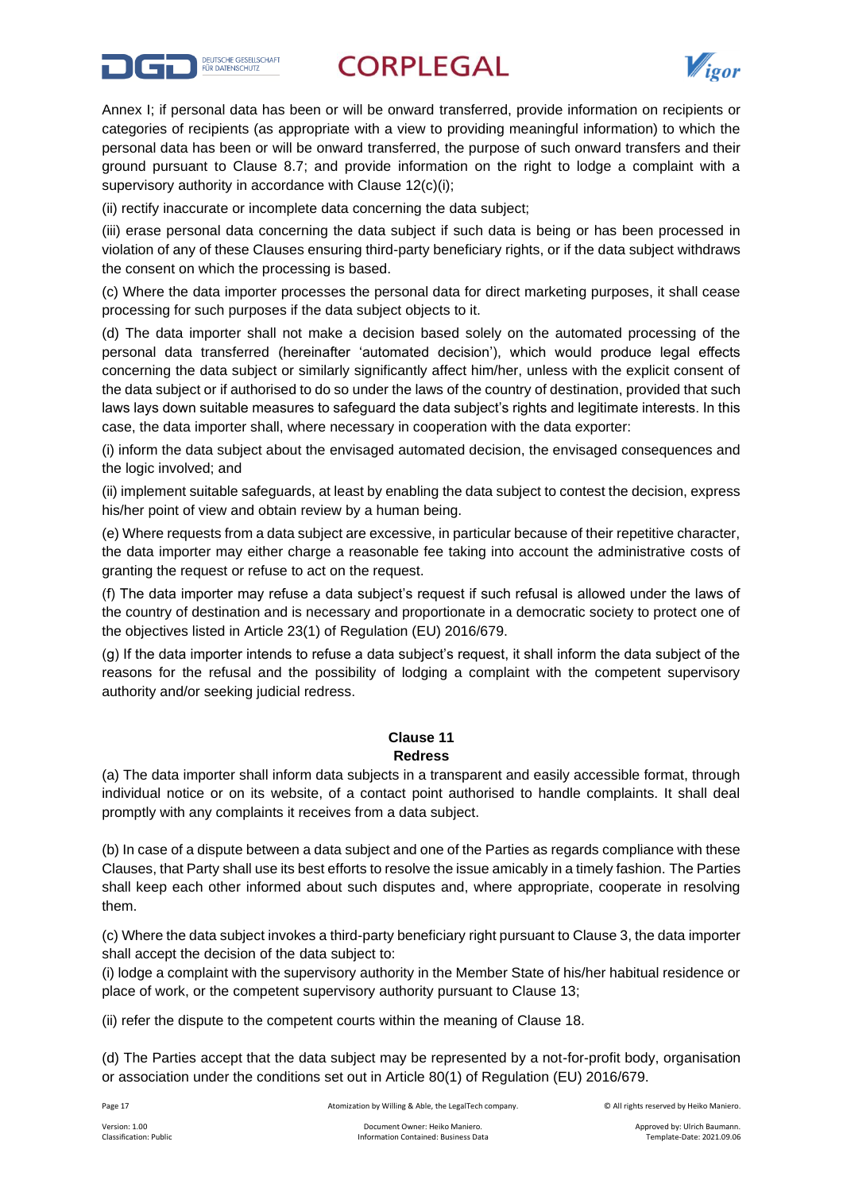Annex I; if personal data has been or will be onward transferred, provide information on recipients or categories of recipients (as appropriate with a view to providing meaningful information) to which the personal data has been or will be onward transferred, the purpose of such onward transfers and their ground pursuant to Clause 8.7; and provide information on the right to lodge a complaint with a supervisory authority in accordance with Clause 12(c)(i);

(ii) rectify inaccurate or incomplete data concerning the data subject;

(iii) erase personal data concerning the data subject if such data is being or has been processed in violation of any of these Clauses ensuring third-party beneficiary rights, or if the data subject withdraws the consent on which the processing is based.

(c) Where the data importer processes the personal data for direct marketing purposes, it shall cease processing for such purposes if the data subject objects to it.

(d) The data importer shall not make a decision based solely on the automated processing of the personal data transferred (hereinafter 'automated decision'), which would produce legal effects concerning the data subject or similarly significantly affect him/her, unless with the explicit consent of the data subject or if authorised to do so under the laws of the country of destination, provided that such laws lays down suitable measures to safeguard the data subject's rights and legitimate interests. In this case, the data importer shall, where necessary in cooperation with the data exporter:

(i) inform the data subject about the envisaged automated decision, the envisaged consequences and the logic involved; and

(ii) implement suitable safeguards, at least by enabling the data subject to contest the decision, express his/her point of view and obtain review by a human being.

(e) Where requests from a data subject are excessive, in particular because of their repetitive character, the data importer may either charge a reasonable fee taking into account the administrative costs of granting the request or refuse to act on the request.

(f) The data importer may refuse a data subject's request if such refusal is allowed under the laws of the country of destination and is necessary and proportionate in a democratic society to protect one of the objectives listed in Article 23(1) of Regulation (EU) 2016/679.

(g) If the data importer intends to refuse a data subject's request, it shall inform the data subject of the reasons for the refusal and the possibility of lodging a complaint with the competent supervisory authority and/or seeking judicial redress.

**Clause 11**
**Redress**

(a) The data importer shall inform data subjects in a transparent and easily accessible format, through individual notice or on its website, of a contact point authorised to handle complaints. It shall deal promptly with any complaints it receives from a data subject.

(b) In case of a dispute between a data subject and one of the Parties as regards compliance with these Clauses, that Party shall use its best efforts to resolve the issue amicably in a timely fashion. The Parties shall keep each other informed about such disputes and, where appropriate, cooperate in resolving them.

(c) Where the data subject invokes a third-party beneficiary right pursuant to Clause 3, the data importer shall accept the decision of the data subject to:

(i) lodge a complaint with the supervisory authority in the Member State of his/her habitual residence or place of work, or the competent supervisory authority pursuant to Clause 13;

(ii) refer the dispute to the competent courts within the meaning of Clause 18.

(d) The Parties accept that the data subject may be represented by a not-for-profit body, organisation or association under the conditions set out in Article 80(1) of Regulation (EU) 2016/679.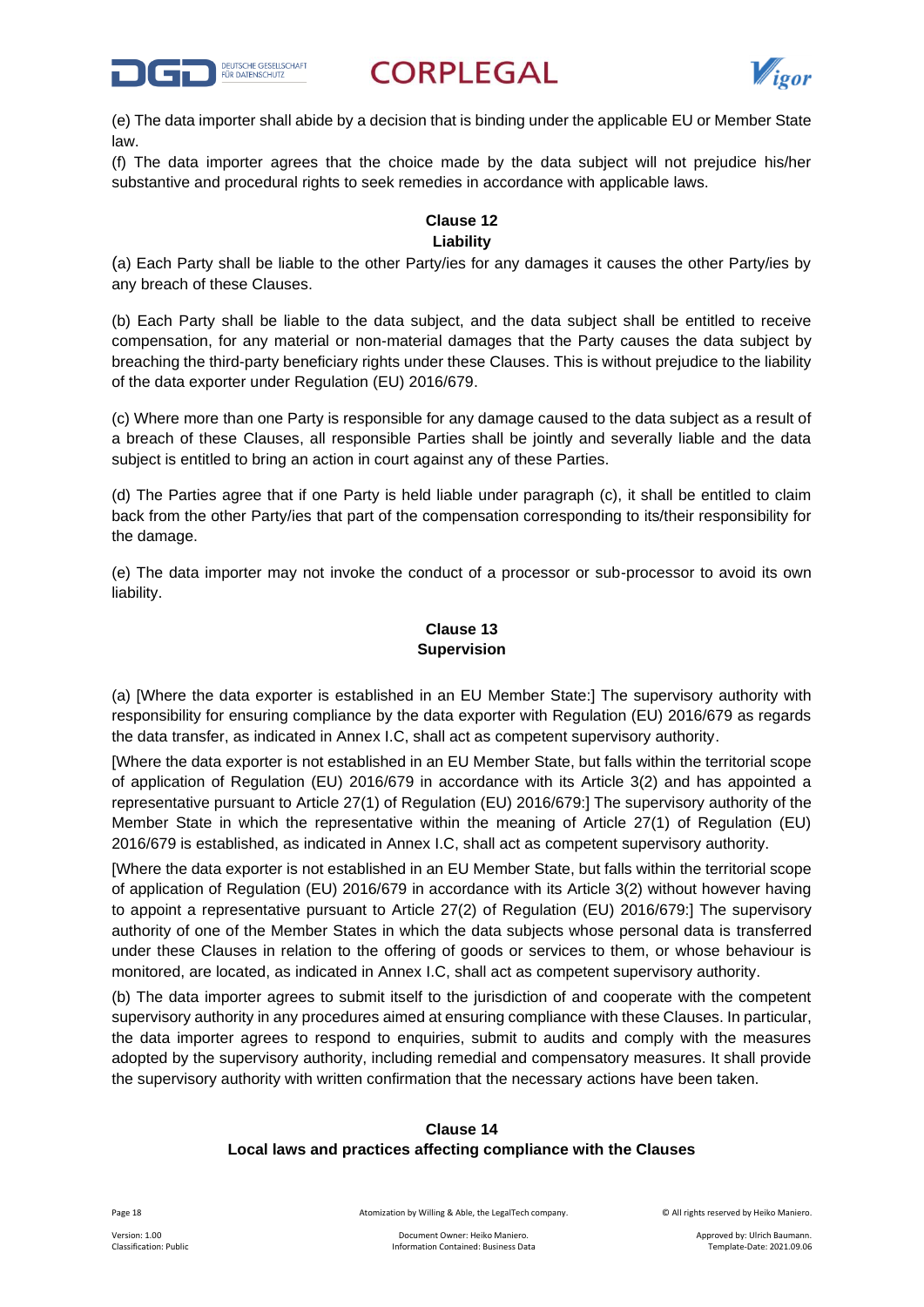(e) The data importer shall abide by a decision that is binding under the applicable EU or Member State law.

(f) The data importer agrees that the choice made by the data subject will not prejudice his/her substantive and procedural rights to seek remedies in accordance with applicable laws.

### Clause 12
### Liability

(a) Each Party shall be liable to the other Party/ies for any damages it causes the other Party/ies by any breach of these Clauses.

(b) Each Party shall be liable to the data subject, and the data subject shall be entitled to receive compensation, for any material or non-material damages that the Party causes the data subject by breaching the third-party beneficiary rights under these Clauses. This is without prejudice to the liability of the data exporter under Regulation (EU) 2016/679.

(c) Where more than one Party is responsible for any damage caused to the data subject as a result of a breach of these Clauses, all responsible Parties shall be jointly and severally liable and the data subject is entitled to bring an action in court against any of these Parties.

(d) The Parties agree that if one Party is held liable under paragraph (c), it shall be entitled to claim back from the other Party/ies that part of the compensation corresponding to its/their responsibility for the damage.

(e) The data importer may not invoke the conduct of a processor or sub-processor to avoid its own liability.

### Clause 13
### Supervision

(a) [Where the data exporter is established in an EU Member State:] The supervisory authority with responsibility for ensuring compliance by the data exporter with Regulation (EU) 2016/679 as regards the data transfer, as indicated in Annex I.C, shall act as competent supervisory authority.

[Where the data exporter is not established in an EU Member State, but falls within the territorial scope of application of Regulation (EU) 2016/679 in accordance with its Article 3(2) and has appointed a representative pursuant to Article 27(1) of Regulation (EU) 2016/679:] The supervisory authority of the Member State in which the representative within the meaning of Article 27(1) of Regulation (EU) 2016/679 is established, as indicated in Annex I.C, shall act as competent supervisory authority.

[Where the data exporter is not established in an EU Member State, but falls within the territorial scope of application of Regulation (EU) 2016/679 in accordance with its Article 3(2) without however having to appoint a representative pursuant to Article 27(2) of Regulation (EU) 2016/679:] The supervisory authority of one of the Member States in which the data subjects whose personal data is transferred under these Clauses in relation to the offering of goods or services to them, or whose behaviour is monitored, are located, as indicated in Annex I.C, shall act as competent supervisory authority.

(b) The data importer agrees to submit itself to the jurisdiction of and cooperate with the competent supervisory authority in any procedures aimed at ensuring compliance with these Clauses. In particular, the data importer agrees to respond to enquiries, submit to audits and comply with the measures adopted by the supervisory authority, including remedial and compensatory measures. It shall provide the supervisory authority with written confirmation that the necessary actions have been taken.

### Clause 14
### Local laws and practices affecting compliance with the Clauses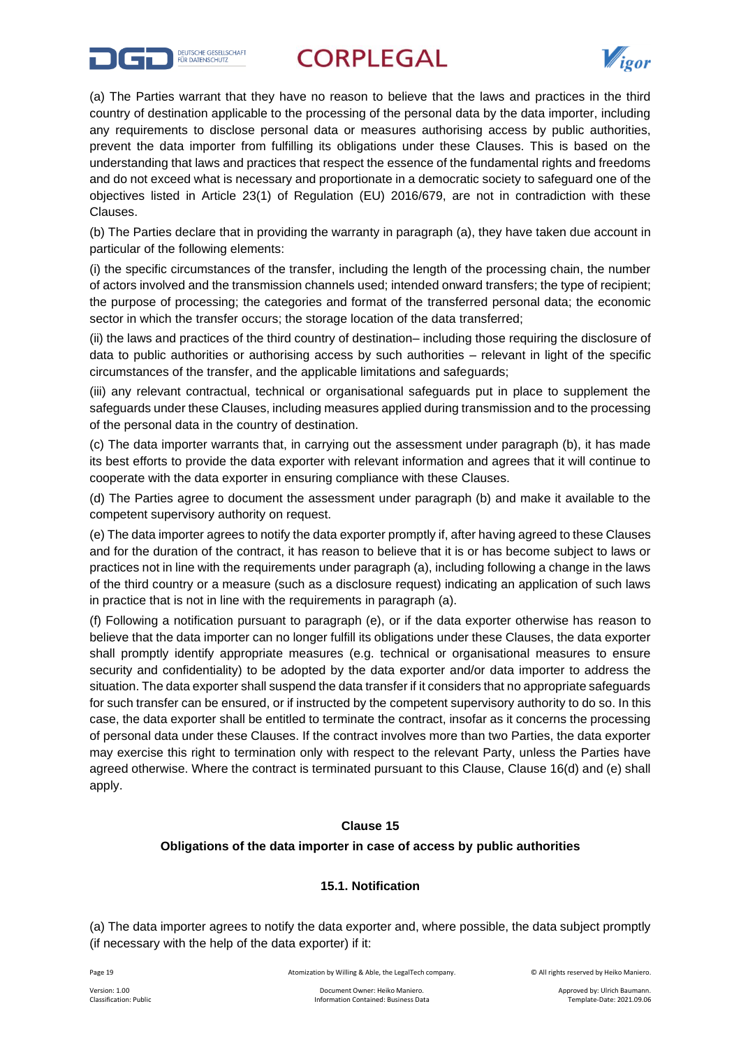(a) The Parties warrant that they have no reason to believe that the laws and practices in the third country of destination applicable to the processing of the personal data by the data importer, including any requirements to disclose personal data or measures authorising access by public authorities, prevent the data importer from fulfilling its obligations under these Clauses. This is based on the understanding that laws and practices that respect the essence of the fundamental rights and freedoms and do not exceed what is necessary and proportionate in a democratic society to safeguard one of the objectives listed in Article 23(1) of Regulation (EU) 2016/679, are not in contradiction with these Clauses.

(b) The Parties declare that in providing the warranty in paragraph (a), they have taken due account in particular of the following elements:

(i) the specific circumstances of the transfer, including the length of the processing chain, the number of actors involved and the transmission channels used; intended onward transfers; the type of recipient; the purpose of processing; the categories and format of the transferred personal data; the economic sector in which the transfer occurs; the storage location of the data transferred;

(ii) the laws and practices of the third country of destination– including those requiring the disclosure of data to public authorities or authorising access by such authorities – relevant in light of the specific circumstances of the transfer, and the applicable limitations and safeguards;

(iii) any relevant contractual, technical or organisational safeguards put in place to supplement the safeguards under these Clauses, including measures applied during transmission and to the processing of the personal data in the country of destination.

(c) The data importer warrants that, in carrying out the assessment under paragraph (b), it has made its best efforts to provide the data exporter with relevant information and agrees that it will continue to cooperate with the data exporter in ensuring compliance with these Clauses.

(d) The Parties agree to document the assessment under paragraph (b) and make it available to the competent supervisory authority on request.

(e) The data importer agrees to notify the data exporter promptly if, after having agreed to these Clauses and for the duration of the contract, it has reason to believe that it is or has become subject to laws or practices not in line with the requirements under paragraph (a), including following a change in the laws of the third country or a measure (such as a disclosure request) indicating an application of such laws in practice that is not in line with the requirements in paragraph (a).

(f) Following a notification pursuant to paragraph (e), or if the data exporter otherwise has reason to believe that the data importer can no longer fulfill its obligations under these Clauses, the data exporter shall promptly identify appropriate measures (e.g. technical or organisational measures to ensure security and confidentiality) to be adopted by the data exporter and/or data importer to address the situation. The data exporter shall suspend the data transfer if it considers that no appropriate safeguards for such transfer can be ensured, or if instructed by the competent supervisory authority to do so. In this case, the data exporter shall be entitled to terminate the contract, insofar as it concerns the processing of personal data under these Clauses. If the contract involves more than two Parties, the data exporter may exercise this right to termination only with respect to the relevant Party, unless the Parties have agreed otherwise. Where the contract is terminated pursuant to this Clause, Clause 16(d) and (e) shall apply.

## Clause 15

## Obligations of the data importer in case of access by public authorities

### 15.1. Notification

(a) The data importer agrees to notify the data exporter and, where possible, the data subject promptly (if necessary with the help of the data exporter) if it: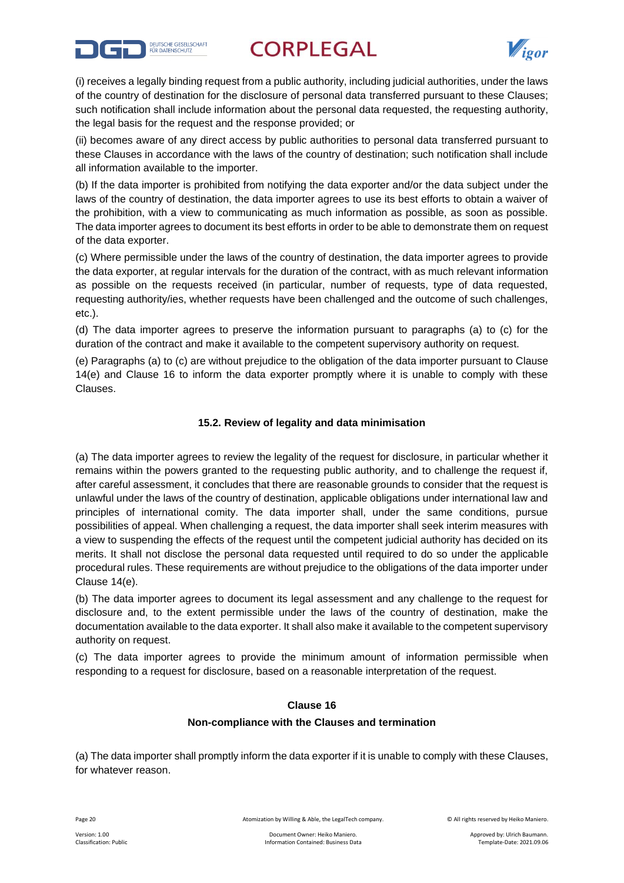(i) receives a legally binding request from a public authority, including judicial authorities, under the laws of the country of destination for the disclosure of personal data transferred pursuant to these Clauses; such notification shall include information about the personal data requested, the requesting authority, the legal basis for the request and the response provided; or

(ii) becomes aware of any direct access by public authorities to personal data transferred pursuant to these Clauses in accordance with the laws of the country of destination; such notification shall include all information available to the importer.

(b) If the data importer is prohibited from notifying the data exporter and/or the data subject under the laws of the country of destination, the data importer agrees to use its best efforts to obtain a waiver of the prohibition, with a view to communicating as much information as possible, as soon as possible. The data importer agrees to document its best efforts in order to be able to demonstrate them on request of the data exporter.

(c) Where permissible under the laws of the country of destination, the data importer agrees to provide the data exporter, at regular intervals for the duration of the contract, with as much relevant information as possible on the requests received (in particular, number of requests, type of data requested, requesting authority/ies, whether requests have been challenged and the outcome of such challenges, etc.).

(d) The data importer agrees to preserve the information pursuant to paragraphs (a) to (c) for the duration of the contract and make it available to the competent supervisory authority on request.

(e) Paragraphs (a) to (c) are without prejudice to the obligation of the data importer pursuant to Clause 14(e) and Clause 16 to inform the data exporter promptly where it is unable to comply with these Clauses.

### 15.2. Review of legality and data minimisation

(a) The data importer agrees to review the legality of the request for disclosure, in particular whether it remains within the powers granted to the requesting public authority, and to challenge the request if, after careful assessment, it concludes that there are reasonable grounds to consider that the request is unlawful under the laws of the country of destination, applicable obligations under international law and principles of international comity. The data importer shall, under the same conditions, pursue possibilities of appeal. When challenging a request, the data importer shall seek interim measures with a view to suspending the effects of the request until the competent judicial authority has decided on its merits. It shall not disclose the personal data requested until required to do so under the applicable procedural rules. These requirements are without prejudice to the obligations of the data importer under Clause 14(e).

(b) The data importer agrees to document its legal assessment and any challenge to the request for disclosure and, to the extent permissible under the laws of the country of destination, make the documentation available to the data exporter. It shall also make it available to the competent supervisory authority on request.

(c) The data importer agrees to provide the minimum amount of information permissible when responding to a request for disclosure, based on a reasonable interpretation of the request.

## Clause 16
## Non-compliance with the Clauses and termination

(a) The data importer shall promptly inform the data exporter if it is unable to comply with these Clauses, for whatever reason.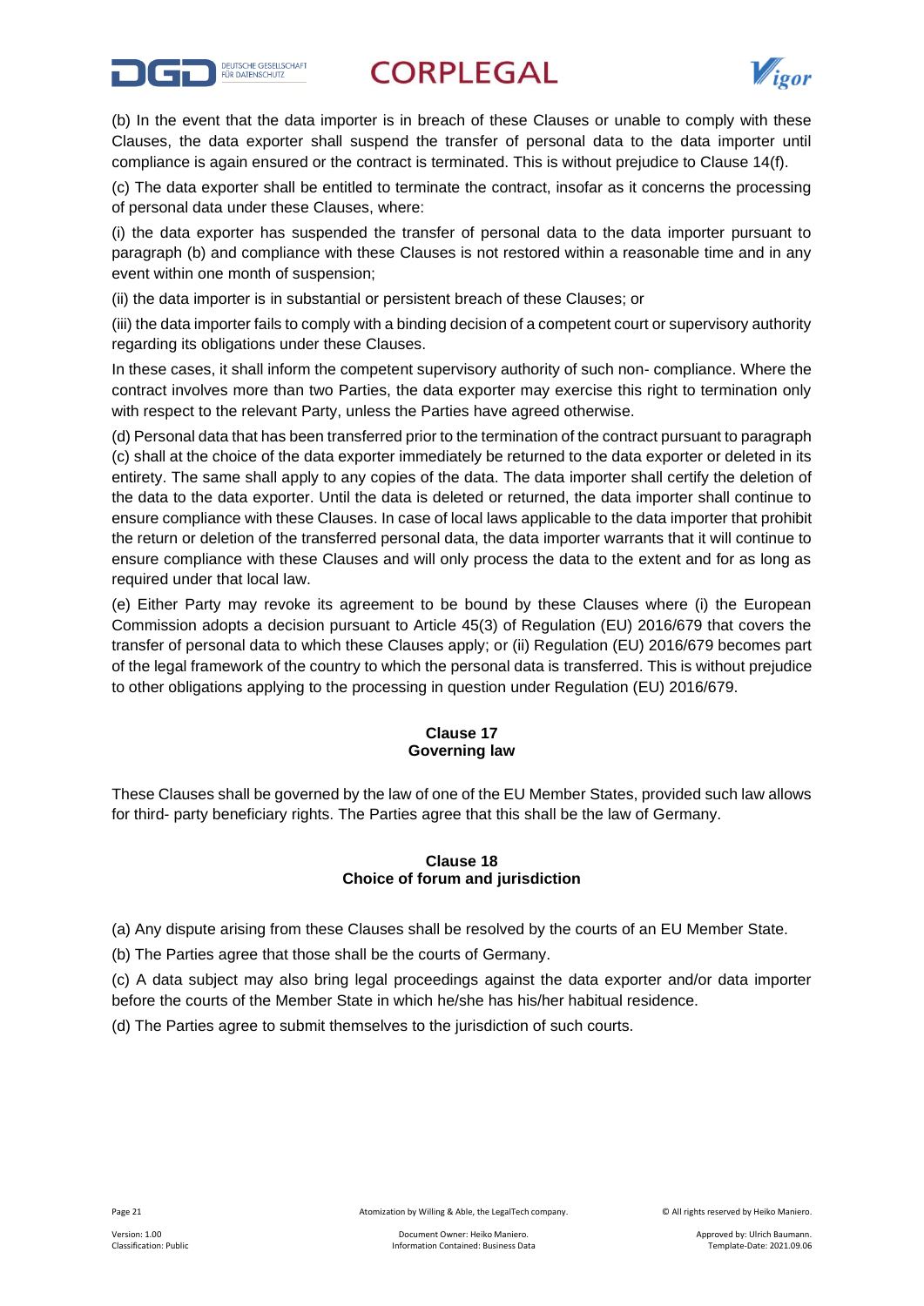(b) In the event that the data importer is in breach of these Clauses or unable to comply with these Clauses, the data exporter shall suspend the transfer of personal data to the data importer until compliance is again ensured or the contract is terminated. This is without prejudice to Clause 14(f).

(c) The data exporter shall be entitled to terminate the contract, insofar as it concerns the processing of personal data under these Clauses, where:

(i) the data exporter has suspended the transfer of personal data to the data importer pursuant to paragraph (b) and compliance with these Clauses is not restored within a reasonable time and in any event within one month of suspension;

(ii) the data importer is in substantial or persistent breach of these Clauses; or

(iii) the data importer fails to comply with a binding decision of a competent court or supervisory authority regarding its obligations under these Clauses.

In these cases, it shall inform the competent supervisory authority of such non- compliance. Where the contract involves more than two Parties, the data exporter may exercise this right to termination only with respect to the relevant Party, unless the Parties have agreed otherwise.

(d) Personal data that has been transferred prior to the termination of the contract pursuant to paragraph (c) shall at the choice of the data exporter immediately be returned to the data exporter or deleted in its entirety. The same shall apply to any copies of the data. The data importer shall certify the deletion of the data to the data exporter. Until the data is deleted or returned, the data importer shall continue to ensure compliance with these Clauses. In case of local laws applicable to the data importer that prohibit the return or deletion of the transferred personal data, the data importer warrants that it will continue to ensure compliance with these Clauses and will only process the data to the extent and for as long as required under that local law.

(e) Either Party may revoke its agreement to be bound by these Clauses where (i) the European Commission adopts a decision pursuant to Article 45(3) of Regulation (EU) 2016/679 that covers the transfer of personal data to which these Clauses apply; or (ii) Regulation (EU) 2016/679 becomes part of the legal framework of the country to which the personal data is transferred. This is without prejudice to other obligations applying to the processing in question under Regulation (EU) 2016/679.

### Clause 17
### Governing law

These Clauses shall be governed by the law of one of the EU Member States, provided such law allows for third- party beneficiary rights. The Parties agree that this shall be the law of Germany.

### Clause 18
### Choice of forum and jurisdiction

(a) Any dispute arising from these Clauses shall be resolved by the courts of an EU Member State.

(b) The Parties agree that those shall be the courts of Germany.

(c) A data subject may also bring legal proceedings against the data exporter and/or data importer before the courts of the Member State in which he/she has his/her habitual residence.

(d) The Parties agree to submit themselves to the jurisdiction of such courts.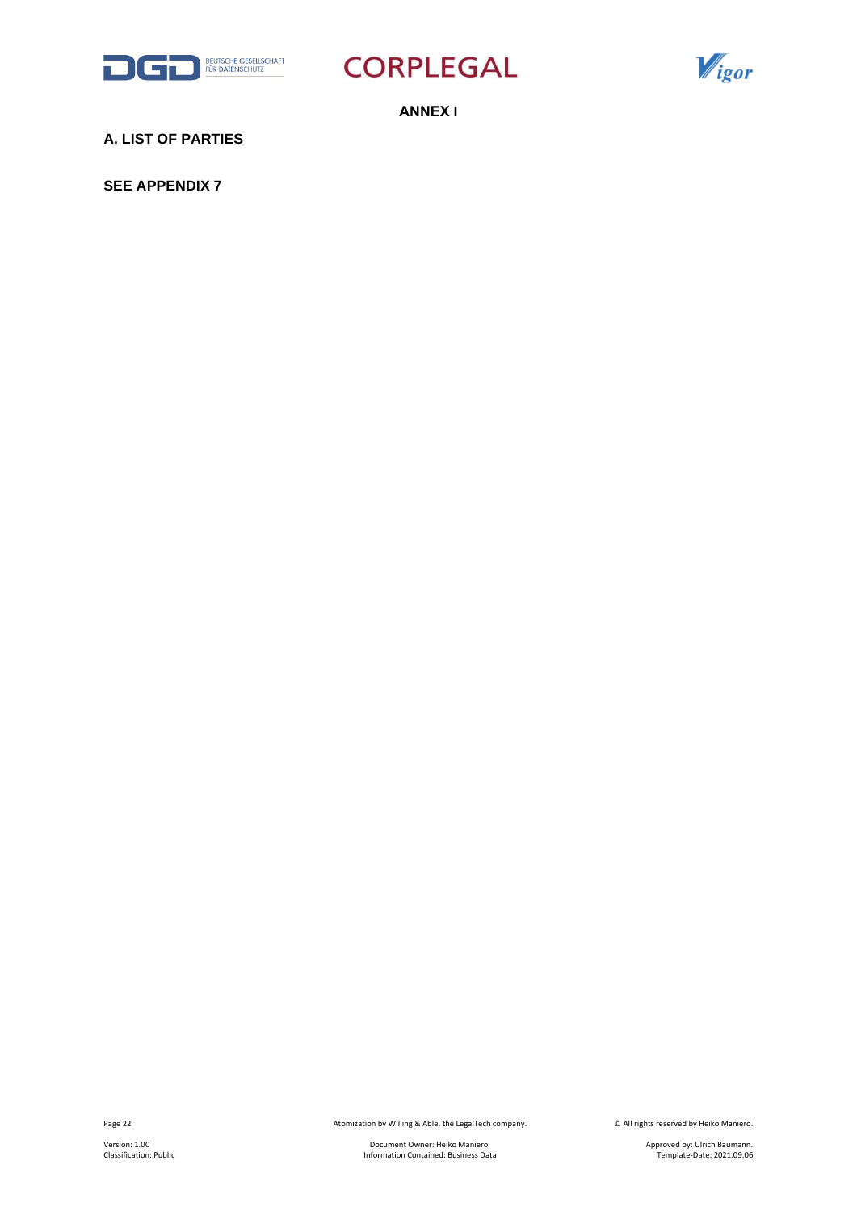# ANNEX I

## A. LIST OF PARTIES

**SEE APPENDIX 7**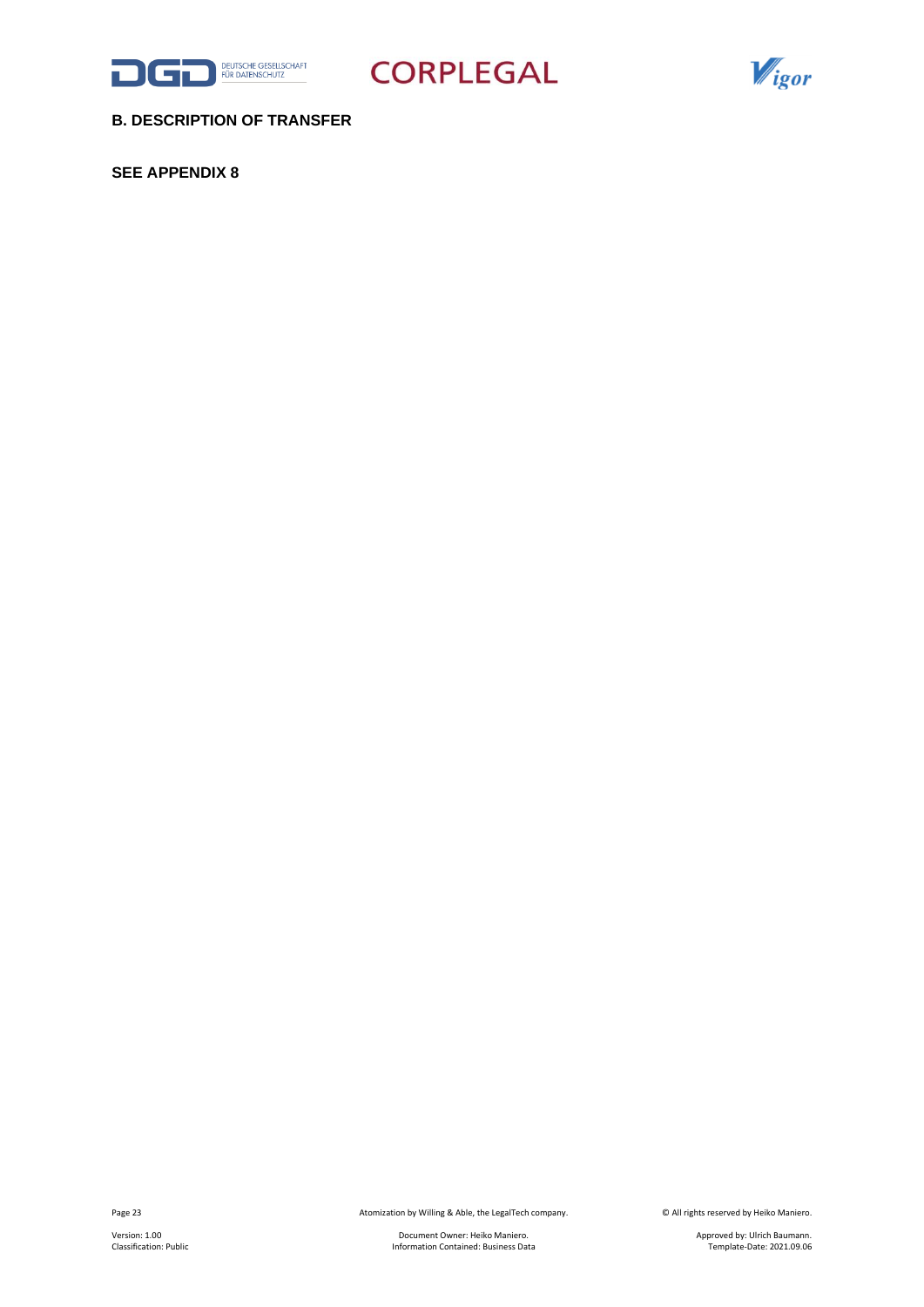## B. DESCRIPTION OF TRANSFER

**SEE APPENDIX 8**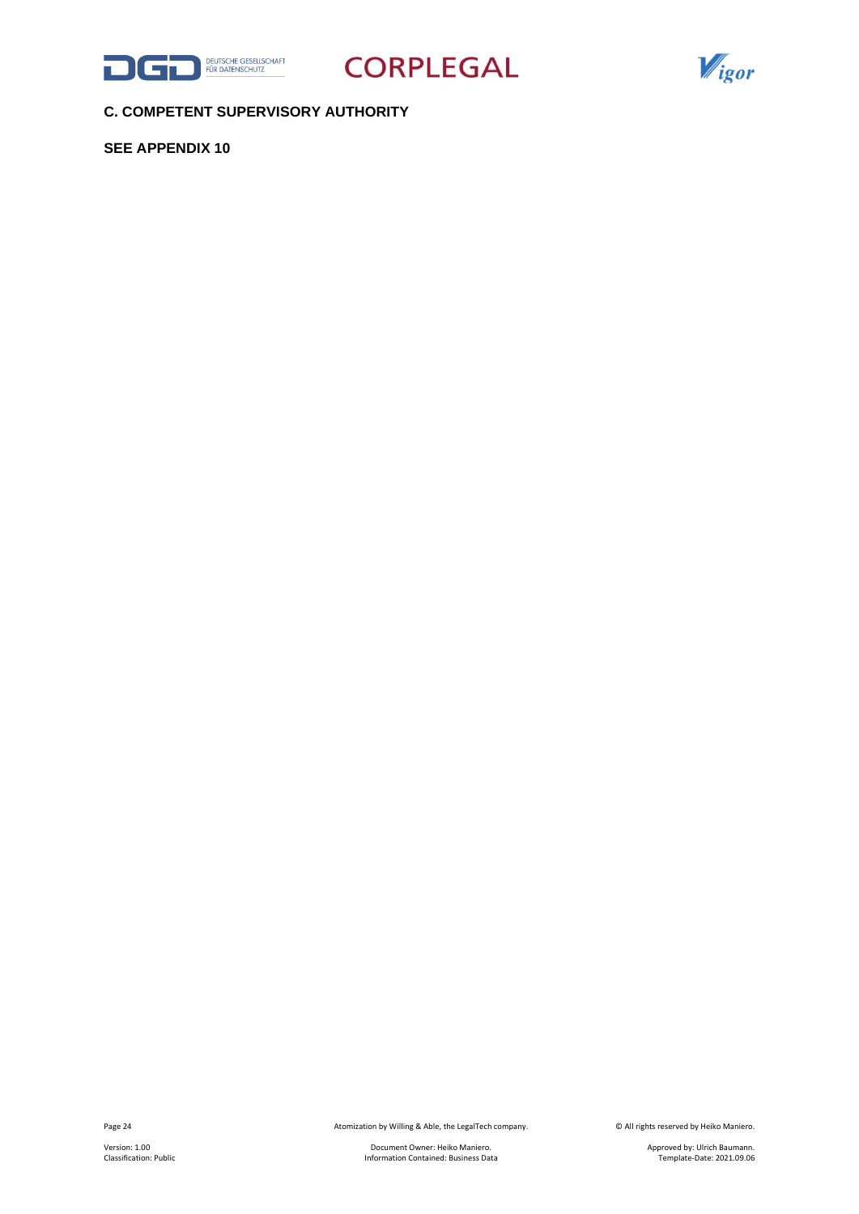## C. COMPETENT SUPERVISORY AUTHORITY

**SEE APPENDIX 10**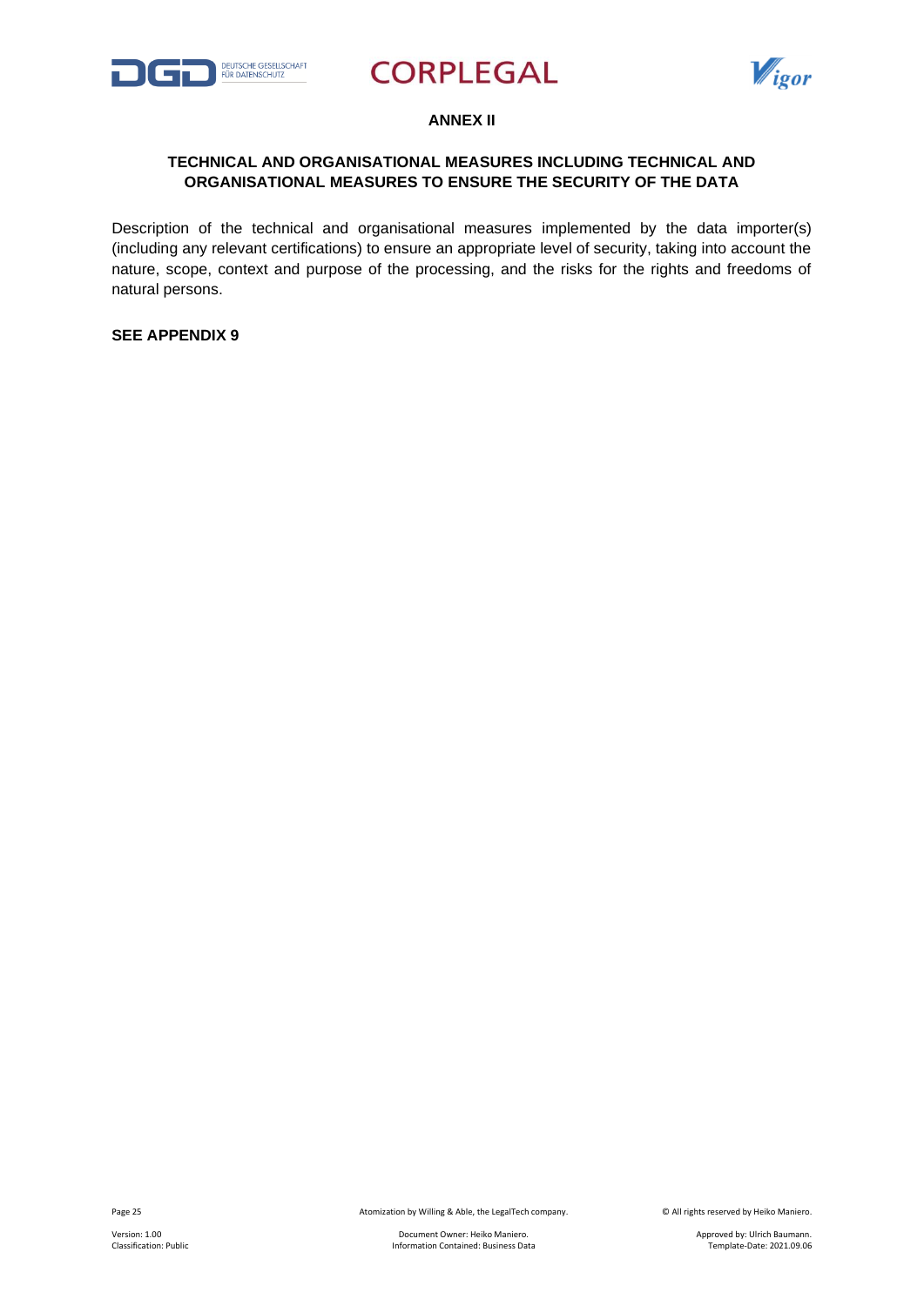## ANNEX II

### TECHNICAL AND ORGANISATIONAL MEASURES INCLUDING TECHNICAL AND ORGANISATIONAL MEASURES TO ENSURE THE SECURITY OF THE DATA

Description of the technical and organisational measures implemented by the data importer(s) (including any relevant certifications) to ensure an appropriate level of security, taking into account the nature, scope, context and purpose of the processing, and the risks for the rights and freedoms of natural persons.

**SEE APPENDIX 9**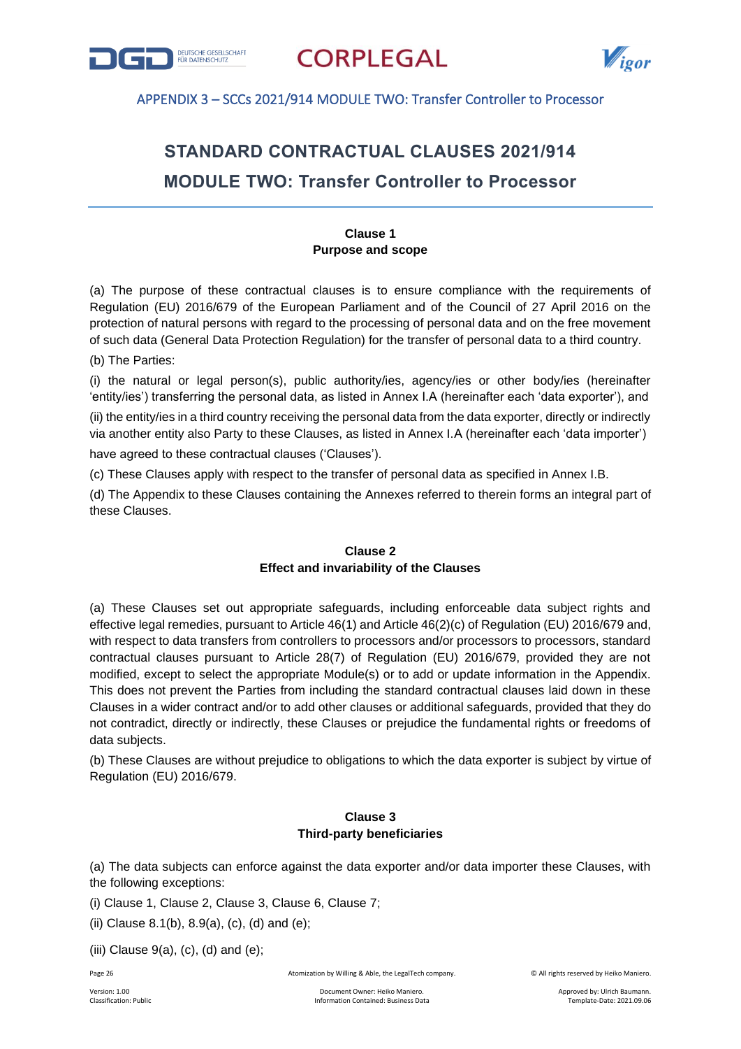# STANDARD CONTRACTUAL CLAUSES 2021/914

## MODULE TWO: Transfer Controller to Processor

### Clause 1
### Purpose and scope

(a) The purpose of these contractual clauses is to ensure compliance with the requirements of Regulation (EU) 2016/679 of the European Parliament and of the Council of 27 April 2016 on the protection of natural persons with regard to the processing of personal data and on the free movement of such data (General Data Protection Regulation) for the transfer of personal data to a third country.

(b) The Parties:

(i) the natural or legal person(s), public authority/ies, agency/ies or other body/ies (hereinafter 'entity/ies') transferring the personal data, as listed in Annex I.A (hereinafter each 'data exporter'), and

(ii) the entity/ies in a third country receiving the personal data from the data exporter, directly or indirectly via another entity also Party to these Clauses, as listed in Annex I.A (hereinafter each 'data importer')

have agreed to these contractual clauses ('Clauses').

(c) These Clauses apply with respect to the transfer of personal data as specified in Annex I.B.

(d) The Appendix to these Clauses containing the Annexes referred to therein forms an integral part of these Clauses.

### Clause 2
### Effect and invariability of the Clauses

(a) These Clauses set out appropriate safeguards, including enforceable data subject rights and effective legal remedies, pursuant to Article 46(1) and Article 46(2)(c) of Regulation (EU) 2016/679 and, with respect to data transfers from controllers to processors and/or processors to processors, standard contractual clauses pursuant to Article 28(7) of Regulation (EU) 2016/679, provided they are not modified, except to select the appropriate Module(s) or to add or update information in the Appendix. This does not prevent the Parties from including the standard contractual clauses laid down in these Clauses in a wider contract and/or to add other clauses or additional safeguards, provided that they do not contradict, directly or indirectly, these Clauses or prejudice the fundamental rights or freedoms of data subjects.

(b) These Clauses are without prejudice to obligations to which the data exporter is subject by virtue of Regulation (EU) 2016/679.

### Clause 3
### Third-party beneficiaries

(a) The data subjects can enforce against the data exporter and/or data importer these Clauses, with the following exceptions:

(i) Clause 1, Clause 2, Clause 3, Clause 6, Clause 7;

(ii) Clause 8.1(b), 8.9(a), (c), (d) and (e);

(iii) Clause 9(a), (c), (d) and (e);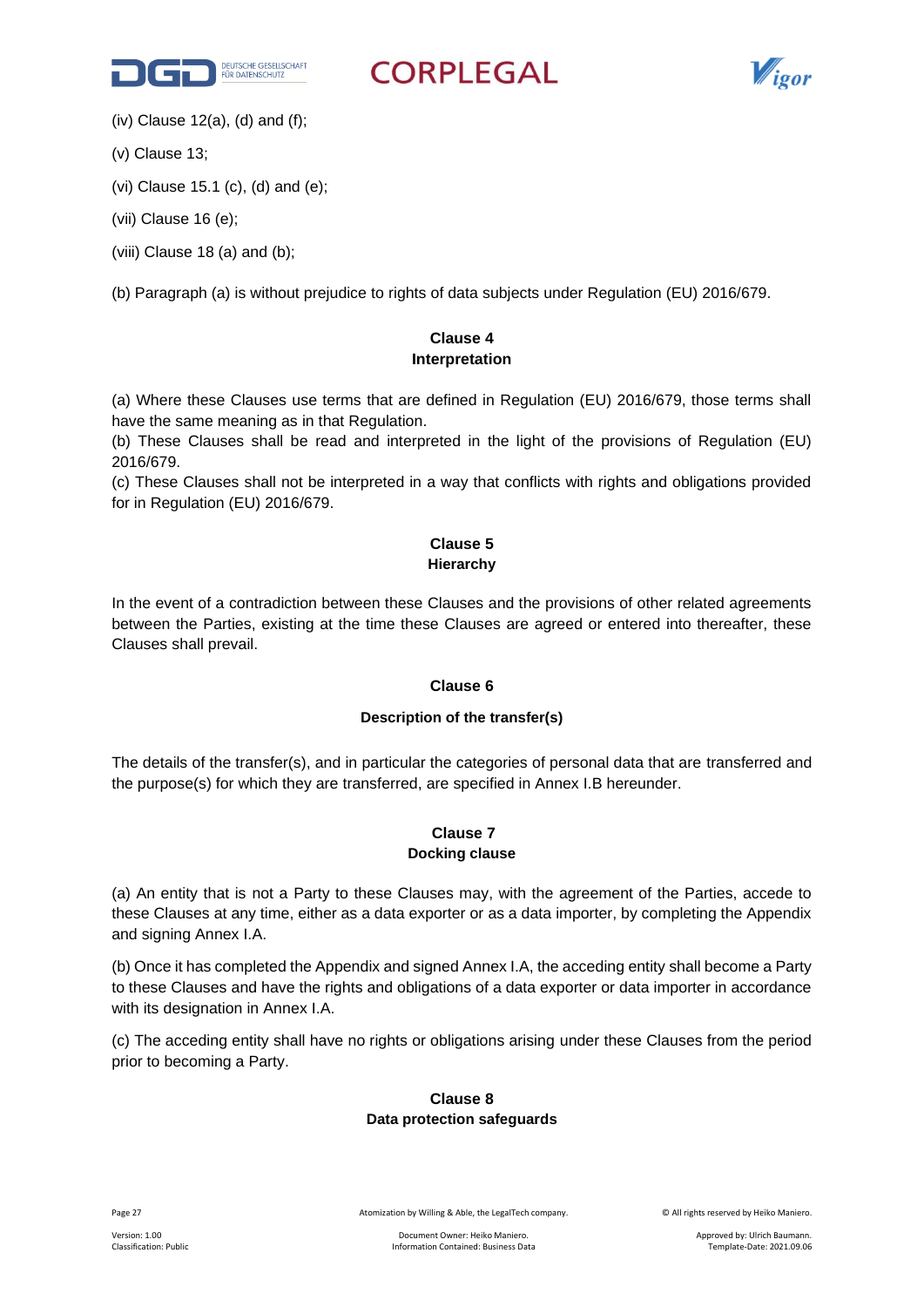(iv) Clause 12(a), (d) and (f);

(v) Clause 13;

(vi) Clause 15.1 (c), (d) and (e);

(vii) Clause 16 (e);

(viii) Clause 18 (a) and (b);

(b) Paragraph (a) is without prejudice to rights of data subjects under Regulation (EU) 2016/679.

### Clause 4
### Interpretation

(a) Where these Clauses use terms that are defined in Regulation (EU) 2016/679, those terms shall have the same meaning as in that Regulation.
(b) These Clauses shall be read and interpreted in the light of the provisions of Regulation (EU) 2016/679.
(c) These Clauses shall not be interpreted in a way that conflicts with rights and obligations provided for in Regulation (EU) 2016/679.

### Clause 5
### Hierarchy

In the event of a contradiction between these Clauses and the provisions of other related agreements between the Parties, existing at the time these Clauses are agreed or entered into thereafter, these Clauses shall prevail.

### Clause 6

### Description of the transfer(s)

The details of the transfer(s), and in particular the categories of personal data that are transferred and the purpose(s) for which they are transferred, are specified in Annex I.B hereunder.

### Clause 7
### Docking clause

(a) An entity that is not a Party to these Clauses may, with the agreement of the Parties, accede to these Clauses at any time, either as a data exporter or as a data importer, by completing the Appendix and signing Annex I.A.

(b) Once it has completed the Appendix and signed Annex I.A, the acceding entity shall become a Party to these Clauses and have the rights and obligations of a data exporter or data importer in accordance with its designation in Annex I.A.

(c) The acceding entity shall have no rights or obligations arising under these Clauses from the period prior to becoming a Party.

### Clause 8
### Data protection safeguards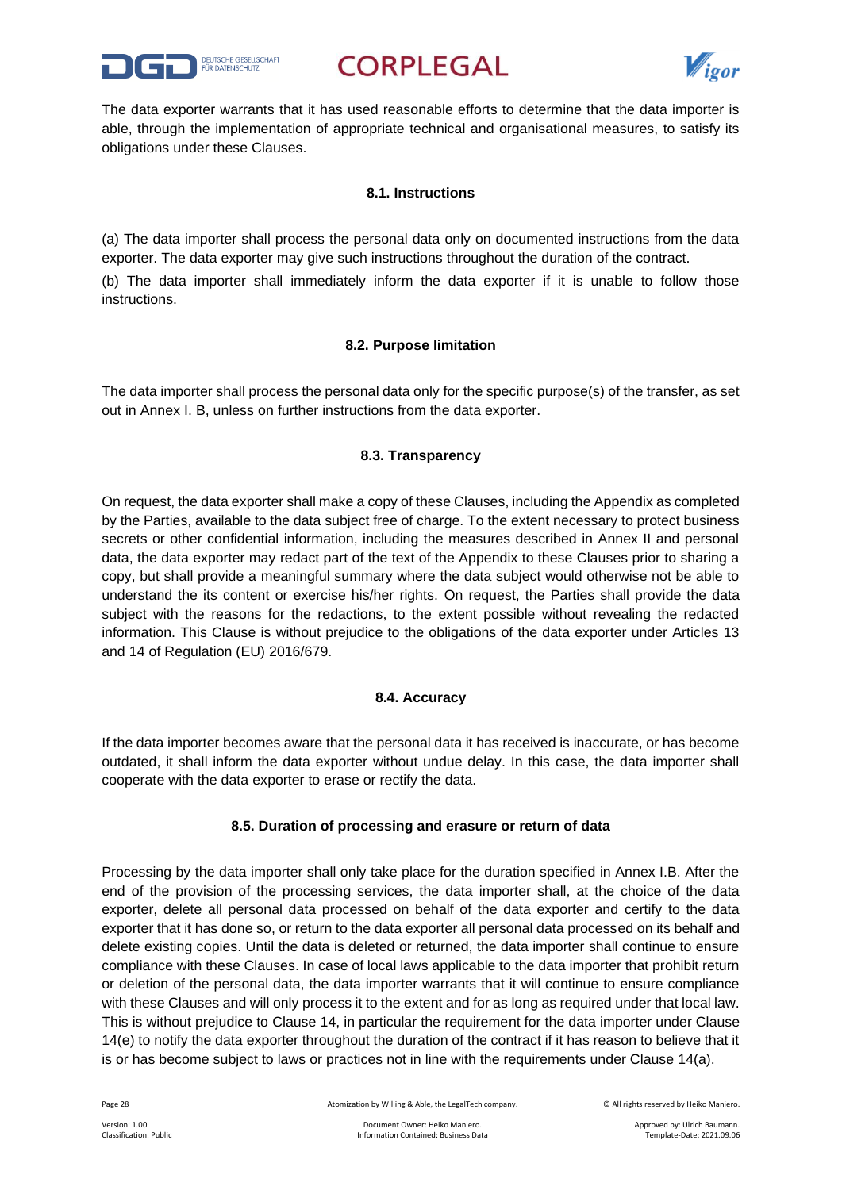The data exporter warrants that it has used reasonable efforts to determine that the data importer is able, through the implementation of appropriate technical and organisational measures, to satisfy its obligations under these Clauses.

### 8.1. Instructions

(a) The data importer shall process the personal data only on documented instructions from the data exporter. The data exporter may give such instructions throughout the duration of the contract.

(b) The data importer shall immediately inform the data exporter if it is unable to follow those instructions.

### 8.2. Purpose limitation

The data importer shall process the personal data only for the specific purpose(s) of the transfer, as set out in Annex I. B, unless on further instructions from the data exporter.

### 8.3. Transparency

On request, the data exporter shall make a copy of these Clauses, including the Appendix as completed by the Parties, available to the data subject free of charge. To the extent necessary to protect business secrets or other confidential information, including the measures described in Annex II and personal data, the data exporter may redact part of the text of the Appendix to these Clauses prior to sharing a copy, but shall provide a meaningful summary where the data subject would otherwise not be able to understand the its content or exercise his/her rights. On request, the Parties shall provide the data subject with the reasons for the redactions, to the extent possible without revealing the redacted information. This Clause is without prejudice to the obligations of the data exporter under Articles 13 and 14 of Regulation (EU) 2016/679.

### 8.4. Accuracy

If the data importer becomes aware that the personal data it has received is inaccurate, or has become outdated, it shall inform the data exporter without undue delay. In this case, the data importer shall cooperate with the data exporter to erase or rectify the data.

### 8.5. Duration of processing and erasure or return of data

Processing by the data importer shall only take place for the duration specified in Annex I.B. After the end of the provision of the processing services, the data importer shall, at the choice of the data exporter, delete all personal data processed on behalf of the data exporter and certify to the data exporter that it has done so, or return to the data exporter all personal data processed on its behalf and delete existing copies. Until the data is deleted or returned, the data importer shall continue to ensure compliance with these Clauses. In case of local laws applicable to the data importer that prohibit return or deletion of the personal data, the data importer warrants that it will continue to ensure compliance with these Clauses and will only process it to the extent and for as long as required under that local law. This is without prejudice to Clause 14, in particular the requirement for the data importer under Clause 14(e) to notify the data exporter throughout the duration of the contract if it has reason to believe that it is or has become subject to laws or practices not in line with the requirements under Clause 14(a).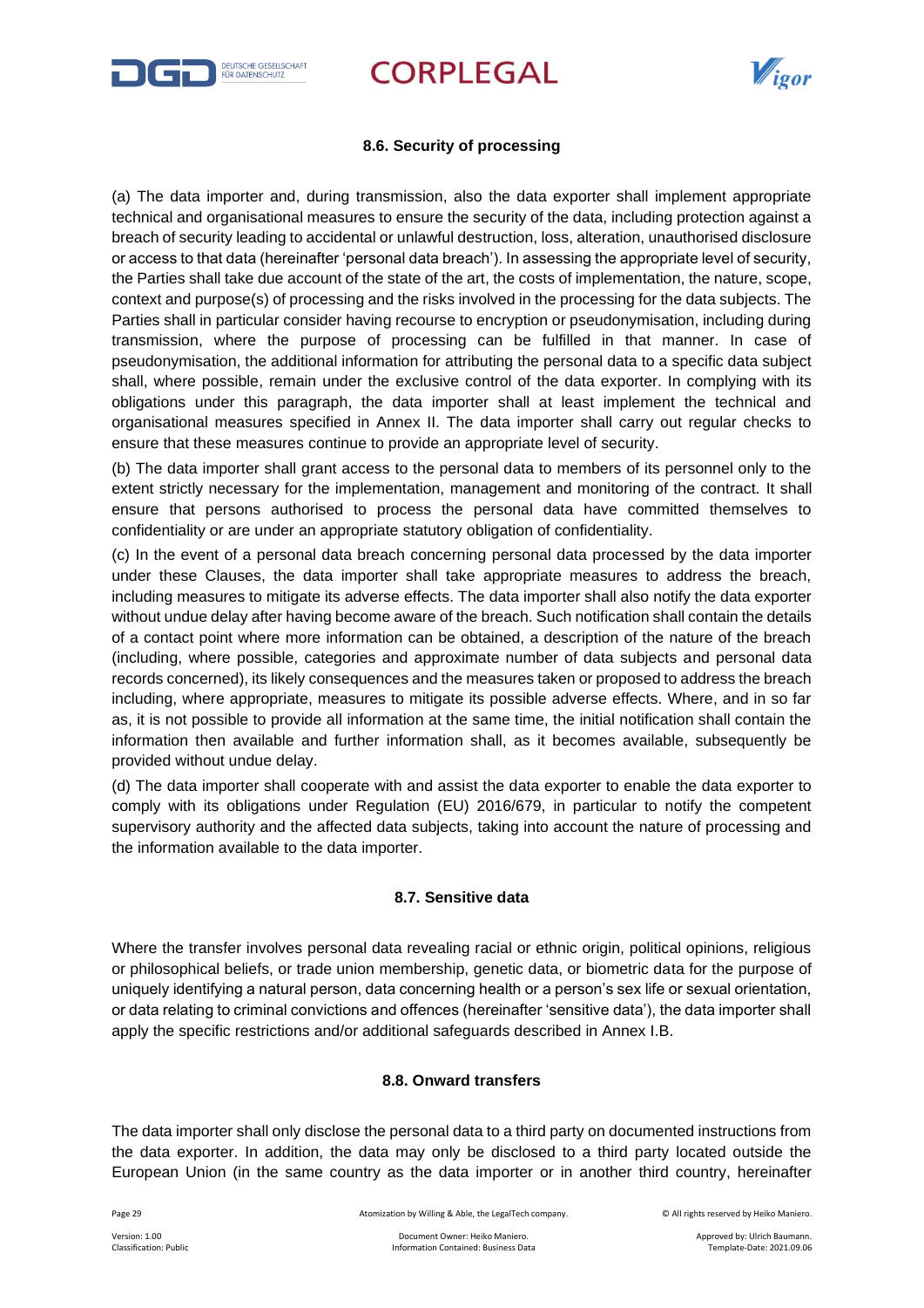### 8.6. Security of processing

(a) The data importer and, during transmission, also the data exporter shall implement appropriate technical and organisational measures to ensure the security of the data, including protection against a breach of security leading to accidental or unlawful destruction, loss, alteration, unauthorised disclosure or access to that data (hereinafter 'personal data breach'). In assessing the appropriate level of security, the Parties shall take due account of the state of the art, the costs of implementation, the nature, scope, context and purpose(s) of processing and the risks involved in the processing for the data subjects. The Parties shall in particular consider having recourse to encryption or pseudonymisation, including during transmission, where the purpose of processing can be fulfilled in that manner. In case of pseudonymisation, the additional information for attributing the personal data to a specific data subject shall, where possible, remain under the exclusive control of the data exporter. In complying with its obligations under this paragraph, the data importer shall at least implement the technical and organisational measures specified in Annex II. The data importer shall carry out regular checks to ensure that these measures continue to provide an appropriate level of security.

(b) The data importer shall grant access to the personal data to members of its personnel only to the extent strictly necessary for the implementation, management and monitoring of the contract. It shall ensure that persons authorised to process the personal data have committed themselves to confidentiality or are under an appropriate statutory obligation of confidentiality.

(c) In the event of a personal data breach concerning personal data processed by the data importer under these Clauses, the data importer shall take appropriate measures to address the breach, including measures to mitigate its adverse effects. The data importer shall also notify the data exporter without undue delay after having become aware of the breach. Such notification shall contain the details of a contact point where more information can be obtained, a description of the nature of the breach (including, where possible, categories and approximate number of data subjects and personal data records concerned), its likely consequences and the measures taken or proposed to address the breach including, where appropriate, measures to mitigate its possible adverse effects. Where, and in so far as, it is not possible to provide all information at the same time, the initial notification shall contain the information then available and further information shall, as it becomes available, subsequently be provided without undue delay.

(d) The data importer shall cooperate with and assist the data exporter to enable the data exporter to comply with its obligations under Regulation (EU) 2016/679, in particular to notify the competent supervisory authority and the affected data subjects, taking into account the nature of processing and the information available to the data importer.

### 8.7. Sensitive data

Where the transfer involves personal data revealing racial or ethnic origin, political opinions, religious or philosophical beliefs, or trade union membership, genetic data, or biometric data for the purpose of uniquely identifying a natural person, data concerning health or a person's sex life or sexual orientation, or data relating to criminal convictions and offences (hereinafter 'sensitive data'), the data importer shall apply the specific restrictions and/or additional safeguards described in Annex I.B.

### 8.8. Onward transfers

The data importer shall only disclose the personal data to a third party on documented instructions from the data exporter. In addition, the data may only be disclosed to a third party located outside the European Union (in the same country as the data importer or in another third country, hereinafter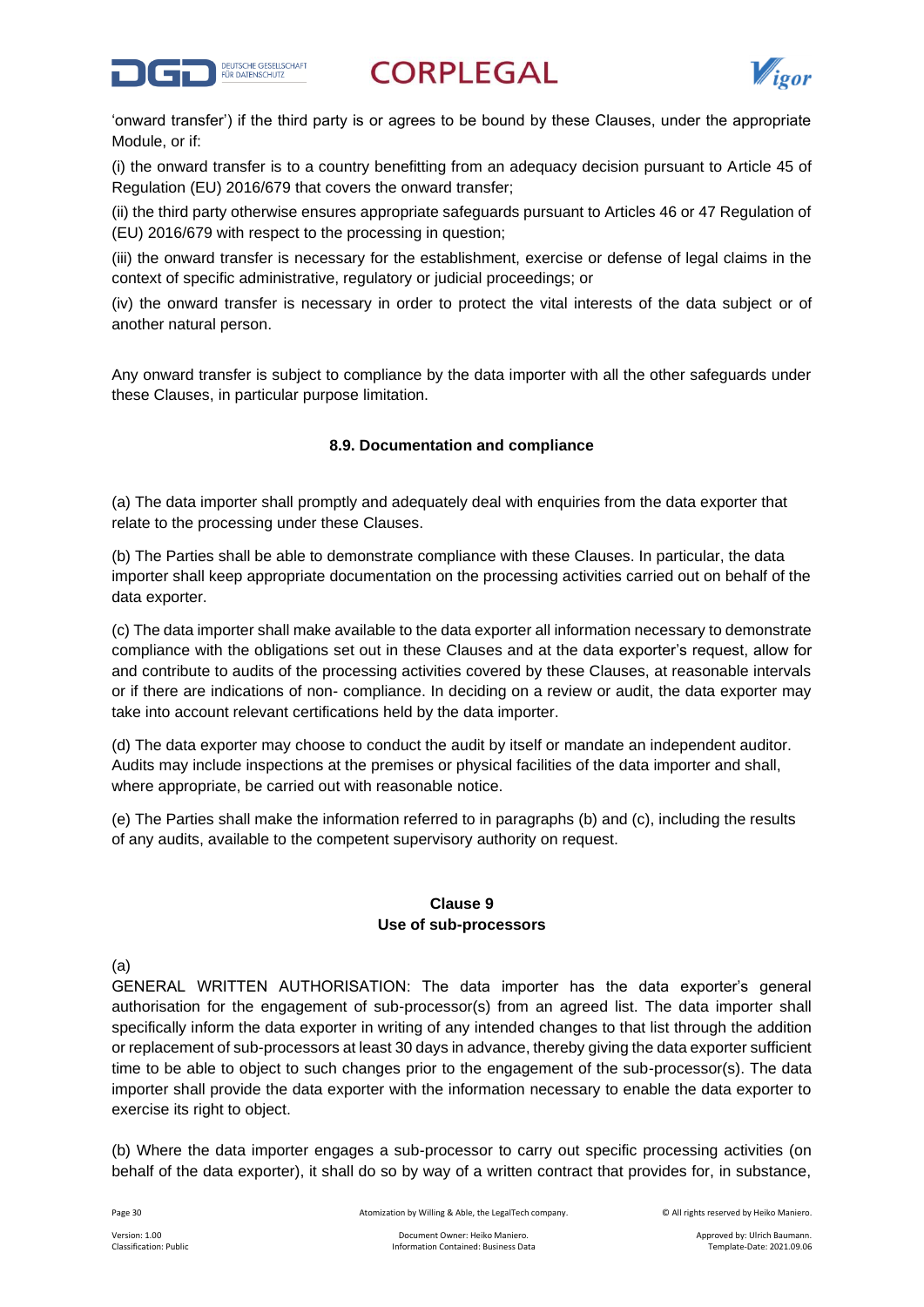'onward transfer') if the third party is or agrees to be bound by these Clauses, under the appropriate Module, or if:

(i) the onward transfer is to a country benefitting from an adequacy decision pursuant to Article 45 of Regulation (EU) 2016/679 that covers the onward transfer;

(ii) the third party otherwise ensures appropriate safeguards pursuant to Articles 46 or 47 Regulation of (EU) 2016/679 with respect to the processing in question;

(iii) the onward transfer is necessary for the establishment, exercise or defense of legal claims in the context of specific administrative, regulatory or judicial proceedings; or

(iv) the onward transfer is necessary in order to protect the vital interests of the data subject or of another natural person.

Any onward transfer is subject to compliance by the data importer with all the other safeguards under these Clauses, in particular purpose limitation.

**8.9. Documentation and compliance**

(a) The data importer shall promptly and adequately deal with enquiries from the data exporter that relate to the processing under these Clauses.

(b) The Parties shall be able to demonstrate compliance with these Clauses. In particular, the data importer shall keep appropriate documentation on the processing activities carried out on behalf of the data exporter.

(c) The data importer shall make available to the data exporter all information necessary to demonstrate compliance with the obligations set out in these Clauses and at the data exporter's request, allow for and contribute to audits of the processing activities covered by these Clauses, at reasonable intervals or if there are indications of non- compliance. In deciding on a review or audit, the data exporter may take into account relevant certifications held by the data importer.

(d) The data exporter may choose to conduct the audit by itself or mandate an independent auditor. Audits may include inspections at the premises or physical facilities of the data importer and shall, where appropriate, be carried out with reasonable notice.

(e) The Parties shall make the information referred to in paragraphs (b) and (c), including the results of any audits, available to the competent supervisory authority on request.

**Clause 9**
**Use of sub-processors**

(a)
GENERAL WRITTEN AUTHORISATION: The data importer has the data exporter's general authorisation for the engagement of sub-processor(s) from an agreed list. The data importer shall specifically inform the data exporter in writing of any intended changes to that list through the addition or replacement of sub-processors at least 30 days in advance, thereby giving the data exporter sufficient time to be able to object to such changes prior to the engagement of the sub-processor(s). The data importer shall provide the data exporter with the information necessary to enable the data exporter to exercise its right to object.

(b) Where the data importer engages a sub-processor to carry out specific processing activities (on behalf of the data exporter), it shall do so by way of a written contract that provides for, in substance,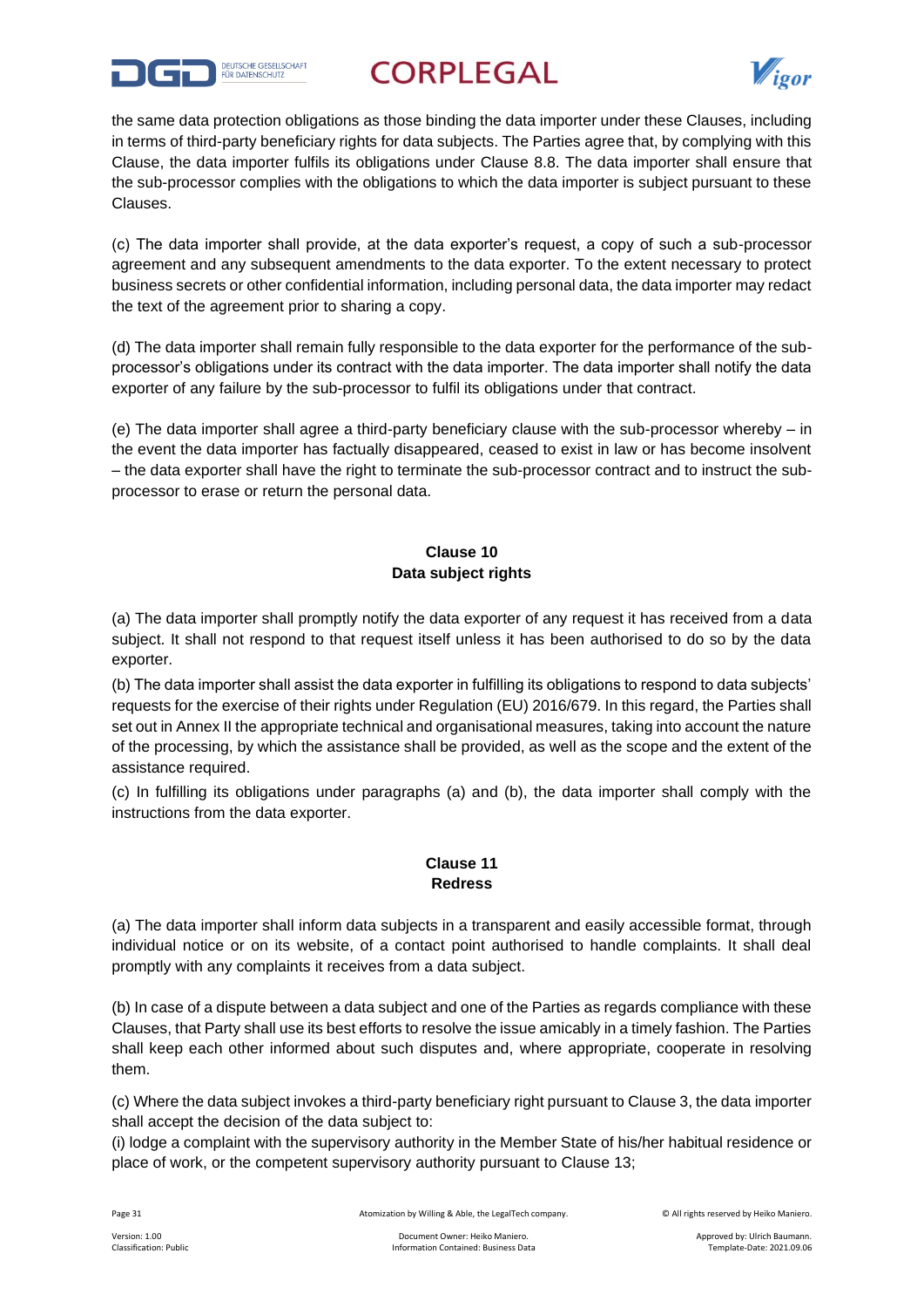the same data protection obligations as those binding the data importer under these Clauses, including in terms of third-party beneficiary rights for data subjects. The Parties agree that, by complying with this Clause, the data importer fulfils its obligations under Clause 8.8. The data importer shall ensure that the sub-processor complies with the obligations to which the data importer is subject pursuant to these Clauses.

(c) The data importer shall provide, at the data exporter's request, a copy of such a sub-processor agreement and any subsequent amendments to the data exporter. To the extent necessary to protect business secrets or other confidential information, including personal data, the data importer may redact the text of the agreement prior to sharing a copy.

(d) The data importer shall remain fully responsible to the data exporter for the performance of the sub-processor's obligations under its contract with the data importer. The data importer shall notify the data exporter of any failure by the sub-processor to fulfil its obligations under that contract.

(e) The data importer shall agree a third-party beneficiary clause with the sub-processor whereby – in the event the data importer has factually disappeared, ceased to exist in law or has become insolvent – the data exporter shall have the right to terminate the sub-processor contract and to instruct the sub-processor to erase or return the personal data.

**Clause 10**
**Data subject rights**

(a) The data importer shall promptly notify the data exporter of any request it has received from a data subject. It shall not respond to that request itself unless it has been authorised to do so by the data exporter.

(b) The data importer shall assist the data exporter in fulfilling its obligations to respond to data subjects' requests for the exercise of their rights under Regulation (EU) 2016/679. In this regard, the Parties shall set out in Annex II the appropriate technical and organisational measures, taking into account the nature of the processing, by which the assistance shall be provided, as well as the scope and the extent of the assistance required.

(c) In fulfilling its obligations under paragraphs (a) and (b), the data importer shall comply with the instructions from the data exporter.

**Clause 11**
**Redress**

(a) The data importer shall inform data subjects in a transparent and easily accessible format, through individual notice or on its website, of a contact point authorised to handle complaints. It shall deal promptly with any complaints it receives from a data subject.

(b) In case of a dispute between a data subject and one of the Parties as regards compliance with these Clauses, that Party shall use its best efforts to resolve the issue amicably in a timely fashion. The Parties shall keep each other informed about such disputes and, where appropriate, cooperate in resolving them.

(c) Where the data subject invokes a third-party beneficiary right pursuant to Clause 3, the data importer shall accept the decision of the data subject to:

(i) lodge a complaint with the supervisory authority in the Member State of his/her habitual residence or place of work, or the competent supervisory authority pursuant to Clause 13;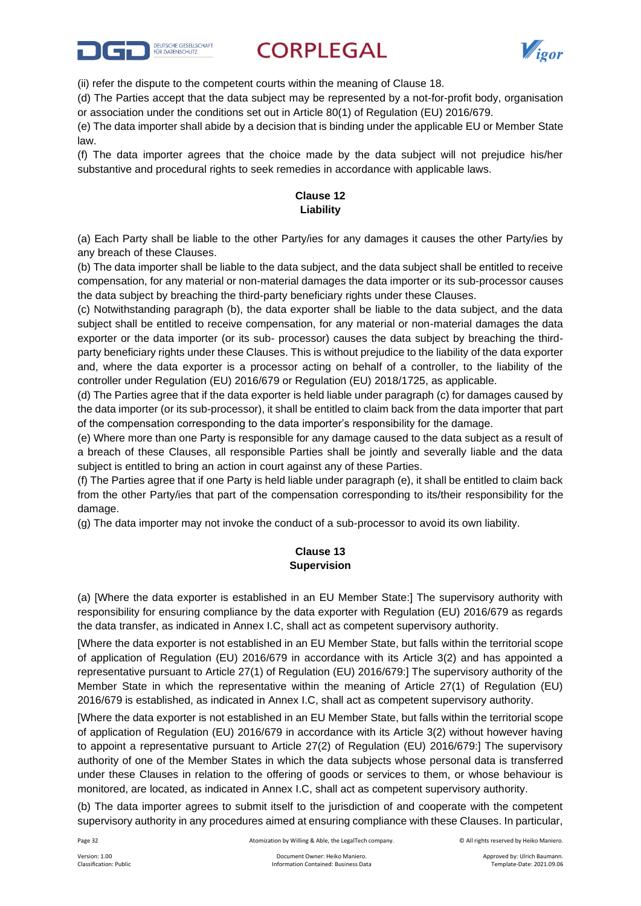(ii) refer the dispute to the competent courts within the meaning of Clause 18.

(d) The Parties accept that the data subject may be represented by a not-for-profit body, organisation or association under the conditions set out in Article 80(1) of Regulation (EU) 2016/679.

(e) The data importer shall abide by a decision that is binding under the applicable EU or Member State law.

(f) The data importer agrees that the choice made by the data subject will not prejudice his/her substantive and procedural rights to seek remedies in accordance with applicable laws.

**Clause 12**
**Liability**

(a) Each Party shall be liable to the other Party/ies for any damages it causes the other Party/ies by any breach of these Clauses.

(b) The data importer shall be liable to the data subject, and the data subject shall be entitled to receive compensation, for any material or non-material damages the data importer or its sub-processor causes the data subject by breaching the third-party beneficiary rights under these Clauses.

(c) Notwithstanding paragraph (b), the data exporter shall be liable to the data subject, and the data subject shall be entitled to receive compensation, for any material or non-material damages the data exporter or the data importer (or its sub- processor) causes the data subject by breaching the third-party beneficiary rights under these Clauses. This is without prejudice to the liability of the data exporter and, where the data exporter is a processor acting on behalf of a controller, to the liability of the controller under Regulation (EU) 2016/679 or Regulation (EU) 2018/1725, as applicable.

(d) The Parties agree that if the data exporter is held liable under paragraph (c) for damages caused by the data importer (or its sub-processor), it shall be entitled to claim back from the data importer that part of the compensation corresponding to the data importer's responsibility for the damage.

(e) Where more than one Party is responsible for any damage caused to the data subject as a result of a breach of these Clauses, all responsible Parties shall be jointly and severally liable and the data subject is entitled to bring an action in court against any of these Parties.

(f) The Parties agree that if one Party is held liable under paragraph (e), it shall be entitled to claim back from the other Party/ies that part of the compensation corresponding to its/their responsibility for the damage.

(g) The data importer may not invoke the conduct of a sub-processor to avoid its own liability.

**Clause 13**
**Supervision**

(a) [Where the data exporter is established in an EU Member State:] The supervisory authority with responsibility for ensuring compliance by the data exporter with Regulation (EU) 2016/679 as regards the data transfer, as indicated in Annex I.C, shall act as competent supervisory authority.

[Where the data exporter is not established in an EU Member State, but falls within the territorial scope of application of Regulation (EU) 2016/679 in accordance with its Article 3(2) and has appointed a representative pursuant to Article 27(1) of Regulation (EU) 2016/679:] The supervisory authority of the Member State in which the representative within the meaning of Article 27(1) of Regulation (EU) 2016/679 is established, as indicated in Annex I.C, shall act as competent supervisory authority.

[Where the data exporter is not established in an EU Member State, but falls within the territorial scope of application of Regulation (EU) 2016/679 in accordance with its Article 3(2) without however having to appoint a representative pursuant to Article 27(2) of Regulation (EU) 2016/679:] The supervisory authority of one of the Member States in which the data subjects whose personal data is transferred under these Clauses in relation to the offering of goods or services to them, or whose behaviour is monitored, are located, as indicated in Annex I.C, shall act as competent supervisory authority.

(b) The data importer agrees to submit itself to the jurisdiction of and cooperate with the competent supervisory authority in any procedures aimed at ensuring compliance with these Clauses. In particular,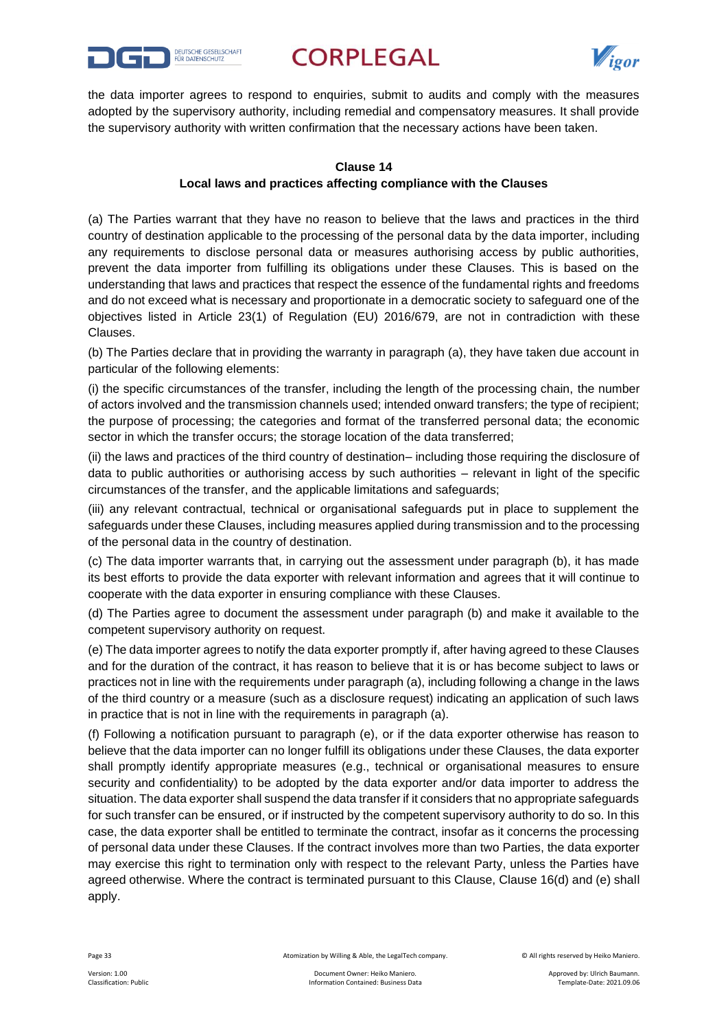the data importer agrees to respond to enquiries, submit to audits and comply with the measures adopted by the supervisory authority, including remedial and compensatory measures. It shall provide the supervisory authority with written confirmation that the necessary actions have been taken.

### Clause 14
### Local laws and practices affecting compliance with the Clauses

(a) The Parties warrant that they have no reason to believe that the laws and practices in the third country of destination applicable to the processing of the personal data by the data importer, including any requirements to disclose personal data or measures authorising access by public authorities, prevent the data importer from fulfilling its obligations under these Clauses. This is based on the understanding that laws and practices that respect the essence of the fundamental rights and freedoms and do not exceed what is necessary and proportionate in a democratic society to safeguard one of the objectives listed in Article 23(1) of Regulation (EU) 2016/679, are not in contradiction with these Clauses.

(b) The Parties declare that in providing the warranty in paragraph (a), they have taken due account in particular of the following elements:

(i) the specific circumstances of the transfer, including the length of the processing chain, the number of actors involved and the transmission channels used; intended onward transfers; the type of recipient; the purpose of processing; the categories and format of the transferred personal data; the economic sector in which the transfer occurs; the storage location of the data transferred;

(ii) the laws and practices of the third country of destination– including those requiring the disclosure of data to public authorities or authorising access by such authorities – relevant in light of the specific circumstances of the transfer, and the applicable limitations and safeguards;

(iii) any relevant contractual, technical or organisational safeguards put in place to supplement the safeguards under these Clauses, including measures applied during transmission and to the processing of the personal data in the country of destination.

(c) The data importer warrants that, in carrying out the assessment under paragraph (b), it has made its best efforts to provide the data exporter with relevant information and agrees that it will continue to cooperate with the data exporter in ensuring compliance with these Clauses.

(d) The Parties agree to document the assessment under paragraph (b) and make it available to the competent supervisory authority on request.

(e) The data importer agrees to notify the data exporter promptly if, after having agreed to these Clauses and for the duration of the contract, it has reason to believe that it is or has become subject to laws or practices not in line with the requirements under paragraph (a), including following a change in the laws of the third country or a measure (such as a disclosure request) indicating an application of such laws in practice that is not in line with the requirements in paragraph (a).

(f) Following a notification pursuant to paragraph (e), or if the data exporter otherwise has reason to believe that the data importer can no longer fulfill its obligations under these Clauses, the data exporter shall promptly identify appropriate measures (e.g., technical or organisational measures to ensure security and confidentiality) to be adopted by the data exporter and/or data importer to address the situation. The data exporter shall suspend the data transfer if it considers that no appropriate safeguards for such transfer can be ensured, or if instructed by the competent supervisory authority to do so. In this case, the data exporter shall be entitled to terminate the contract, insofar as it concerns the processing of personal data under these Clauses. If the contract involves more than two Parties, the data exporter may exercise this right to termination only with respect to the relevant Party, unless the Parties have agreed otherwise. Where the contract is terminated pursuant to this Clause, Clause 16(d) and (e) shall apply.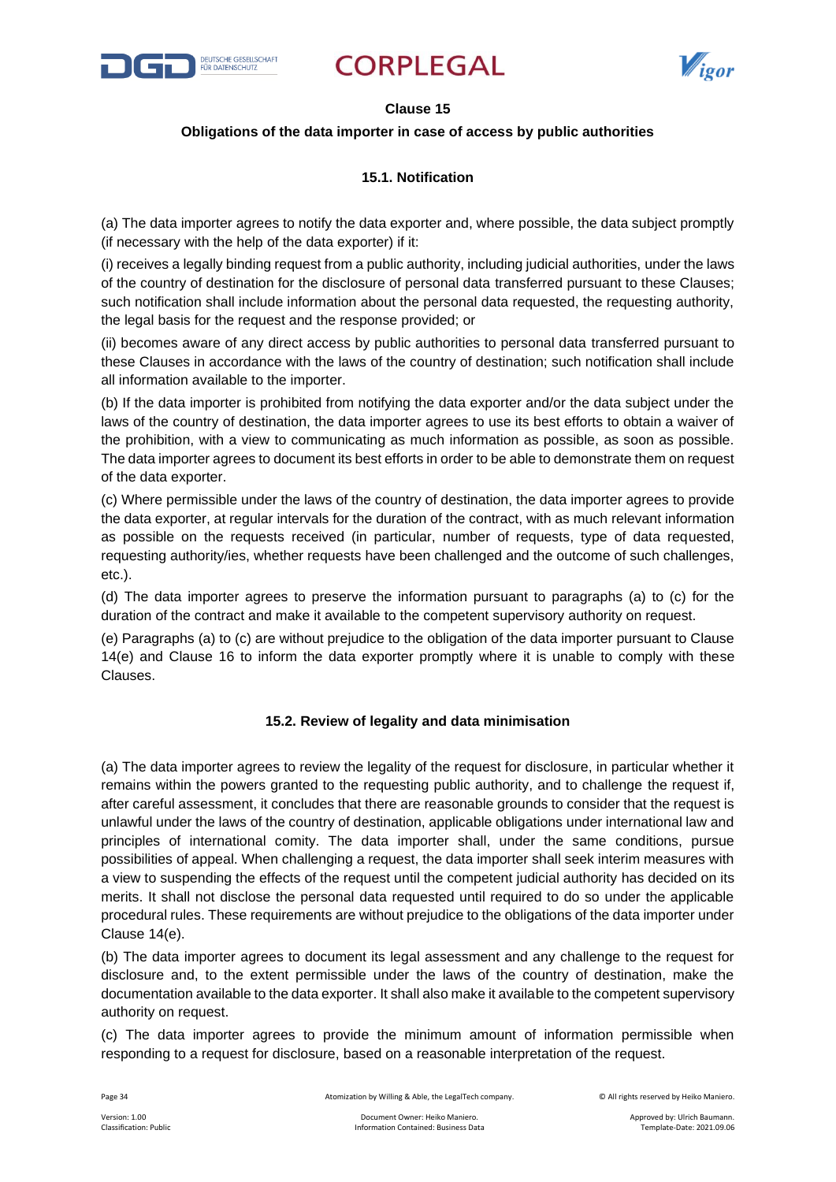## Clause 15

### Obligations of the data importer in case of access by public authorities

#### 15.1. Notification

(a) The data importer agrees to notify the data exporter and, where possible, the data subject promptly (if necessary with the help of the data exporter) if it:

(i) receives a legally binding request from a public authority, including judicial authorities, under the laws of the country of destination for the disclosure of personal data transferred pursuant to these Clauses; such notification shall include information about the personal data requested, the requesting authority, the legal basis for the request and the response provided; or

(ii) becomes aware of any direct access by public authorities to personal data transferred pursuant to these Clauses in accordance with the laws of the country of destination; such notification shall include all information available to the importer.

(b) If the data importer is prohibited from notifying the data exporter and/or the data subject under the laws of the country of destination, the data importer agrees to use its best efforts to obtain a waiver of the prohibition, with a view to communicating as much information as possible, as soon as possible. The data importer agrees to document its best efforts in order to be able to demonstrate them on request of the data exporter.

(c) Where permissible under the laws of the country of destination, the data importer agrees to provide the data exporter, at regular intervals for the duration of the contract, with as much relevant information as possible on the requests received (in particular, number of requests, type of data requested, requesting authority/ies, whether requests have been challenged and the outcome of such challenges, etc.).

(d) The data importer agrees to preserve the information pursuant to paragraphs (a) to (c) for the duration of the contract and make it available to the competent supervisory authority on request.

(e) Paragraphs (a) to (c) are without prejudice to the obligation of the data importer pursuant to Clause 14(e) and Clause 16 to inform the data exporter promptly where it is unable to comply with these Clauses.

#### 15.2. Review of legality and data minimisation

(a) The data importer agrees to review the legality of the request for disclosure, in particular whether it remains within the powers granted to the requesting public authority, and to challenge the request if, after careful assessment, it concludes that there are reasonable grounds to consider that the request is unlawful under the laws of the country of destination, applicable obligations under international law and principles of international comity. The data importer shall, under the same conditions, pursue possibilities of appeal. When challenging a request, the data importer shall seek interim measures with a view to suspending the effects of the request until the competent judicial authority has decided on its merits. It shall not disclose the personal data requested until required to do so under the applicable procedural rules. These requirements are without prejudice to the obligations of the data importer under Clause 14(e).

(b) The data importer agrees to document its legal assessment and any challenge to the request for disclosure and, to the extent permissible under the laws of the country of destination, make the documentation available to the data exporter. It shall also make it available to the competent supervisory authority on request.

(c) The data importer agrees to provide the minimum amount of information permissible when responding to a request for disclosure, based on a reasonable interpretation of the request.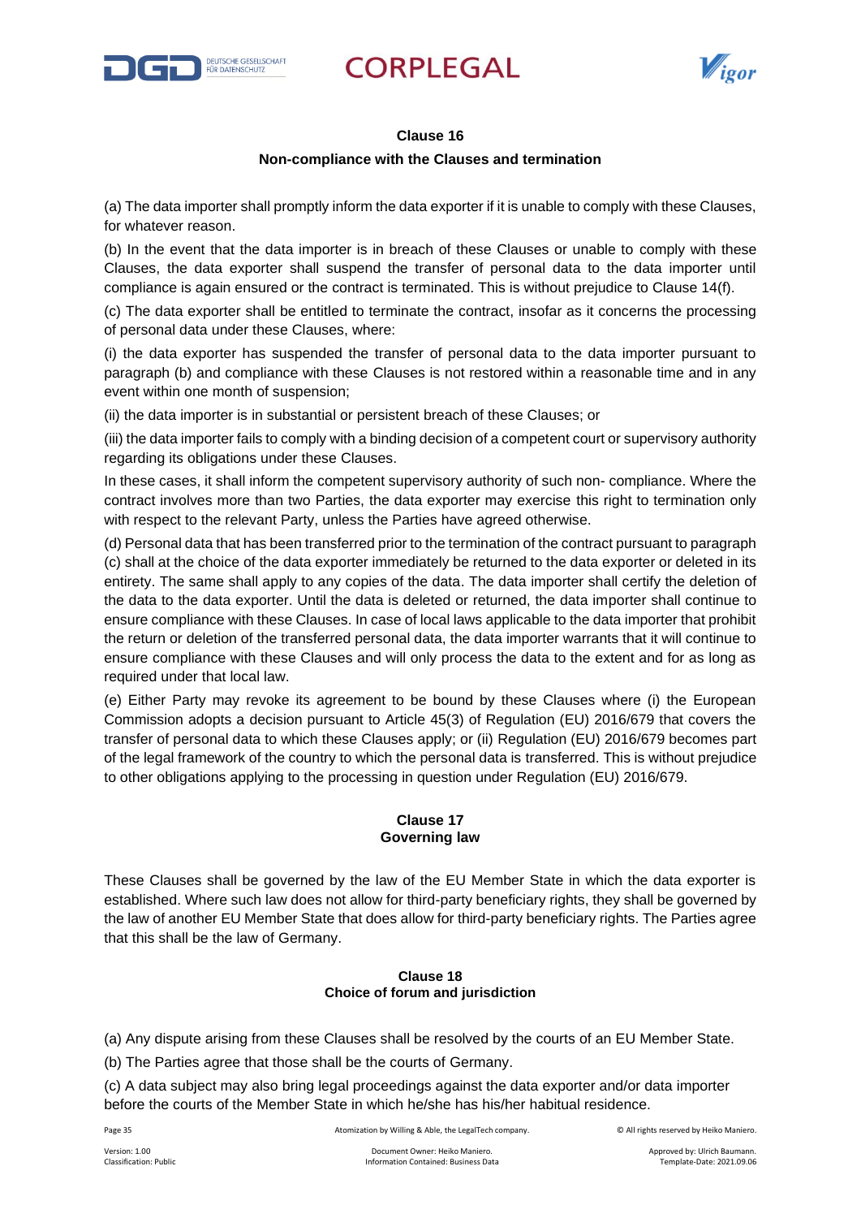## Clause 16

### Non-compliance with the Clauses and termination

(a) The data importer shall promptly inform the data exporter if it is unable to comply with these Clauses, for whatever reason.

(b) In the event that the data importer is in breach of these Clauses or unable to comply with these Clauses, the data exporter shall suspend the transfer of personal data to the data importer until compliance is again ensured or the contract is terminated. This is without prejudice to Clause 14(f).

(c) The data exporter shall be entitled to terminate the contract, insofar as it concerns the processing of personal data under these Clauses, where:

(i) the data exporter has suspended the transfer of personal data to the data importer pursuant to paragraph (b) and compliance with these Clauses is not restored within a reasonable time and in any event within one month of suspension;

(ii) the data importer is in substantial or persistent breach of these Clauses; or

(iii) the data importer fails to comply with a binding decision of a competent court or supervisory authority regarding its obligations under these Clauses.

In these cases, it shall inform the competent supervisory authority of such non- compliance. Where the contract involves more than two Parties, the data exporter may exercise this right to termination only with respect to the relevant Party, unless the Parties have agreed otherwise.

(d) Personal data that has been transferred prior to the termination of the contract pursuant to paragraph (c) shall at the choice of the data exporter immediately be returned to the data exporter or deleted in its entirety. The same shall apply to any copies of the data. The data importer shall certify the deletion of the data to the data exporter. Until the data is deleted or returned, the data importer shall continue to ensure compliance with these Clauses. In case of local laws applicable to the data importer that prohibit the return or deletion of the transferred personal data, the data importer warrants that it will continue to ensure compliance with these Clauses and will only process the data to the extent and for as long as required under that local law.

(e) Either Party may revoke its agreement to be bound by these Clauses where (i) the European Commission adopts a decision pursuant to Article 45(3) of Regulation (EU) 2016/679 that covers the transfer of personal data to which these Clauses apply; or (ii) Regulation (EU) 2016/679 becomes part of the legal framework of the country to which the personal data is transferred. This is without prejudice to other obligations applying to the processing in question under Regulation (EU) 2016/679.

## Clause 17
### Governing law

These Clauses shall be governed by the law of the EU Member State in which the data exporter is established. Where such law does not allow for third-party beneficiary rights, they shall be governed by the law of another EU Member State that does allow for third-party beneficiary rights. The Parties agree that this shall be the law of Germany.

## Clause 18
### Choice of forum and jurisdiction

(a) Any dispute arising from these Clauses shall be resolved by the courts of an EU Member State.

(b) The Parties agree that those shall be the courts of Germany.

(c) A data subject may also bring legal proceedings against the data exporter and/or data importer before the courts of the Member State in which he/she has his/her habitual residence.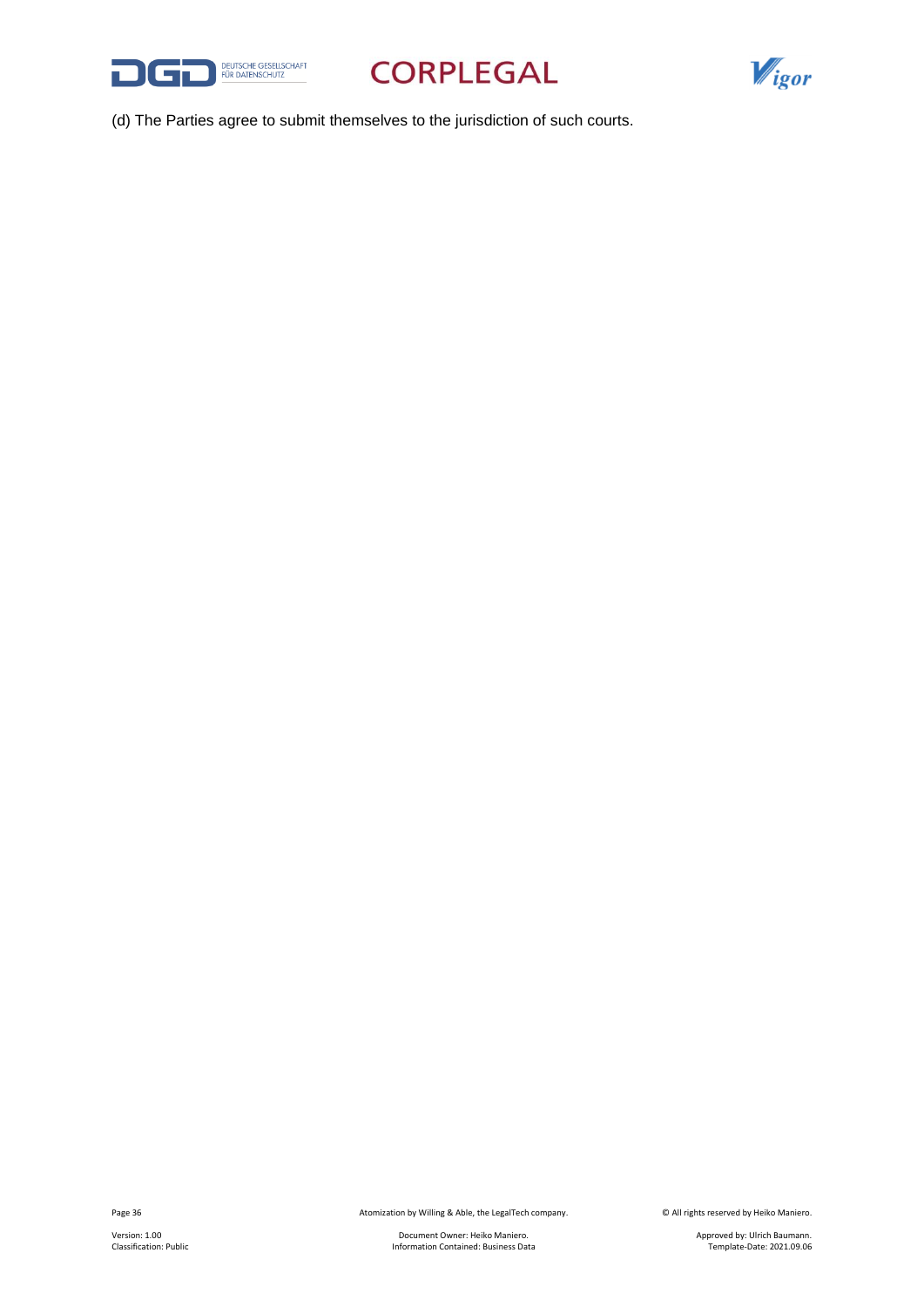(d) The Parties agree to submit themselves to the jurisdiction of such courts.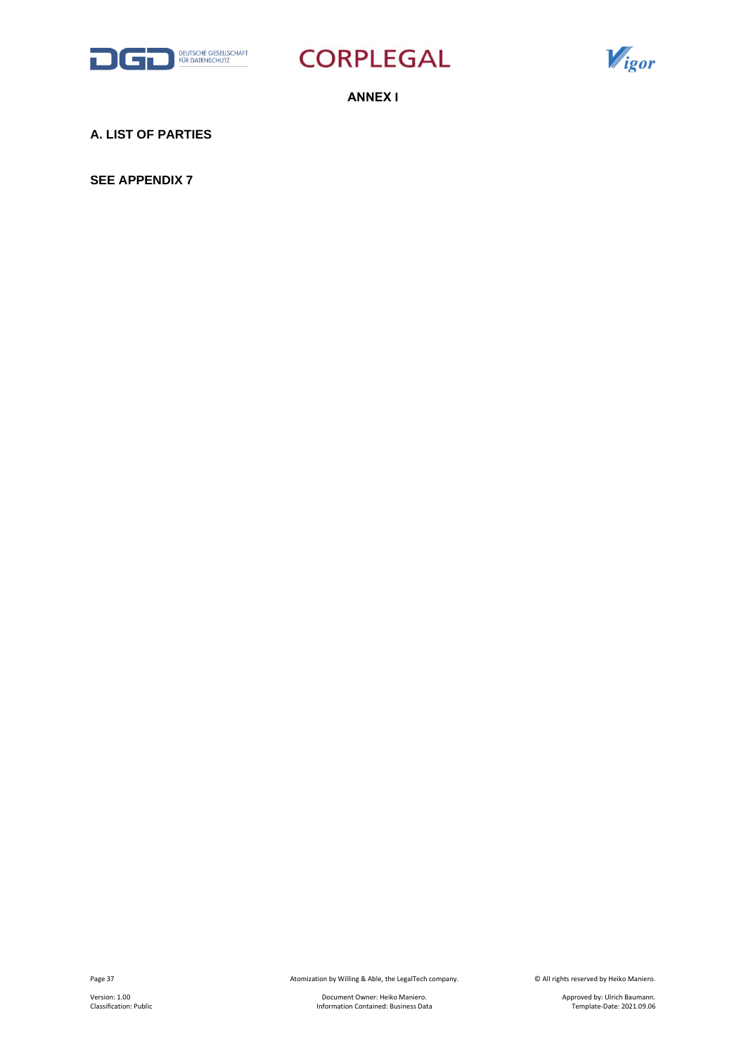# ANNEX I

## A. LIST OF PARTIES

**SEE APPENDIX 7**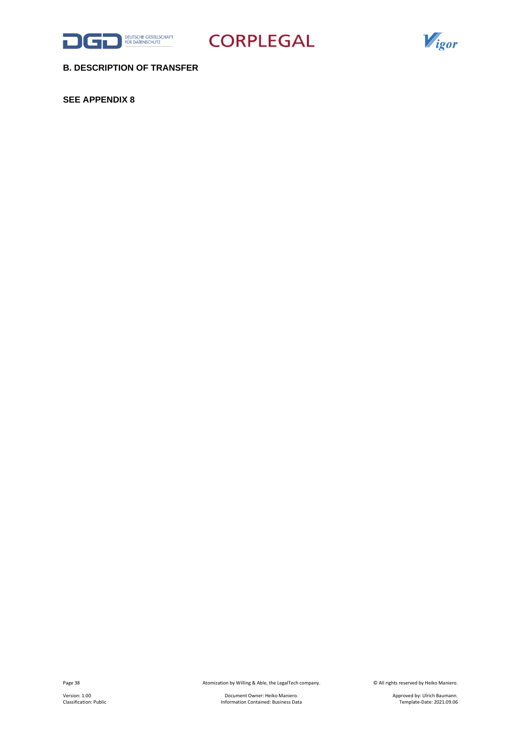## B. DESCRIPTION OF TRANSFER

**SEE APPENDIX 8**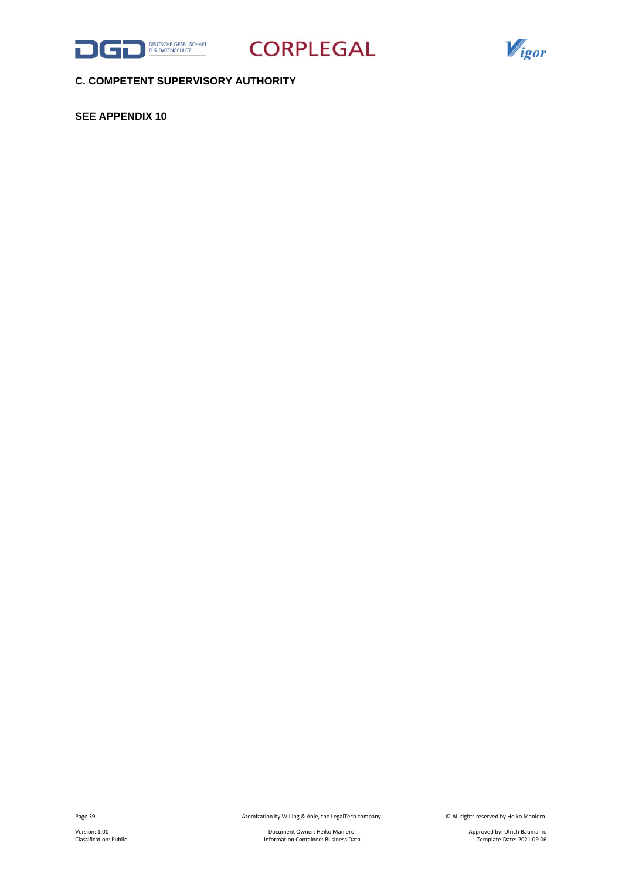## C. COMPETENT SUPERVISORY AUTHORITY

**SEE APPENDIX 10**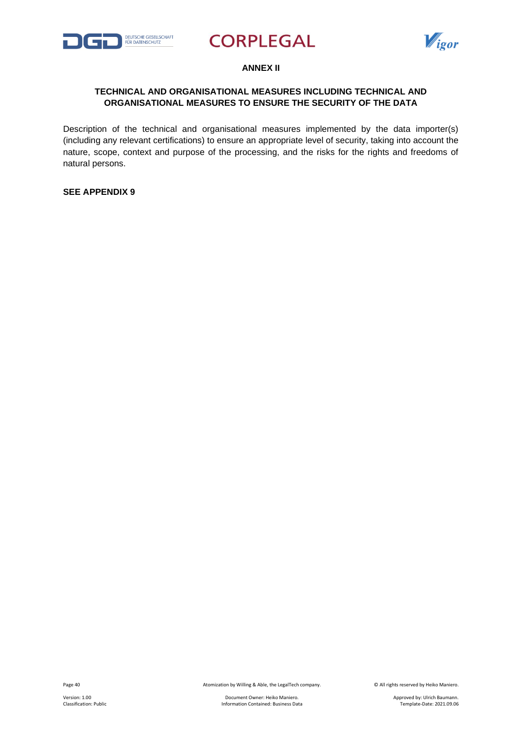## ANNEX II

### TECHNICAL AND ORGANISATIONAL MEASURES INCLUDING TECHNICAL AND ORGANISATIONAL MEASURES TO ENSURE THE SECURITY OF THE DATA

Description of the technical and organisational measures implemented by the data importer(s) (including any relevant certifications) to ensure an appropriate level of security, taking into account the nature, scope, context and purpose of the processing, and the risks for the rights and freedoms of natural persons.

**SEE APPENDIX 9**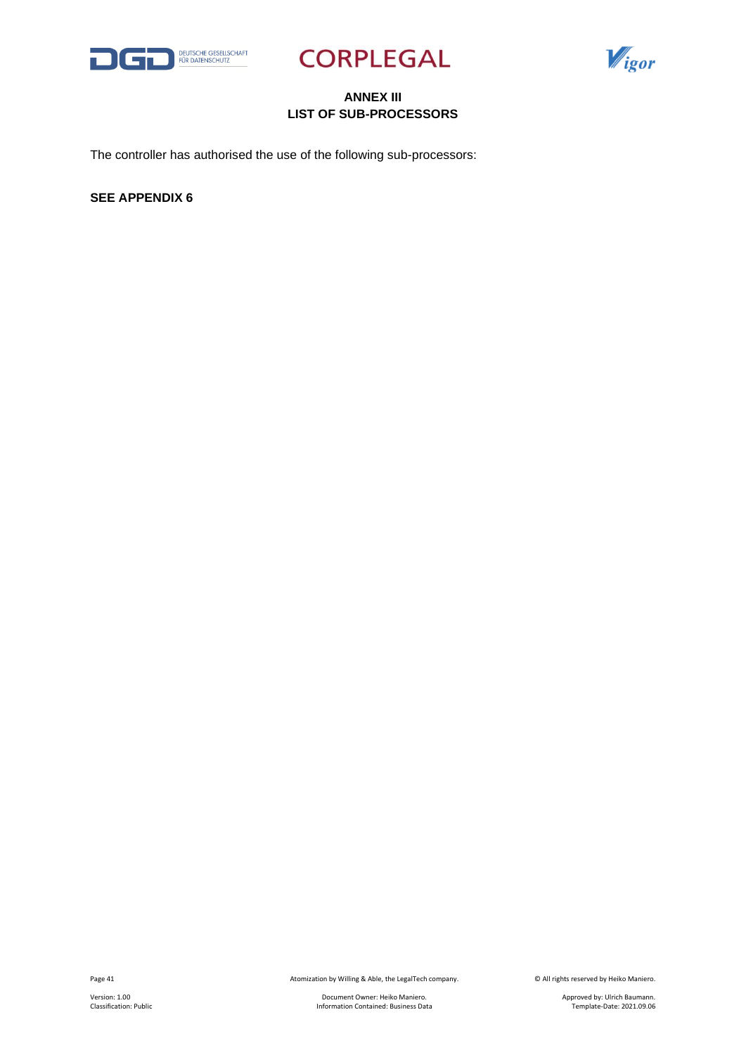# ANNEX III
# LIST OF SUB-PROCESSORS

The controller has authorised the use of the following sub-processors:

**SEE APPENDIX 6**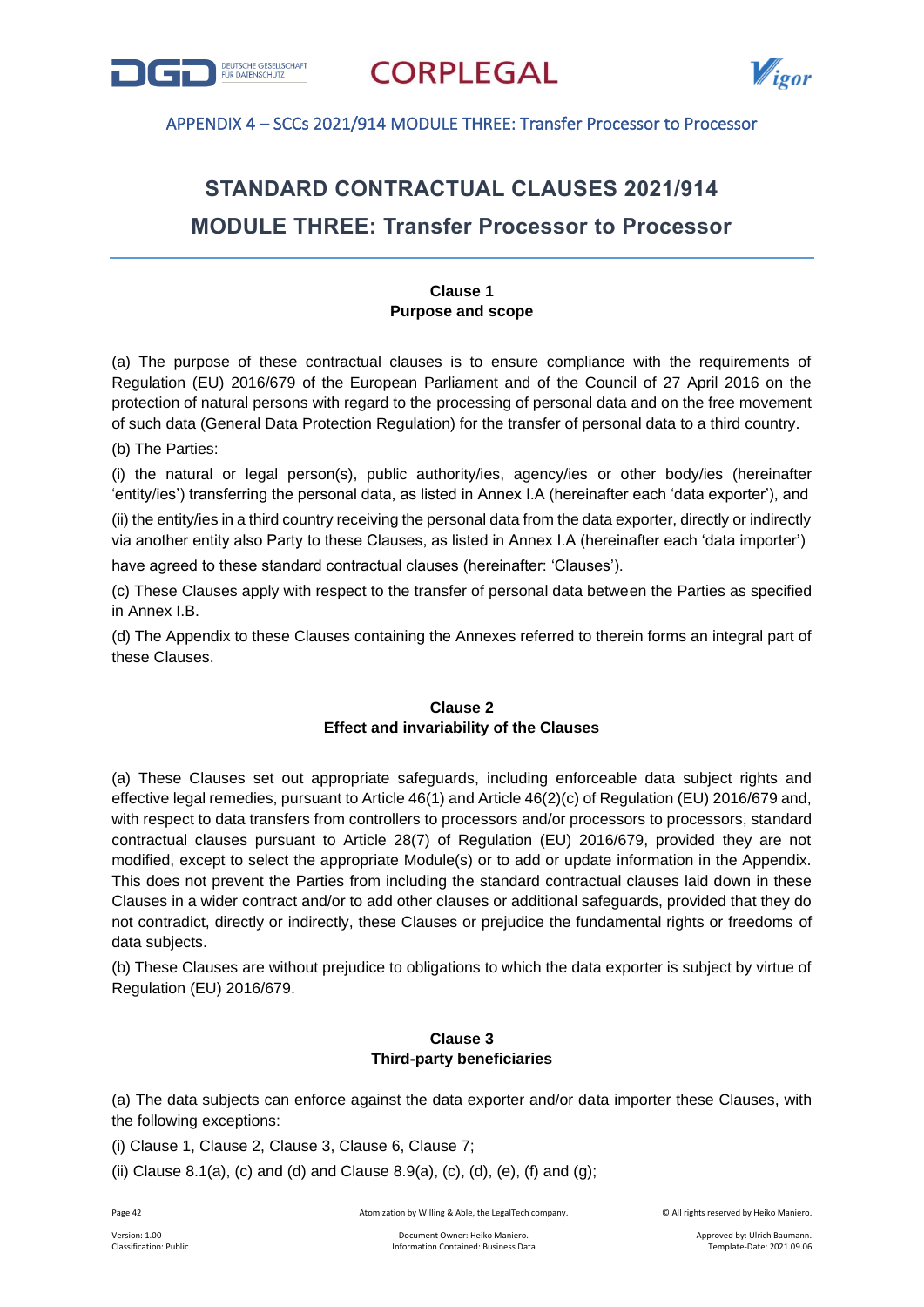APPENDIX 4 – SCCs 2021/914 MODULE THREE: Transfer Processor to Processor

# STANDARD CONTRACTUAL CLAUSES 2021/914

# MODULE THREE: Transfer Processor to Processor

### Clause 1
### Purpose and scope

(a) The purpose of these contractual clauses is to ensure compliance with the requirements of Regulation (EU) 2016/679 of the European Parliament and of the Council of 27 April 2016 on the protection of natural persons with regard to the processing of personal data and on the free movement of such data (General Data Protection Regulation) for the transfer of personal data to a third country.

(b) The Parties:

(i) the natural or legal person(s), public authority/ies, agency/ies or other body/ies (hereinafter 'entity/ies') transferring the personal data, as listed in Annex I.A (hereinafter each 'data exporter'), and

(ii) the entity/ies in a third country receiving the personal data from the data exporter, directly or indirectly via another entity also Party to these Clauses, as listed in Annex I.A (hereinafter each 'data importer')

have agreed to these standard contractual clauses (hereinafter: 'Clauses').

(c) These Clauses apply with respect to the transfer of personal data between the Parties as specified in Annex I.B.

(d) The Appendix to these Clauses containing the Annexes referred to therein forms an integral part of these Clauses.

### Clause 2
### Effect and invariability of the Clauses

(a) These Clauses set out appropriate safeguards, including enforceable data subject rights and effective legal remedies, pursuant to Article 46(1) and Article 46(2)(c) of Regulation (EU) 2016/679 and, with respect to data transfers from controllers to processors and/or processors to processors, standard contractual clauses pursuant to Article 28(7) of Regulation (EU) 2016/679, provided they are not modified, except to select the appropriate Module(s) or to add or update information in the Appendix. This does not prevent the Parties from including the standard contractual clauses laid down in these Clauses in a wider contract and/or to add other clauses or additional safeguards, provided that they do not contradict, directly or indirectly, these Clauses or prejudice the fundamental rights or freedoms of data subjects.

(b) These Clauses are without prejudice to obligations to which the data exporter is subject by virtue of Regulation (EU) 2016/679.

### Clause 3
### Third-party beneficiaries

(a) The data subjects can enforce against the data exporter and/or data importer these Clauses, with the following exceptions:

(i) Clause 1, Clause 2, Clause 3, Clause 6, Clause 7;

(ii) Clause 8.1(a), (c) and (d) and Clause 8.9(a), (c), (d), (e), (f) and (g);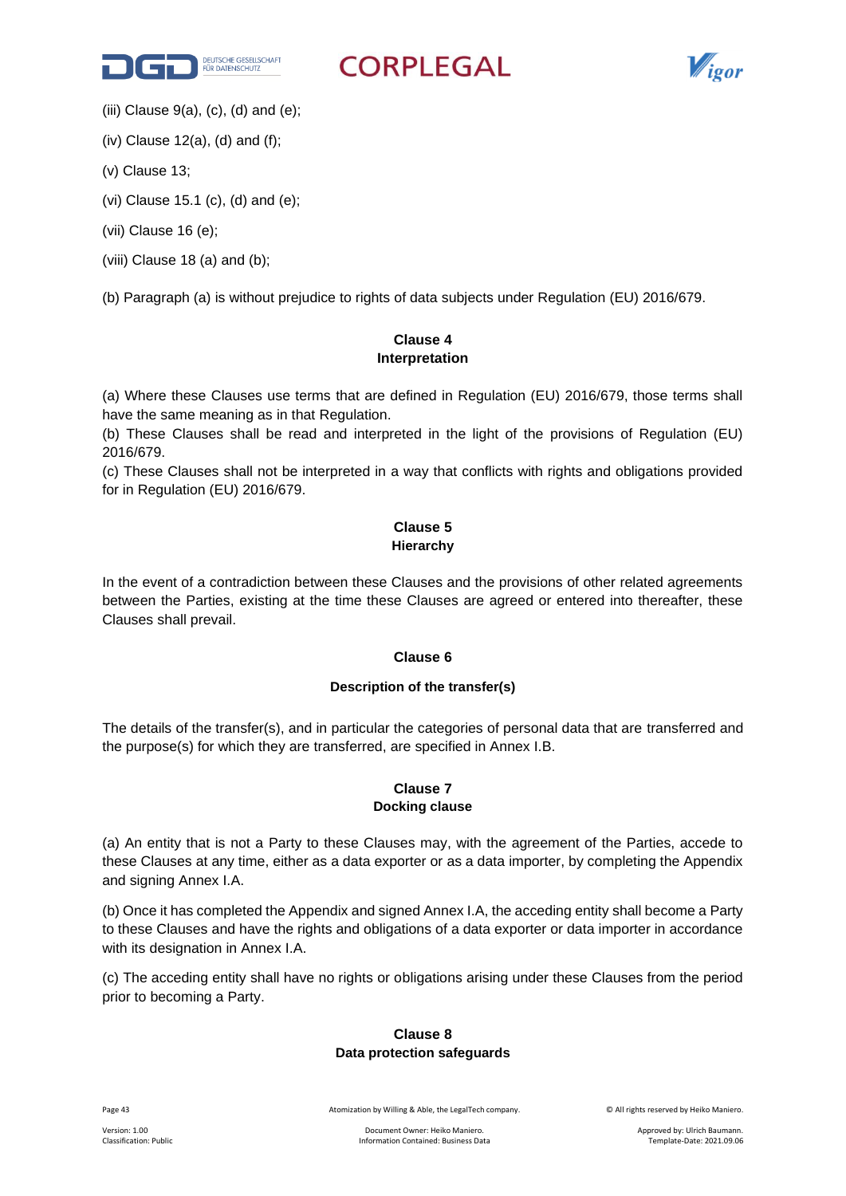(iii) Clause 9(a), (c), (d) and (e);

(iv) Clause 12(a), (d) and (f);

(v) Clause 13;

(vi) Clause 15.1 (c), (d) and (e);

(vii) Clause 16 (e);

(viii) Clause 18 (a) and (b);

(b) Paragraph (a) is without prejudice to rights of data subjects under Regulation (EU) 2016/679.

**Clause 4**
**Interpretation**

(a) Where these Clauses use terms that are defined in Regulation (EU) 2016/679, those terms shall have the same meaning as in that Regulation.
(b) These Clauses shall be read and interpreted in the light of the provisions of Regulation (EU) 2016/679.
(c) These Clauses shall not be interpreted in a way that conflicts with rights and obligations provided for in Regulation (EU) 2016/679.

**Clause 5**
**Hierarchy**

In the event of a contradiction between these Clauses and the provisions of other related agreements between the Parties, existing at the time these Clauses are agreed or entered into thereafter, these Clauses shall prevail.

**Clause 6**

**Description of the transfer(s)**

The details of the transfer(s), and in particular the categories of personal data that are transferred and the purpose(s) for which they are transferred, are specified in Annex I.B.

**Clause 7**
**Docking clause**

(a) An entity that is not a Party to these Clauses may, with the agreement of the Parties, accede to these Clauses at any time, either as a data exporter or as a data importer, by completing the Appendix and signing Annex I.A.

(b) Once it has completed the Appendix and signed Annex I.A, the acceding entity shall become a Party to these Clauses and have the rights and obligations of a data exporter or data importer in accordance with its designation in Annex I.A.

(c) The acceding entity shall have no rights or obligations arising under these Clauses from the period prior to becoming a Party.

**Clause 8**
**Data protection safeguards**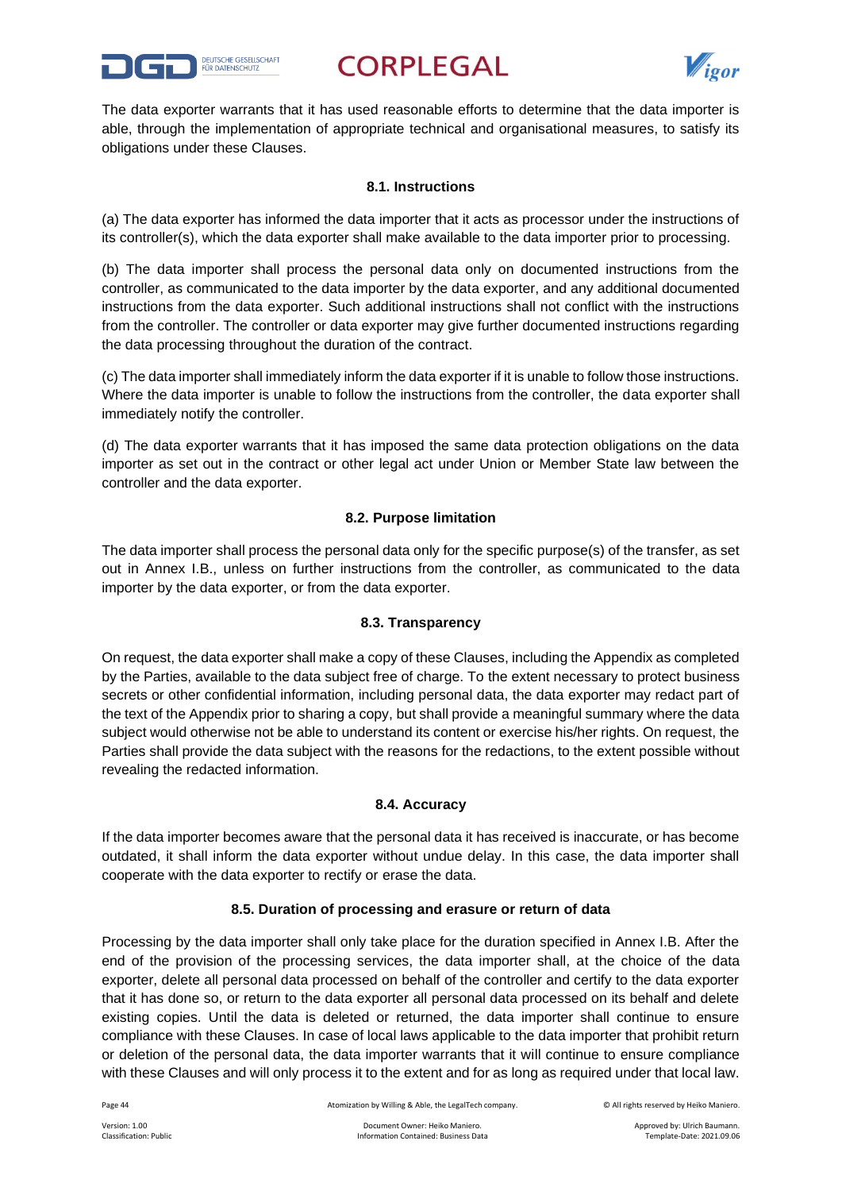The data exporter warrants that it has used reasonable efforts to determine that the data importer is able, through the implementation of appropriate technical and organisational measures, to satisfy its obligations under these Clauses.

#### 8.1. Instructions

(a) The data exporter has informed the data importer that it acts as processor under the instructions of its controller(s), which the data exporter shall make available to the data importer prior to processing.

(b) The data importer shall process the personal data only on documented instructions from the controller, as communicated to the data importer by the data exporter, and any additional documented instructions from the data exporter. Such additional instructions shall not conflict with the instructions from the controller. The controller or data exporter may give further documented instructions regarding the data processing throughout the duration of the contract.

(c) The data importer shall immediately inform the data exporter if it is unable to follow those instructions. Where the data importer is unable to follow the instructions from the controller, the data exporter shall immediately notify the controller.

(d) The data exporter warrants that it has imposed the same data protection obligations on the data importer as set out in the contract or other legal act under Union or Member State law between the controller and the data exporter.

#### 8.2. Purpose limitation

The data importer shall process the personal data only for the specific purpose(s) of the transfer, as set out in Annex I.B., unless on further instructions from the controller, as communicated to the data importer by the data exporter, or from the data exporter.

#### 8.3. Transparency

On request, the data exporter shall make a copy of these Clauses, including the Appendix as completed by the Parties, available to the data subject free of charge. To the extent necessary to protect business secrets or other confidential information, including personal data, the data exporter may redact part of the text of the Appendix prior to sharing a copy, but shall provide a meaningful summary where the data subject would otherwise not be able to understand its content or exercise his/her rights. On request, the Parties shall provide the data subject with the reasons for the redactions, to the extent possible without revealing the redacted information.

#### 8.4. Accuracy

If the data importer becomes aware that the personal data it has received is inaccurate, or has become outdated, it shall inform the data exporter without undue delay. In this case, the data importer shall cooperate with the data exporter to rectify or erase the data.

#### 8.5. Duration of processing and erasure or return of data

Processing by the data importer shall only take place for the duration specified in Annex I.B. After the end of the provision of the processing services, the data importer shall, at the choice of the data exporter, delete all personal data processed on behalf of the controller and certify to the data exporter that it has done so, or return to the data exporter all personal data processed on its behalf and delete existing copies. Until the data is deleted or returned, the data importer shall continue to ensure compliance with these Clauses. In case of local laws applicable to the data importer that prohibit return or deletion of the personal data, the data importer warrants that it will continue to ensure compliance with these Clauses and will only process it to the extent and for as long as required under that local law.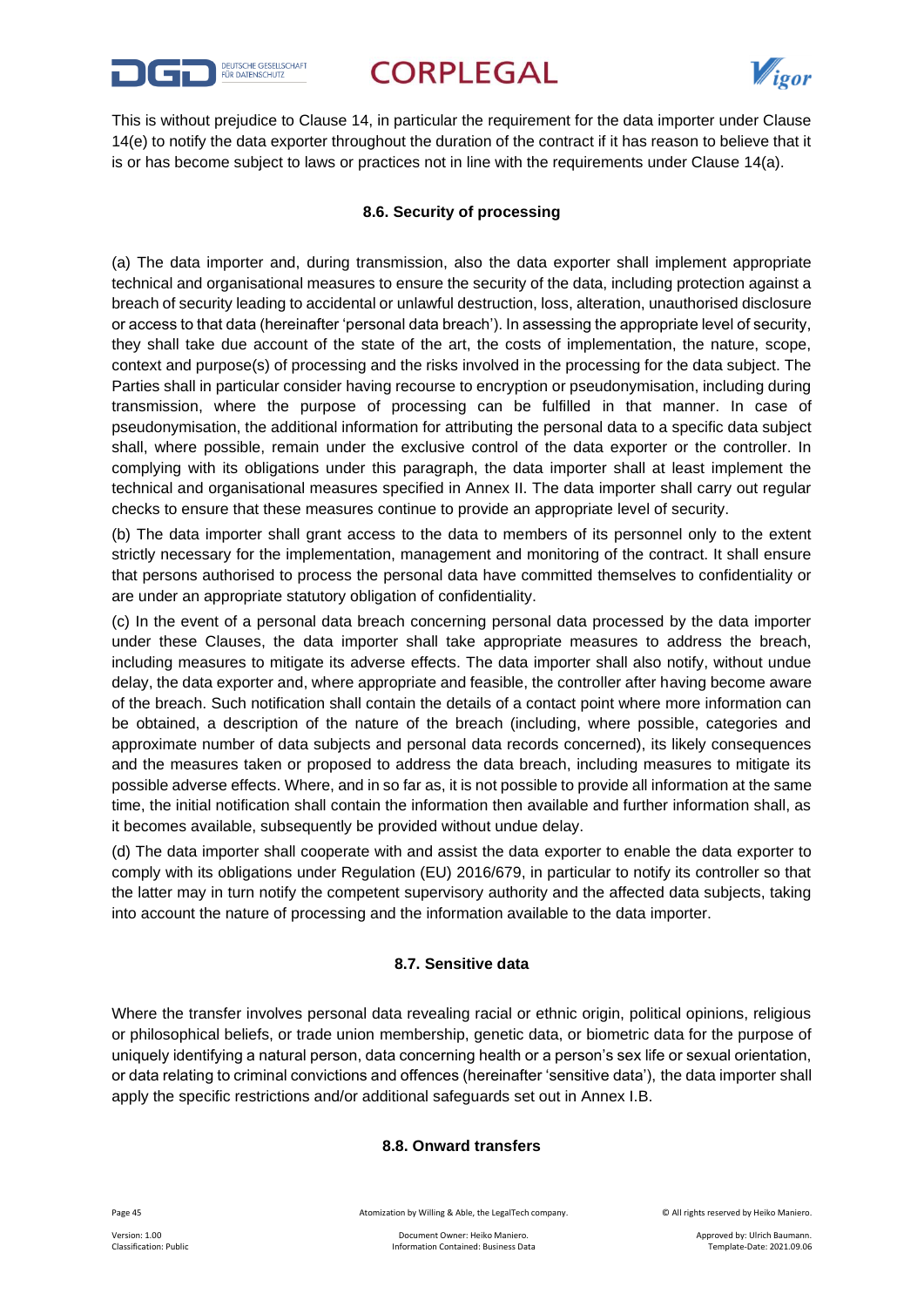This is without prejudice to Clause 14, in particular the requirement for the data importer under Clause 14(e) to notify the data exporter throughout the duration of the contract if it has reason to believe that it is or has become subject to laws or practices not in line with the requirements under Clause 14(a).

#### 8.6. Security of processing

(a) The data importer and, during transmission, also the data exporter shall implement appropriate technical and organisational measures to ensure the security of the data, including protection against a breach of security leading to accidental or unlawful destruction, loss, alteration, unauthorised disclosure or access to that data (hereinafter 'personal data breach'). In assessing the appropriate level of security, they shall take due account of the state of the art, the costs of implementation, the nature, scope, context and purpose(s) of processing and the risks involved in the processing for the data subject. The Parties shall in particular consider having recourse to encryption or pseudonymisation, including during transmission, where the purpose of processing can be fulfilled in that manner. In case of pseudonymisation, the additional information for attributing the personal data to a specific data subject shall, where possible, remain under the exclusive control of the data exporter or the controller. In complying with its obligations under this paragraph, the data importer shall at least implement the technical and organisational measures specified in Annex II. The data importer shall carry out regular checks to ensure that these measures continue to provide an appropriate level of security.

(b) The data importer shall grant access to the data to members of its personnel only to the extent strictly necessary for the implementation, management and monitoring of the contract. It shall ensure that persons authorised to process the personal data have committed themselves to confidentiality or are under an appropriate statutory obligation of confidentiality.

(c) In the event of a personal data breach concerning personal data processed by the data importer under these Clauses, the data importer shall take appropriate measures to address the breach, including measures to mitigate its adverse effects. The data importer shall also notify, without undue delay, the data exporter and, where appropriate and feasible, the controller after having become aware of the breach. Such notification shall contain the details of a contact point where more information can be obtained, a description of the nature of the breach (including, where possible, categories and approximate number of data subjects and personal data records concerned), its likely consequences and the measures taken or proposed to address the data breach, including measures to mitigate its possible adverse effects. Where, and in so far as, it is not possible to provide all information at the same time, the initial notification shall contain the information then available and further information shall, as it becomes available, subsequently be provided without undue delay.

(d) The data importer shall cooperate with and assist the data exporter to enable the data exporter to comply with its obligations under Regulation (EU) 2016/679, in particular to notify its controller so that the latter may in turn notify the competent supervisory authority and the affected data subjects, taking into account the nature of processing and the information available to the data importer.

#### 8.7. Sensitive data

Where the transfer involves personal data revealing racial or ethnic origin, political opinions, religious or philosophical beliefs, or trade union membership, genetic data, or biometric data for the purpose of uniquely identifying a natural person, data concerning health or a person's sex life or sexual orientation, or data relating to criminal convictions and offences (hereinafter 'sensitive data'), the data importer shall apply the specific restrictions and/or additional safeguards set out in Annex I.B.

#### 8.8. Onward transfers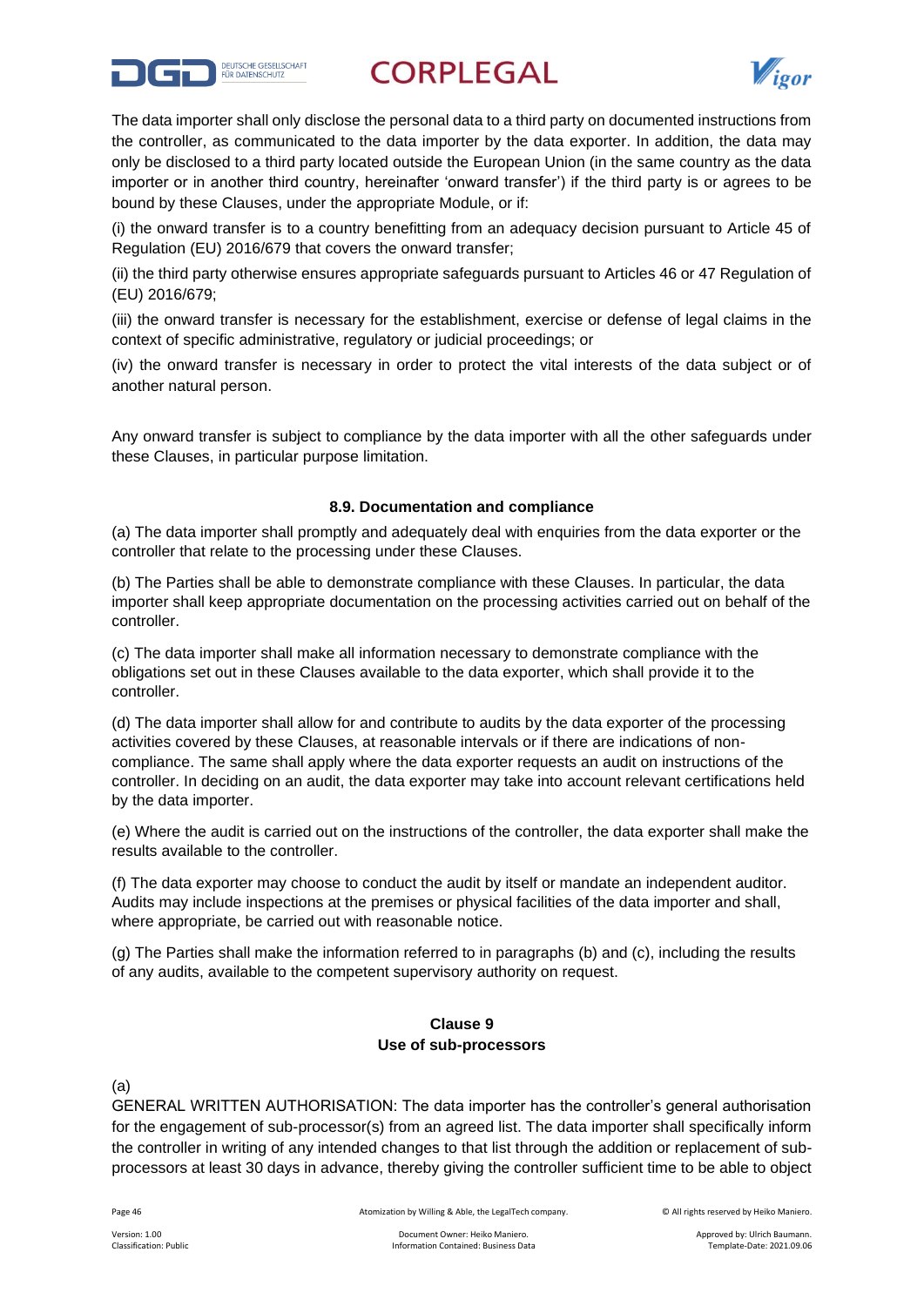The data importer shall only disclose the personal data to a third party on documented instructions from the controller, as communicated to the data importer by the data exporter. In addition, the data may only be disclosed to a third party located outside the European Union (in the same country as the data importer or in another third country, hereinafter 'onward transfer') if the third party is or agrees to be bound by these Clauses, under the appropriate Module, or if:

(i) the onward transfer is to a country benefitting from an adequacy decision pursuant to Article 45 of Regulation (EU) 2016/679 that covers the onward transfer;

(ii) the third party otherwise ensures appropriate safeguards pursuant to Articles 46 or 47 Regulation of (EU) 2016/679;

(iii) the onward transfer is necessary for the establishment, exercise or defense of legal claims in the context of specific administrative, regulatory or judicial proceedings; or

(iv) the onward transfer is necessary in order to protect the vital interests of the data subject or of another natural person.

Any onward transfer is subject to compliance by the data importer with all the other safeguards under these Clauses, in particular purpose limitation.

### 8.9. Documentation and compliance

(a) The data importer shall promptly and adequately deal with enquiries from the data exporter or the controller that relate to the processing under these Clauses.

(b) The Parties shall be able to demonstrate compliance with these Clauses. In particular, the data importer shall keep appropriate documentation on the processing activities carried out on behalf of the controller.

(c) The data importer shall make all information necessary to demonstrate compliance with the obligations set out in these Clauses available to the data exporter, which shall provide it to the controller.

(d) The data importer shall allow for and contribute to audits by the data exporter of the processing activities covered by these Clauses, at reasonable intervals or if there are indications of non-compliance. The same shall apply where the data exporter requests an audit on instructions of the controller. In deciding on an audit, the data exporter may take into account relevant certifications held by the data importer.

(e) Where the audit is carried out on the instructions of the controller, the data exporter shall make the results available to the controller.

(f) The data exporter may choose to conduct the audit by itself or mandate an independent auditor. Audits may include inspections at the premises or physical facilities of the data importer and shall, where appropriate, be carried out with reasonable notice.

(g) The Parties shall make the information referred to in paragraphs (b) and (c), including the results of any audits, available to the competent supervisory authority on request.

### Clause 9
### Use of sub-processors

(a)

GENERAL WRITTEN AUTHORISATION: The data importer has the controller's general authorisation for the engagement of sub-processor(s) from an agreed list. The data importer shall specifically inform the controller in writing of any intended changes to that list through the addition or replacement of sub-processors at least 30 days in advance, thereby giving the controller sufficient time to be able to object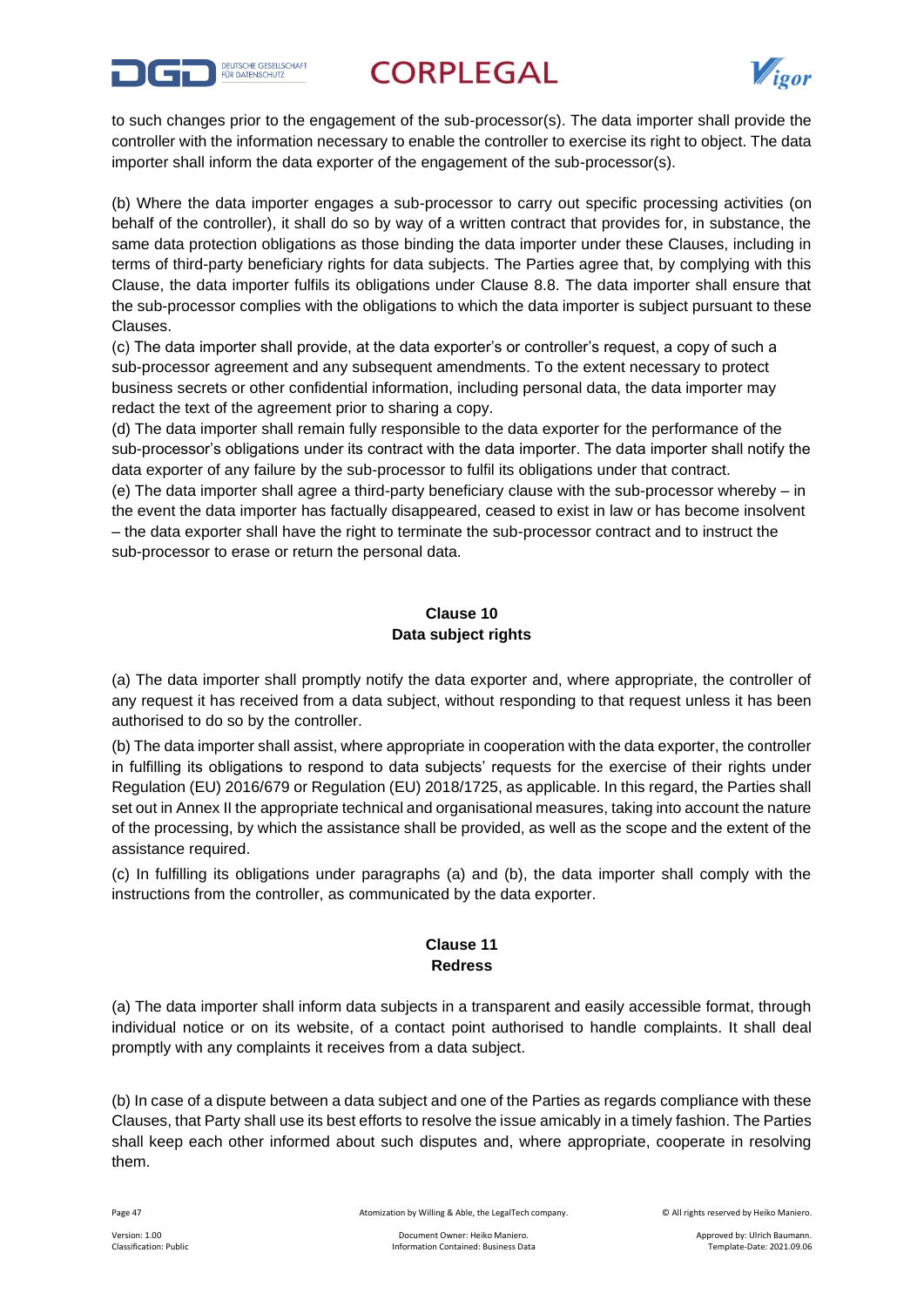to such changes prior to the engagement of the sub-processor(s). The data importer shall provide the controller with the information necessary to enable the controller to exercise its right to object. The data importer shall inform the data exporter of the engagement of the sub-processor(s).

(b) Where the data importer engages a sub-processor to carry out specific processing activities (on behalf of the controller), it shall do so by way of a written contract that provides for, in substance, the same data protection obligations as those binding the data importer under these Clauses, including in terms of third-party beneficiary rights for data subjects. The Parties agree that, by complying with this Clause, the data importer fulfils its obligations under Clause 8.8. The data importer shall ensure that the sub-processor complies with the obligations to which the data importer is subject pursuant to these Clauses.

(c) The data importer shall provide, at the data exporter's or controller's request, a copy of such a sub-processor agreement and any subsequent amendments. To the extent necessary to protect business secrets or other confidential information, including personal data, the data importer may redact the text of the agreement prior to sharing a copy.

(d) The data importer shall remain fully responsible to the data exporter for the performance of the sub-processor's obligations under its contract with the data importer. The data importer shall notify the data exporter of any failure by the sub-processor to fulfil its obligations under that contract.

(e) The data importer shall agree a third-party beneficiary clause with the sub-processor whereby – in the event the data importer has factually disappeared, ceased to exist in law or has become insolvent – the data exporter shall have the right to terminate the sub-processor contract and to instruct the sub-processor to erase or return the personal data.

**Clause 10**
**Data subject rights**

(a) The data importer shall promptly notify the data exporter and, where appropriate, the controller of any request it has received from a data subject, without responding to that request unless it has been authorised to do so by the controller.

(b) The data importer shall assist, where appropriate in cooperation with the data exporter, the controller in fulfilling its obligations to respond to data subjects' requests for the exercise of their rights under Regulation (EU) 2016/679 or Regulation (EU) 2018/1725, as applicable. In this regard, the Parties shall set out in Annex II the appropriate technical and organisational measures, taking into account the nature of the processing, by which the assistance shall be provided, as well as the scope and the extent of the assistance required.

(c) In fulfilling its obligations under paragraphs (a) and (b), the data importer shall comply with the instructions from the controller, as communicated by the data exporter.

**Clause 11**
**Redress**

(a) The data importer shall inform data subjects in a transparent and easily accessible format, through individual notice or on its website, of a contact point authorised to handle complaints. It shall deal promptly with any complaints it receives from a data subject.

(b) In case of a dispute between a data subject and one of the Parties as regards compliance with these Clauses, that Party shall use its best efforts to resolve the issue amicably in a timely fashion. The Parties shall keep each other informed about such disputes and, where appropriate, cooperate in resolving them.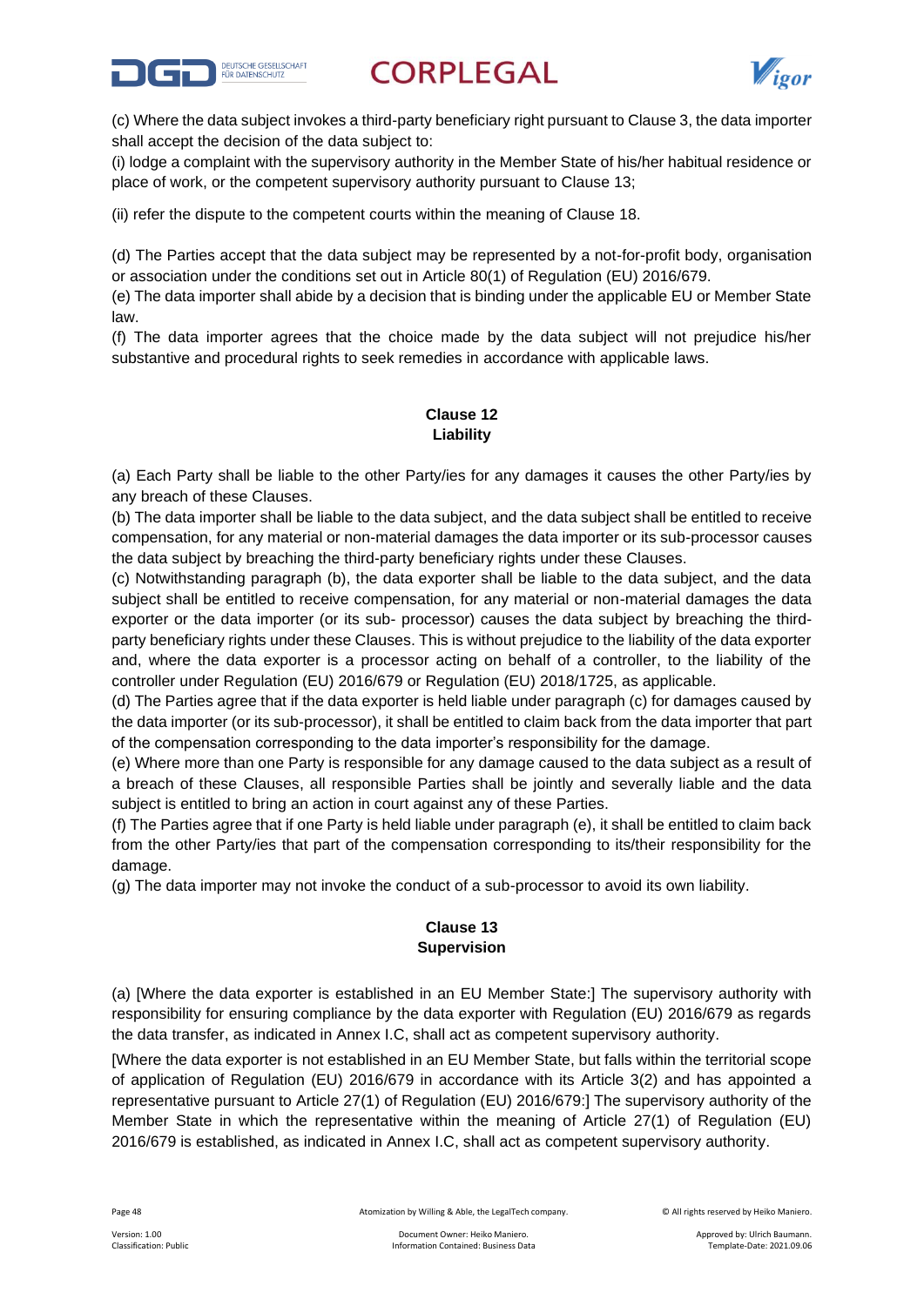(c) Where the data subject invokes a third-party beneficiary right pursuant to Clause 3, the data importer shall accept the decision of the data subject to:

(i) lodge a complaint with the supervisory authority in the Member State of his/her habitual residence or place of work, or the competent supervisory authority pursuant to Clause 13;

(ii) refer the dispute to the competent courts within the meaning of Clause 18.

(d) The Parties accept that the data subject may be represented by a not-for-profit body, organisation or association under the conditions set out in Article 80(1) of Regulation (EU) 2016/679.

(e) The data importer shall abide by a decision that is binding under the applicable EU or Member State law.

(f) The data importer agrees that the choice made by the data subject will not prejudice his/her substantive and procedural rights to seek remedies in accordance with applicable laws.

**Clause 12**
**Liability**

(a) Each Party shall be liable to the other Party/ies for any damages it causes the other Party/ies by any breach of these Clauses.

(b) The data importer shall be liable to the data subject, and the data subject shall be entitled to receive compensation, for any material or non-material damages the data importer or its sub-processor causes the data subject by breaching the third-party beneficiary rights under these Clauses.

(c) Notwithstanding paragraph (b), the data exporter shall be liable to the data subject, and the data subject shall be entitled to receive compensation, for any material or non-material damages the data exporter or the data importer (or its sub- processor) causes the data subject by breaching the third-party beneficiary rights under these Clauses. This is without prejudice to the liability of the data exporter and, where the data exporter is a processor acting on behalf of a controller, to the liability of the controller under Regulation (EU) 2016/679 or Regulation (EU) 2018/1725, as applicable.

(d) The Parties agree that if the data exporter is held liable under paragraph (c) for damages caused by the data importer (or its sub-processor), it shall be entitled to claim back from the data importer that part of the compensation corresponding to the data importer's responsibility for the damage.

(e) Where more than one Party is responsible for any damage caused to the data subject as a result of a breach of these Clauses, all responsible Parties shall be jointly and severally liable and the data subject is entitled to bring an action in court against any of these Parties.

(f) The Parties agree that if one Party is held liable under paragraph (e), it shall be entitled to claim back from the other Party/ies that part of the compensation corresponding to its/their responsibility for the damage.

(g) The data importer may not invoke the conduct of a sub-processor to avoid its own liability.

**Clause 13**
**Supervision**

(a) [Where the data exporter is established in an EU Member State:] The supervisory authority with responsibility for ensuring compliance by the data exporter with Regulation (EU) 2016/679 as regards the data transfer, as indicated in Annex I.C, shall act as competent supervisory authority.

[Where the data exporter is not established in an EU Member State, but falls within the territorial scope of application of Regulation (EU) 2016/679 in accordance with its Article 3(2) and has appointed a representative pursuant to Article 27(1) of Regulation (EU) 2016/679:] The supervisory authority of the Member State in which the representative within the meaning of Article 27(1) of Regulation (EU) 2016/679 is established, as indicated in Annex I.C, shall act as competent supervisory authority.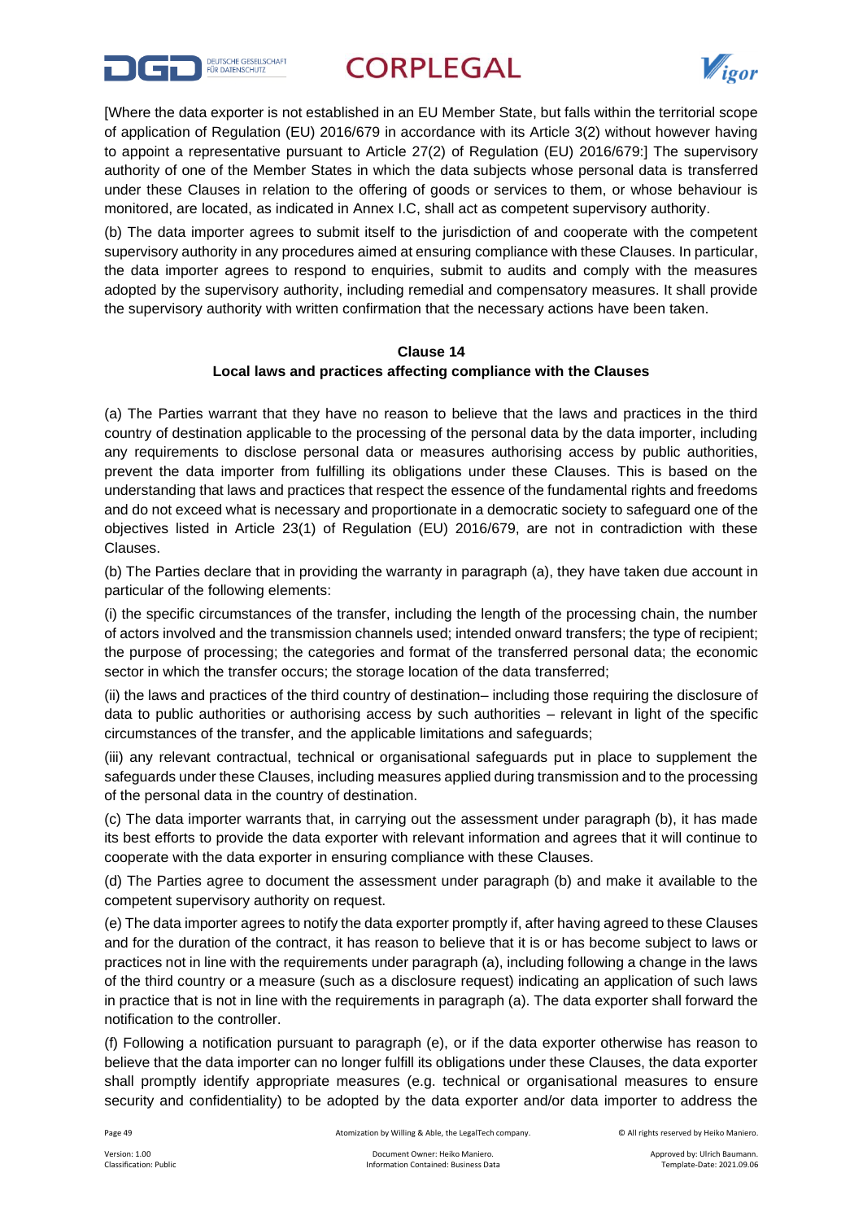[Where the data exporter is not established in an EU Member State, but falls within the territorial scope of application of Regulation (EU) 2016/679 in accordance with its Article 3(2) without however having to appoint a representative pursuant to Article 27(2) of Regulation (EU) 2016/679:] The supervisory authority of one of the Member States in which the data subjects whose personal data is transferred under these Clauses in relation to the offering of goods or services to them, or whose behaviour is monitored, are located, as indicated in Annex I.C, shall act as competent supervisory authority.

(b) The data importer agrees to submit itself to the jurisdiction of and cooperate with the competent supervisory authority in any procedures aimed at ensuring compliance with these Clauses. In particular, the data importer agrees to respond to enquiries, submit to audits and comply with the measures adopted by the supervisory authority, including remedial and compensatory measures. It shall provide the supervisory authority with written confirmation that the necessary actions have been taken.

**Clause 14**
**Local laws and practices affecting compliance with the Clauses**

(a) The Parties warrant that they have no reason to believe that the laws and practices in the third country of destination applicable to the processing of the personal data by the data importer, including any requirements to disclose personal data or measures authorising access by public authorities, prevent the data importer from fulfilling its obligations under these Clauses. This is based on the understanding that laws and practices that respect the essence of the fundamental rights and freedoms and do not exceed what is necessary and proportionate in a democratic society to safeguard one of the objectives listed in Article 23(1) of Regulation (EU) 2016/679, are not in contradiction with these Clauses.

(b) The Parties declare that in providing the warranty in paragraph (a), they have taken due account in particular of the following elements:

(i) the specific circumstances of the transfer, including the length of the processing chain, the number of actors involved and the transmission channels used; intended onward transfers; the type of recipient; the purpose of processing; the categories and format of the transferred personal data; the economic sector in which the transfer occurs; the storage location of the data transferred;

(ii) the laws and practices of the third country of destination– including those requiring the disclosure of data to public authorities or authorising access by such authorities – relevant in light of the specific circumstances of the transfer, and the applicable limitations and safeguards;

(iii) any relevant contractual, technical or organisational safeguards put in place to supplement the safeguards under these Clauses, including measures applied during transmission and to the processing of the personal data in the country of destination.

(c) The data importer warrants that, in carrying out the assessment under paragraph (b), it has made its best efforts to provide the data exporter with relevant information and agrees that it will continue to cooperate with the data exporter in ensuring compliance with these Clauses.

(d) The Parties agree to document the assessment under paragraph (b) and make it available to the competent supervisory authority on request.

(e) The data importer agrees to notify the data exporter promptly if, after having agreed to these Clauses and for the duration of the contract, it has reason to believe that it is or has become subject to laws or practices not in line with the requirements under paragraph (a), including following a change in the laws of the third country or a measure (such as a disclosure request) indicating an application of such laws in practice that is not in line with the requirements in paragraph (a). The data exporter shall forward the notification to the controller.

(f) Following a notification pursuant to paragraph (e), or if the data exporter otherwise has reason to believe that the data importer can no longer fulfill its obligations under these Clauses, the data exporter shall promptly identify appropriate measures (e.g. technical or organisational measures to ensure security and confidentiality) to be adopted by the data exporter and/or data importer to address the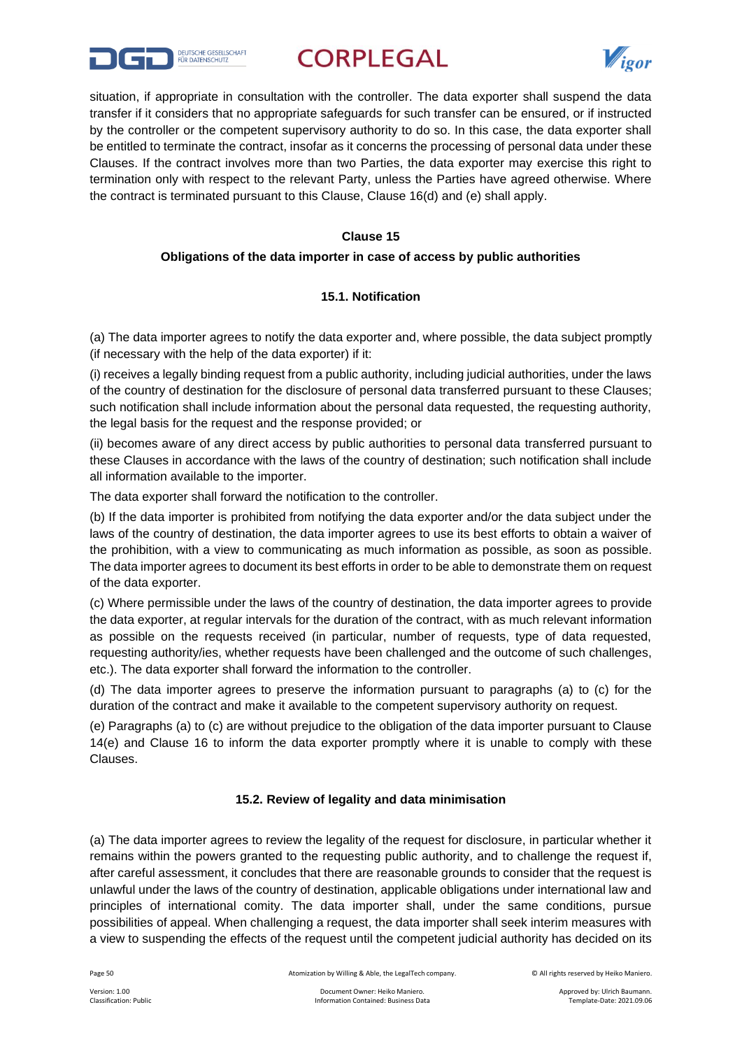situation, if appropriate in consultation with the controller. The data exporter shall suspend the data transfer if it considers that no appropriate safeguards for such transfer can be ensured, or if instructed by the controller or the competent supervisory authority to do so. In this case, the data exporter shall be entitled to terminate the contract, insofar as it concerns the processing of personal data under these Clauses. If the contract involves more than two Parties, the data exporter may exercise this right to termination only with respect to the relevant Party, unless the Parties have agreed otherwise. Where the contract is terminated pursuant to this Clause, Clause 16(d) and (e) shall apply.

**Clause 15**

**Obligations of the data importer in case of access by public authorities**

**15.1. Notification**

(a) The data importer agrees to notify the data exporter and, where possible, the data subject promptly (if necessary with the help of the data exporter) if it:

(i) receives a legally binding request from a public authority, including judicial authorities, under the laws of the country of destination for the disclosure of personal data transferred pursuant to these Clauses; such notification shall include information about the personal data requested, the requesting authority, the legal basis for the request and the response provided; or

(ii) becomes aware of any direct access by public authorities to personal data transferred pursuant to these Clauses in accordance with the laws of the country of destination; such notification shall include all information available to the importer.

The data exporter shall forward the notification to the controller.

(b) If the data importer is prohibited from notifying the data exporter and/or the data subject under the laws of the country of destination, the data importer agrees to use its best efforts to obtain a waiver of the prohibition, with a view to communicating as much information as possible, as soon as possible. The data importer agrees to document its best efforts in order to be able to demonstrate them on request of the data exporter.

(c) Where permissible under the laws of the country of destination, the data importer agrees to provide the data exporter, at regular intervals for the duration of the contract, with as much relevant information as possible on the requests received (in particular, number of requests, type of data requested, requesting authority/ies, whether requests have been challenged and the outcome of such challenges, etc.). The data exporter shall forward the information to the controller.

(d) The data importer agrees to preserve the information pursuant to paragraphs (a) to (c) for the duration of the contract and make it available to the competent supervisory authority on request.

(e) Paragraphs (a) to (c) are without prejudice to the obligation of the data importer pursuant to Clause 14(e) and Clause 16 to inform the data exporter promptly where it is unable to comply with these Clauses.

**15.2. Review of legality and data minimisation**

(a) The data importer agrees to review the legality of the request for disclosure, in particular whether it remains within the powers granted to the requesting public authority, and to challenge the request if, after careful assessment, it concludes that there are reasonable grounds to consider that the request is unlawful under the laws of the country of destination, applicable obligations under international law and principles of international comity. The data importer shall, under the same conditions, pursue possibilities of appeal. When challenging a request, the data importer shall seek interim measures with a view to suspending the effects of the request until the competent judicial authority has decided on its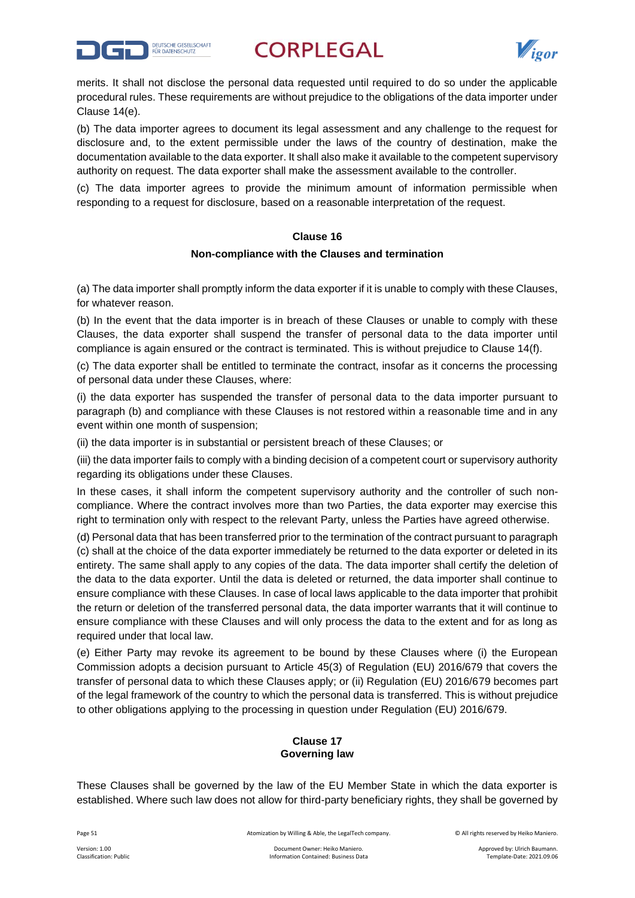merits. It shall not disclose the personal data requested until required to do so under the applicable procedural rules. These requirements are without prejudice to the obligations of the data importer under Clause 14(e).

(b) The data importer agrees to document its legal assessment and any challenge to the request for disclosure and, to the extent permissible under the laws of the country of destination, make the documentation available to the data exporter. It shall also make it available to the competent supervisory authority on request. The data exporter shall make the assessment available to the controller.

(c) The data importer agrees to provide the minimum amount of information permissible when responding to a request for disclosure, based on a reasonable interpretation of the request.

**Clause 16**

**Non-compliance with the Clauses and termination**

(a) The data importer shall promptly inform the data exporter if it is unable to comply with these Clauses, for whatever reason.

(b) In the event that the data importer is in breach of these Clauses or unable to comply with these Clauses, the data exporter shall suspend the transfer of personal data to the data importer until compliance is again ensured or the contract is terminated. This is without prejudice to Clause 14(f).

(c) The data exporter shall be entitled to terminate the contract, insofar as it concerns the processing of personal data under these Clauses, where:

(i) the data exporter has suspended the transfer of personal data to the data importer pursuant to paragraph (b) and compliance with these Clauses is not restored within a reasonable time and in any event within one month of suspension;

(ii) the data importer is in substantial or persistent breach of these Clauses; or

(iii) the data importer fails to comply with a binding decision of a competent court or supervisory authority regarding its obligations under these Clauses.

In these cases, it shall inform the competent supervisory authority and the controller of such non-compliance. Where the contract involves more than two Parties, the data exporter may exercise this right to termination only with respect to the relevant Party, unless the Parties have agreed otherwise.

(d) Personal data that has been transferred prior to the termination of the contract pursuant to paragraph (c) shall at the choice of the data exporter immediately be returned to the data exporter or deleted in its entirety. The same shall apply to any copies of the data. The data importer shall certify the deletion of the data to the data exporter. Until the data is deleted or returned, the data importer shall continue to ensure compliance with these Clauses. In case of local laws applicable to the data importer that prohibit the return or deletion of the transferred personal data, the data importer warrants that it will continue to ensure compliance with these Clauses and will only process the data to the extent and for as long as required under that local law.

(e) Either Party may revoke its agreement to be bound by these Clauses where (i) the European Commission adopts a decision pursuant to Article 45(3) of Regulation (EU) 2016/679 that covers the transfer of personal data to which these Clauses apply; or (ii) Regulation (EU) 2016/679 becomes part of the legal framework of the country to which the personal data is transferred. This is without prejudice to other obligations applying to the processing in question under Regulation (EU) 2016/679.

**Clause 17**
**Governing law**

These Clauses shall be governed by the law of the EU Member State in which the data exporter is established. Where such law does not allow for third-party beneficiary rights, they shall be governed by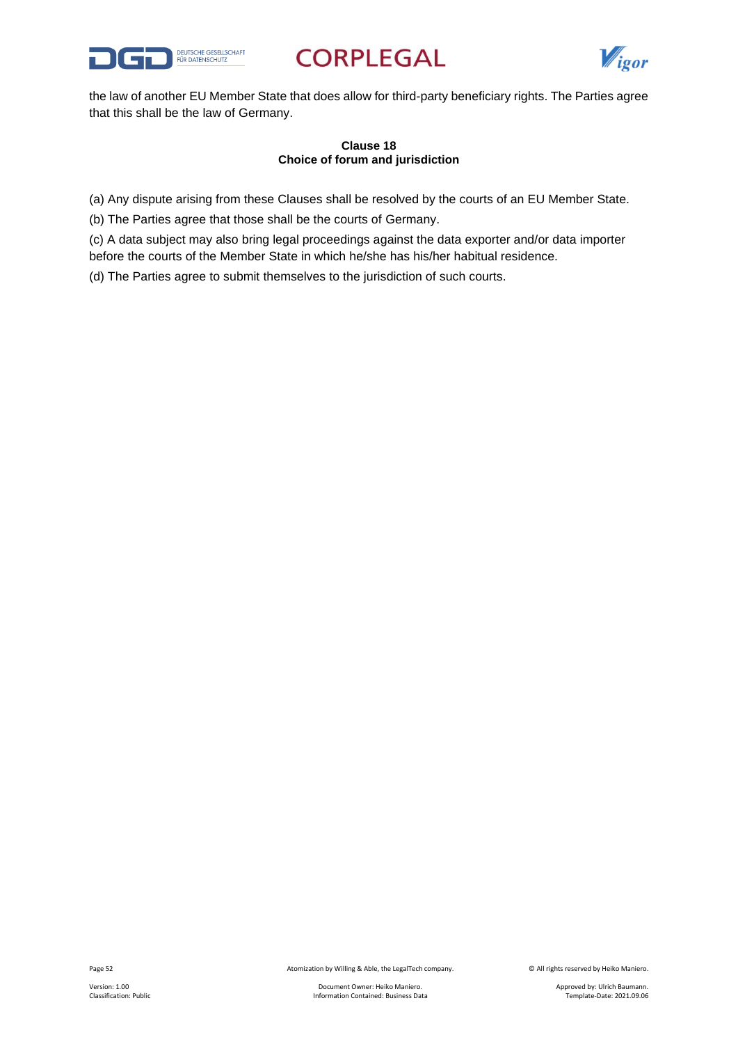the law of another EU Member State that does allow for third-party beneficiary rights. The Parties agree that this shall be the law of Germany.

**Clause 18**
**Choice of forum and jurisdiction**

(a) Any dispute arising from these Clauses shall be resolved by the courts of an EU Member State.

(b) The Parties agree that those shall be the courts of Germany.

(c) A data subject may also bring legal proceedings against the data exporter and/or data importer before the courts of the Member State in which he/she has his/her habitual residence.

(d) The Parties agree to submit themselves to the jurisdiction of such courts.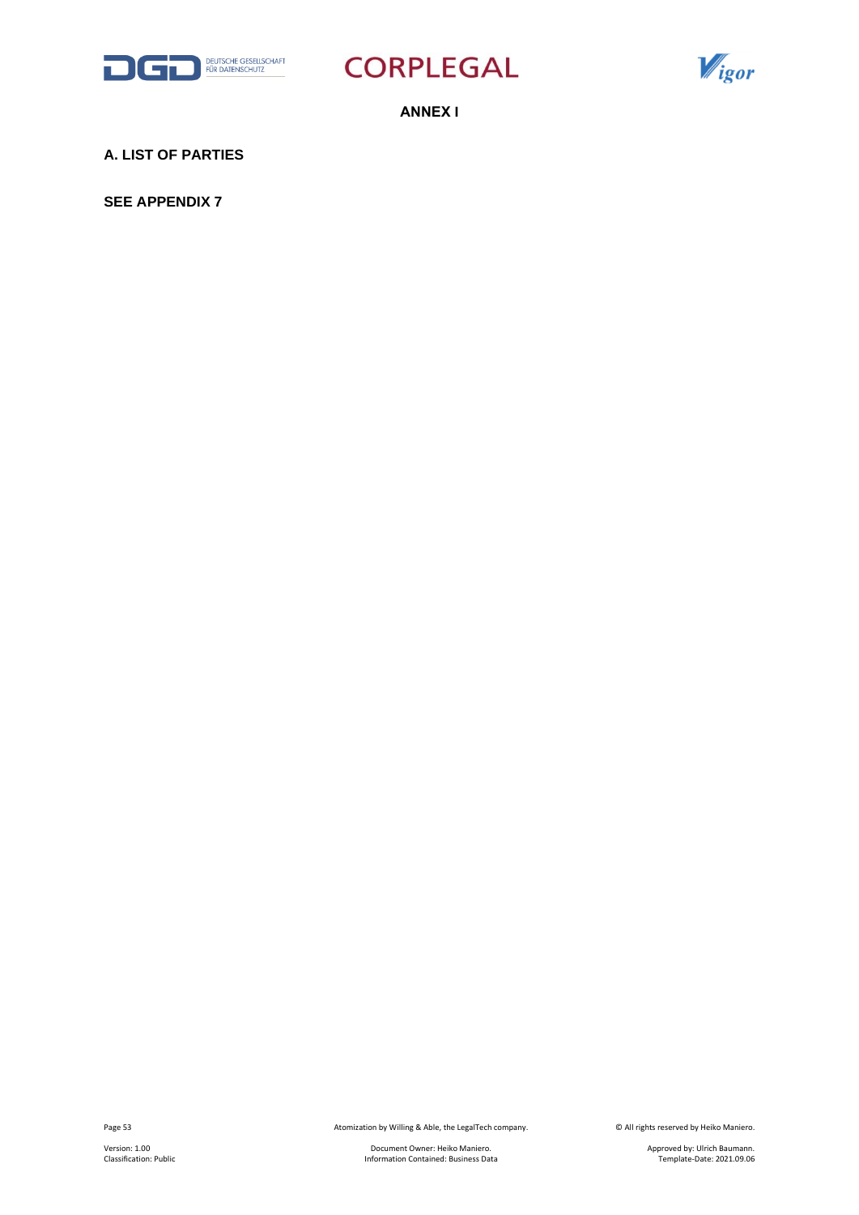# ANNEX I

## A. LIST OF PARTIES

**SEE APPENDIX 7**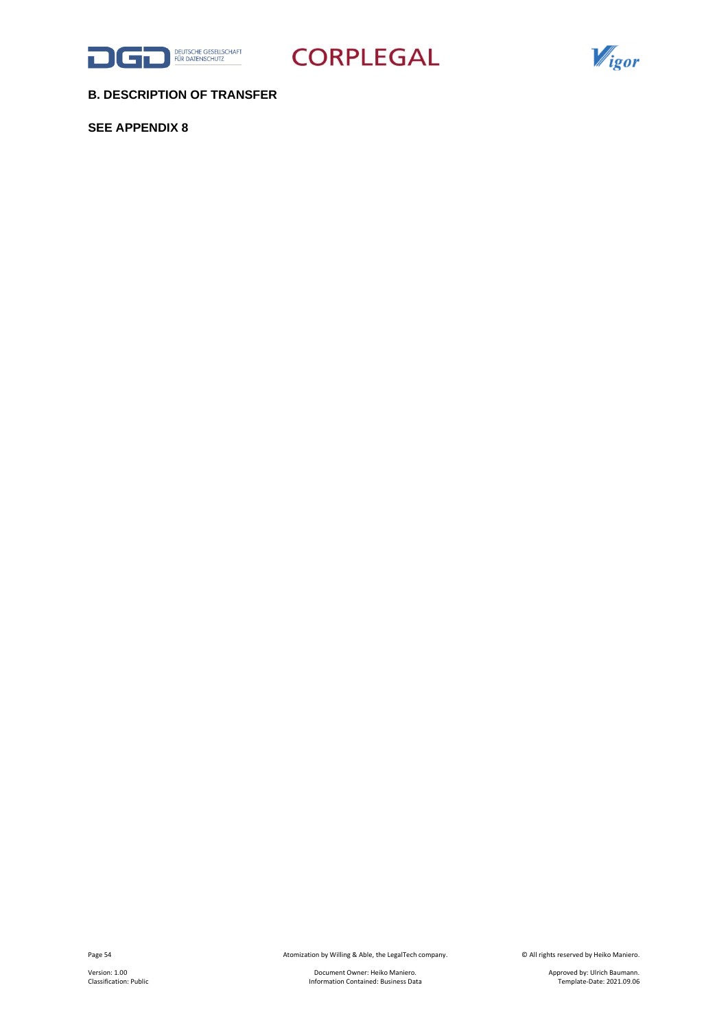## B. DESCRIPTION OF TRANSFER

**SEE APPENDIX 8**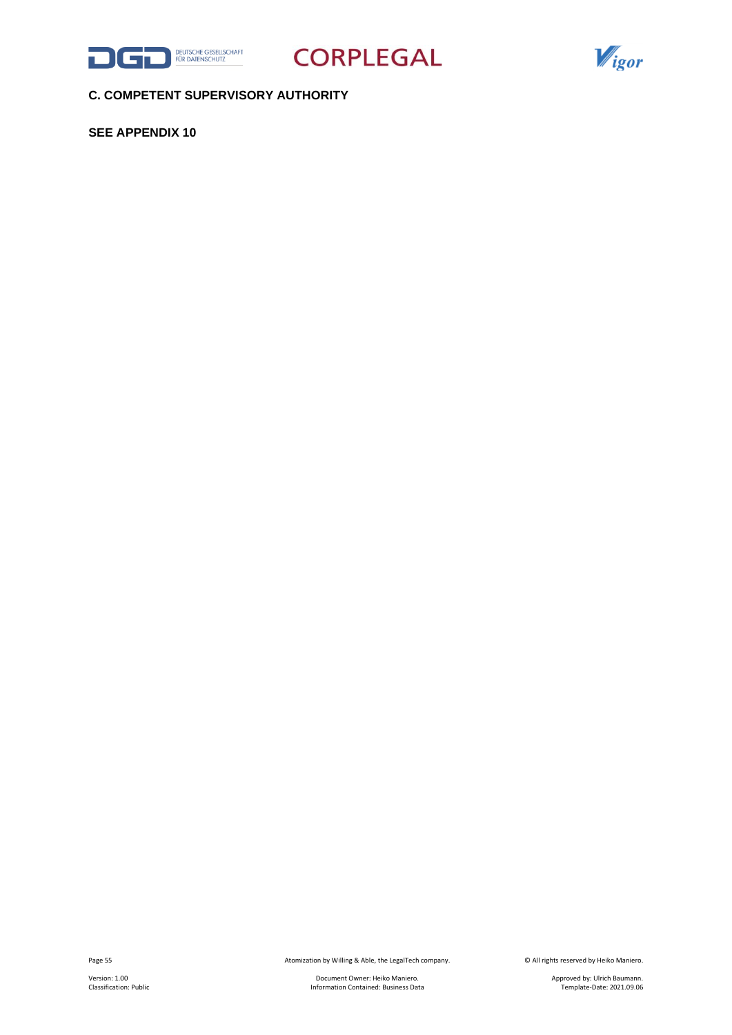## C. COMPETENT SUPERVISORY AUTHORITY

**SEE APPENDIX 10**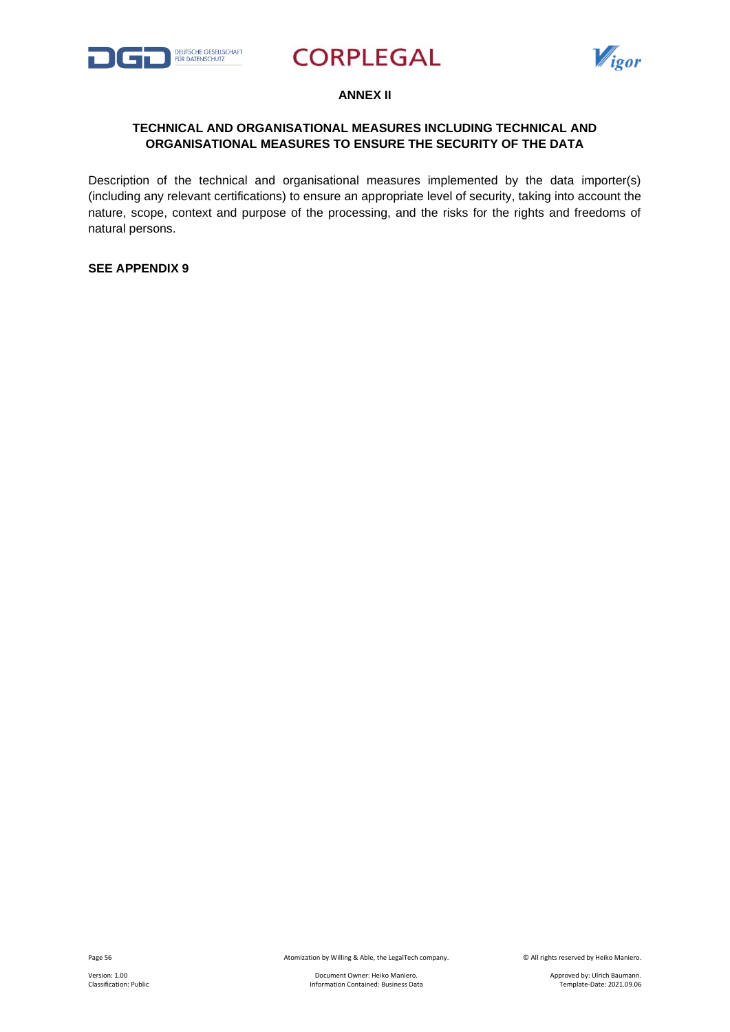## ANNEX II

### TECHNICAL AND ORGANISATIONAL MEASURES INCLUDING TECHNICAL AND ORGANISATIONAL MEASURES TO ENSURE THE SECURITY OF THE DATA

Description of the technical and organisational measures implemented by the data importer(s) (including any relevant certifications) to ensure an appropriate level of security, taking into account the nature, scope, context and purpose of the processing, and the risks for the rights and freedoms of natural persons.

**SEE APPENDIX 9**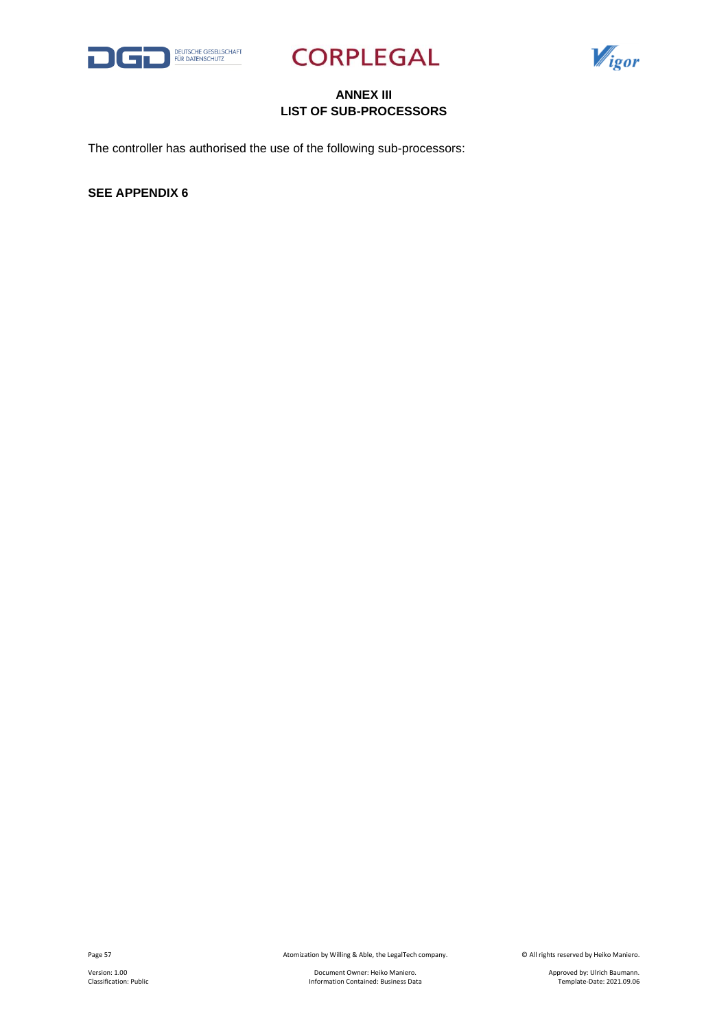# ANNEX III
## LIST OF SUB-PROCESSORS

The controller has authorised the use of the following sub-processors:

**SEE APPENDIX 6**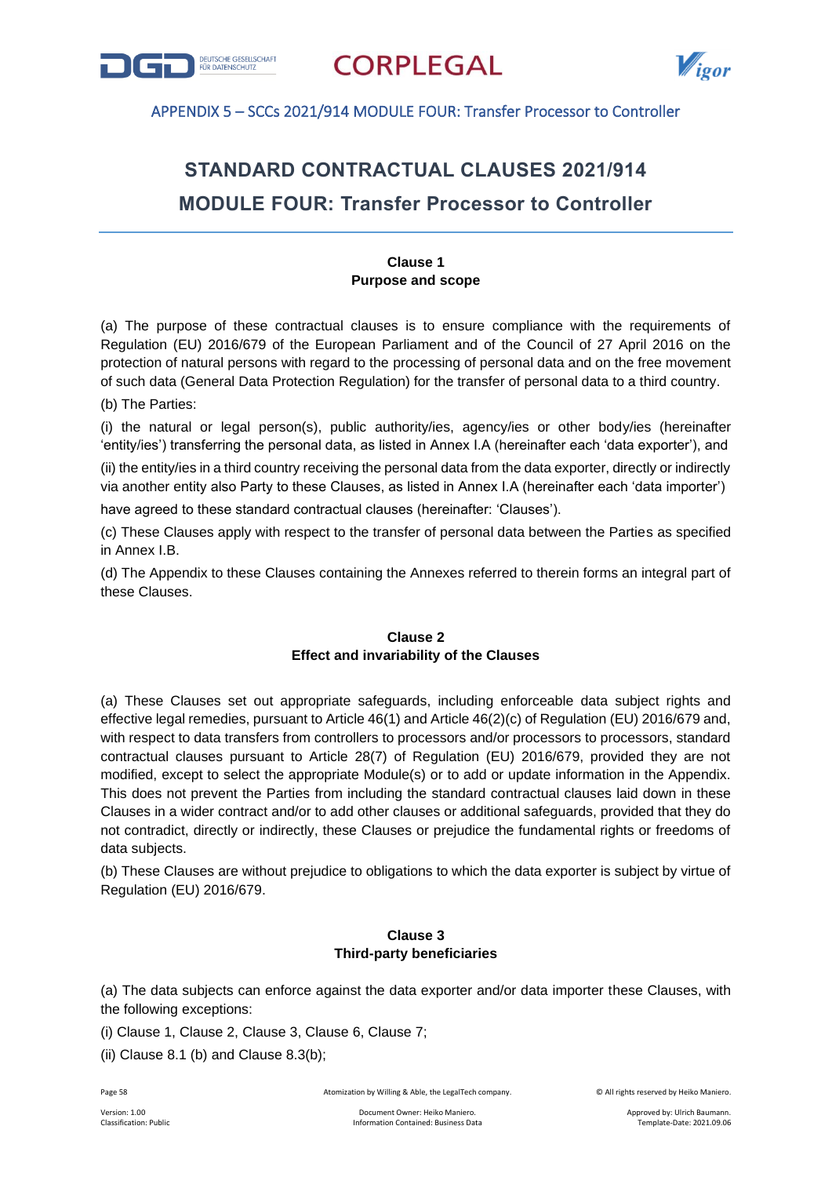# STANDARD CONTRACTUAL CLAUSES 2021/914

## MODULE FOUR: Transfer Processor to Controller

### Clause 1
### Purpose and scope

(a) The purpose of these contractual clauses is to ensure compliance with the requirements of Regulation (EU) 2016/679 of the European Parliament and of the Council of 27 April 2016 on the protection of natural persons with regard to the processing of personal data and on the free movement of such data (General Data Protection Regulation) for the transfer of personal data to a third country.

(b) The Parties:

(i) the natural or legal person(s), public authority/ies, agency/ies or other body/ies (hereinafter 'entity/ies') transferring the personal data, as listed in Annex I.A (hereinafter each 'data exporter'), and

(ii) the entity/ies in a third country receiving the personal data from the data exporter, directly or indirectly via another entity also Party to these Clauses, as listed in Annex I.A (hereinafter each 'data importer')

have agreed to these standard contractual clauses (hereinafter: 'Clauses').

(c) These Clauses apply with respect to the transfer of personal data between the Parties as specified in Annex I.B.

(d) The Appendix to these Clauses containing the Annexes referred to therein forms an integral part of these Clauses.

### Clause 2
### Effect and invariability of the Clauses

(a) These Clauses set out appropriate safeguards, including enforceable data subject rights and effective legal remedies, pursuant to Article 46(1) and Article 46(2)(c) of Regulation (EU) 2016/679 and, with respect to data transfers from controllers to processors and/or processors to processors, standard contractual clauses pursuant to Article 28(7) of Regulation (EU) 2016/679, provided they are not modified, except to select the appropriate Module(s) or to add or update information in the Appendix. This does not prevent the Parties from including the standard contractual clauses laid down in these Clauses in a wider contract and/or to add other clauses or additional safeguards, provided that they do not contradict, directly or indirectly, these Clauses or prejudice the fundamental rights or freedoms of data subjects.

(b) These Clauses are without prejudice to obligations to which the data exporter is subject by virtue of Regulation (EU) 2016/679.

### Clause 3
### Third-party beneficiaries

(a) The data subjects can enforce against the data exporter and/or data importer these Clauses, with the following exceptions:

(i) Clause 1, Clause 2, Clause 3, Clause 6, Clause 7;

(ii) Clause 8.1 (b) and Clause 8.3(b);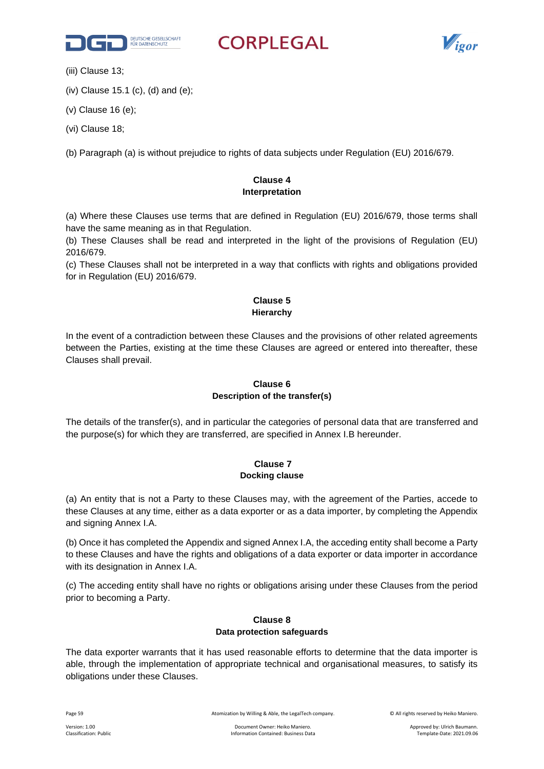(iii) Clause 13;

(iv) Clause 15.1 (c), (d) and (e);

(v) Clause 16 (e);

(vi) Clause 18;

(b) Paragraph (a) is without prejudice to rights of data subjects under Regulation (EU) 2016/679.

**Clause 4**
**Interpretation**

(a) Where these Clauses use terms that are defined in Regulation (EU) 2016/679, those terms shall have the same meaning as in that Regulation.
(b) These Clauses shall be read and interpreted in the light of the provisions of Regulation (EU) 2016/679.
(c) These Clauses shall not be interpreted in a way that conflicts with rights and obligations provided for in Regulation (EU) 2016/679.

**Clause 5**
**Hierarchy**

In the event of a contradiction between these Clauses and the provisions of other related agreements between the Parties, existing at the time these Clauses are agreed or entered into thereafter, these Clauses shall prevail.

**Clause 6**
**Description of the transfer(s)**

The details of the transfer(s), and in particular the categories of personal data that are transferred and the purpose(s) for which they are transferred, are specified in Annex I.B hereunder.

**Clause 7**
**Docking clause**

(a) An entity that is not a Party to these Clauses may, with the agreement of the Parties, accede to these Clauses at any time, either as a data exporter or as a data importer, by completing the Appendix and signing Annex I.A.

(b) Once it has completed the Appendix and signed Annex I.A, the acceding entity shall become a Party to these Clauses and have the rights and obligations of a data exporter or data importer in accordance with its designation in Annex I.A.

(c) The acceding entity shall have no rights or obligations arising under these Clauses from the period prior to becoming a Party.

**Clause 8**
**Data protection safeguards**

The data exporter warrants that it has used reasonable efforts to determine that the data importer is able, through the implementation of appropriate technical and organisational measures, to satisfy its obligations under these Clauses.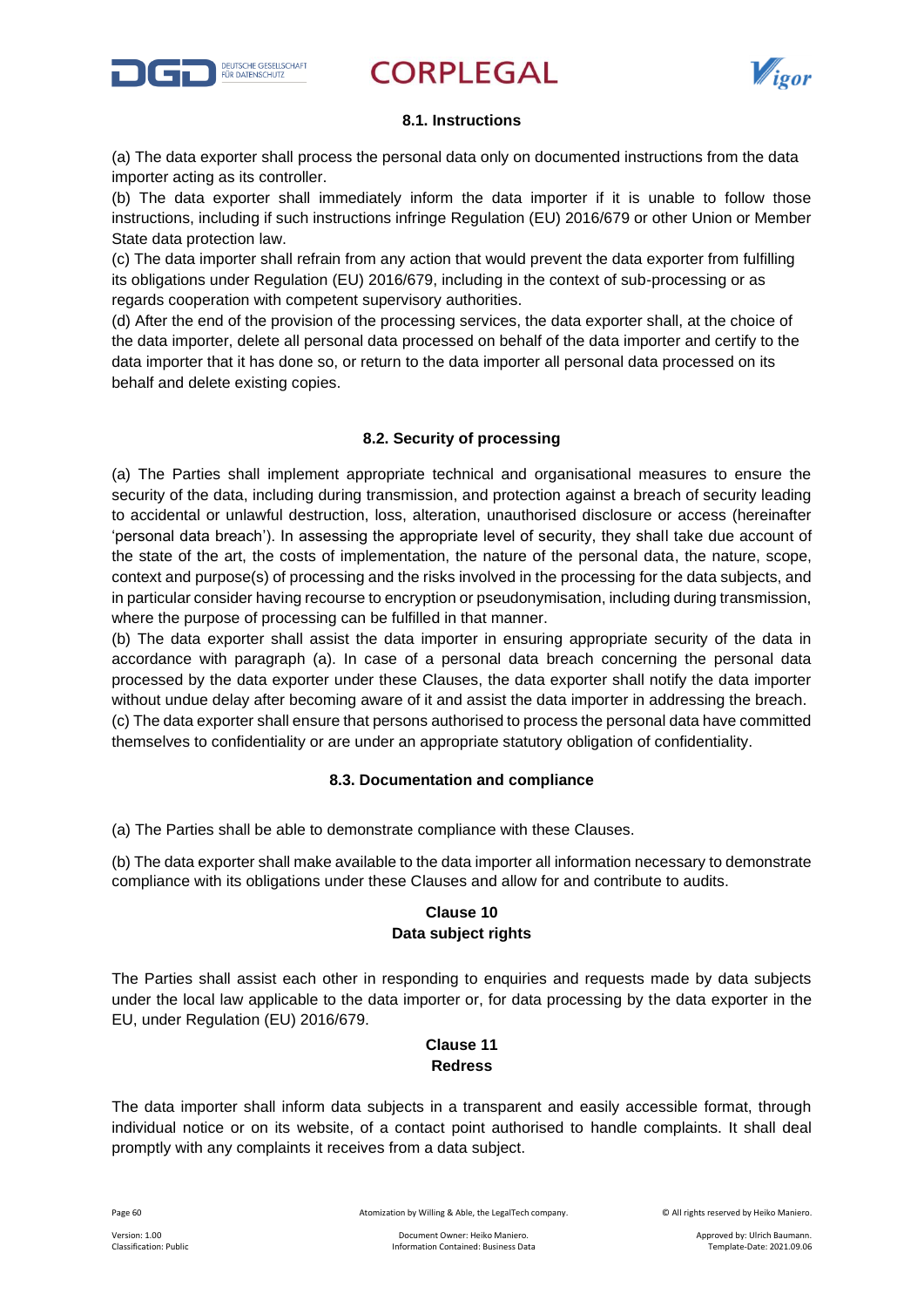#### 8.1. Instructions

(a) The data exporter shall process the personal data only on documented instructions from the data importer acting as its controller.
(b) The data exporter shall immediately inform the data importer if it is unable to follow those instructions, including if such instructions infringe Regulation (EU) 2016/679 or other Union or Member State data protection law.
(c) The data importer shall refrain from any action that would prevent the data exporter from fulfilling its obligations under Regulation (EU) 2016/679, including in the context of sub-processing or as regards cooperation with competent supervisory authorities.
(d) After the end of the provision of the processing services, the data exporter shall, at the choice of the data importer, delete all personal data processed on behalf of the data importer and certify to the data importer that it has done so, or return to the data importer all personal data processed on its behalf and delete existing copies.

#### 8.2. Security of processing

(a) The Parties shall implement appropriate technical and organisational measures to ensure the security of the data, including during transmission, and protection against a breach of security leading to accidental or unlawful destruction, loss, alteration, unauthorised disclosure or access (hereinafter 'personal data breach'). In assessing the appropriate level of security, they shall take due account of the state of the art, the costs of implementation, the nature of the personal data, the nature, scope, context and purpose(s) of processing and the risks involved in the processing for the data subjects, and in particular consider having recourse to encryption or pseudonymisation, including during transmission, where the purpose of processing can be fulfilled in that manner.
(b) The data exporter shall assist the data importer in ensuring appropriate security of the data in accordance with paragraph (a). In case of a personal data breach concerning the personal data processed by the data exporter under these Clauses, the data exporter shall notify the data importer without undue delay after becoming aware of it and assist the data importer in addressing the breach.
(c) The data exporter shall ensure that persons authorised to process the personal data have committed themselves to confidentiality or are under an appropriate statutory obligation of confidentiality.

#### 8.3. Documentation and compliance

(a) The Parties shall be able to demonstrate compliance with these Clauses.

(b) The data exporter shall make available to the data importer all information necessary to demonstrate compliance with its obligations under these Clauses and allow for and contribute to audits.

### Clause 10
### Data subject rights

The Parties shall assist each other in responding to enquiries and requests made by data subjects under the local law applicable to the data importer or, for data processing by the data exporter in the EU, under Regulation (EU) 2016/679.

### Clause 11
### Redress

The data importer shall inform data subjects in a transparent and easily accessible format, through individual notice or on its website, of a contact point authorised to handle complaints. It shall deal promptly with any complaints it receives from a data subject.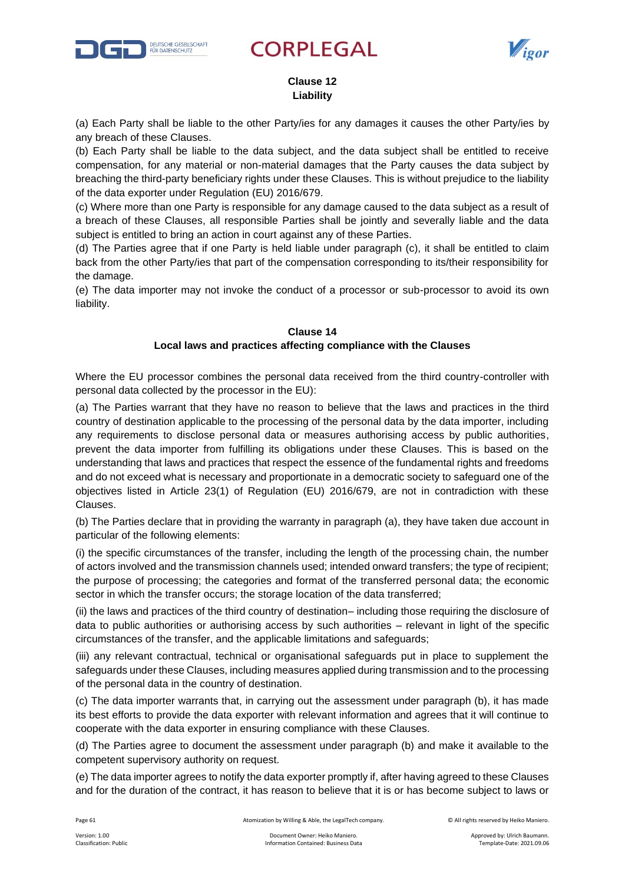## Clause 12
## Liability

(a) Each Party shall be liable to the other Party/ies for any damages it causes the other Party/ies by any breach of these Clauses.
(b) Each Party shall be liable to the data subject, and the data subject shall be entitled to receive compensation, for any material or non-material damages that the Party causes the data subject by breaching the third-party beneficiary rights under these Clauses. This is without prejudice to the liability of the data exporter under Regulation (EU) 2016/679.
(c) Where more than one Party is responsible for any damage caused to the data subject as a result of a breach of these Clauses, all responsible Parties shall be jointly and severally liable and the data subject is entitled to bring an action in court against any of these Parties.
(d) The Parties agree that if one Party is held liable under paragraph (c), it shall be entitled to claim back from the other Party/ies that part of the compensation corresponding to its/their responsibility for the damage.
(e) The data importer may not invoke the conduct of a processor or sub-processor to avoid its own liability.

## Clause 14
## Local laws and practices affecting compliance with the Clauses

Where the EU processor combines the personal data received from the third country-controller with personal data collected by the processor in the EU):

(a) The Parties warrant that they have no reason to believe that the laws and practices in the third country of destination applicable to the processing of the personal data by the data importer, including any requirements to disclose personal data or measures authorising access by public authorities, prevent the data importer from fulfilling its obligations under these Clauses. This is based on the understanding that laws and practices that respect the essence of the fundamental rights and freedoms and do not exceed what is necessary and proportionate in a democratic society to safeguard one of the objectives listed in Article 23(1) of Regulation (EU) 2016/679, are not in contradiction with these Clauses.

(b) The Parties declare that in providing the warranty in paragraph (a), they have taken due account in particular of the following elements:

(i) the specific circumstances of the transfer, including the length of the processing chain, the number of actors involved and the transmission channels used; intended onward transfers; the type of recipient; the purpose of processing; the categories and format of the transferred personal data; the economic sector in which the transfer occurs; the storage location of the data transferred;

(ii) the laws and practices of the third country of destination– including those requiring the disclosure of data to public authorities or authorising access by such authorities – relevant in light of the specific circumstances of the transfer, and the applicable limitations and safeguards;

(iii) any relevant contractual, technical or organisational safeguards put in place to supplement the safeguards under these Clauses, including measures applied during transmission and to the processing of the personal data in the country of destination.

(c) The data importer warrants that, in carrying out the assessment under paragraph (b), it has made its best efforts to provide the data exporter with relevant information and agrees that it will continue to cooperate with the data exporter in ensuring compliance with these Clauses.

(d) The Parties agree to document the assessment under paragraph (b) and make it available to the competent supervisory authority on request.

(e) The data importer agrees to notify the data exporter promptly if, after having agreed to these Clauses and for the duration of the contract, it has reason to believe that it is or has become subject to laws or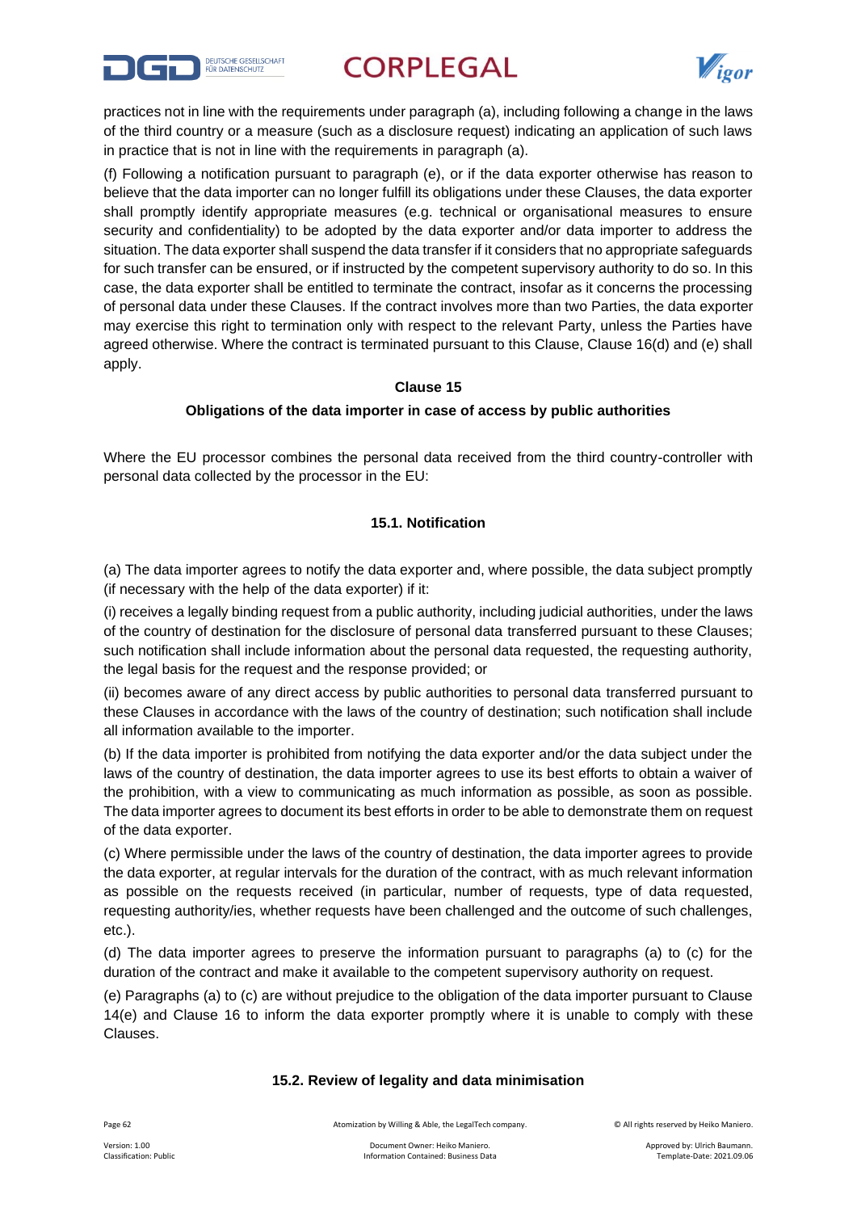practices not in line with the requirements under paragraph (a), including following a change in the laws of the third country or a measure (such as a disclosure request) indicating an application of such laws in practice that is not in line with the requirements in paragraph (a).

(f) Following a notification pursuant to paragraph (e), or if the data exporter otherwise has reason to believe that the data importer can no longer fulfill its obligations under these Clauses, the data exporter shall promptly identify appropriate measures (e.g. technical or organisational measures to ensure security and confidentiality) to be adopted by the data exporter and/or data importer to address the situation. The data exporter shall suspend the data transfer if it considers that no appropriate safeguards for such transfer can be ensured, or if instructed by the competent supervisory authority to do so. In this case, the data exporter shall be entitled to terminate the contract, insofar as it concerns the processing of personal data under these Clauses. If the contract involves more than two Parties, the data exporter may exercise this right to termination only with respect to the relevant Party, unless the Parties have agreed otherwise. Where the contract is terminated pursuant to this Clause, Clause 16(d) and (e) shall apply.

**Clause 15**

**Obligations of the data importer in case of access by public authorities**

Where the EU processor combines the personal data received from the third country-controller with personal data collected by the processor in the EU:

**15.1. Notification**

(a) The data importer agrees to notify the data exporter and, where possible, the data subject promptly (if necessary with the help of the data exporter) if it:

(i) receives a legally binding request from a public authority, including judicial authorities, under the laws of the country of destination for the disclosure of personal data transferred pursuant to these Clauses; such notification shall include information about the personal data requested, the requesting authority, the legal basis for the request and the response provided; or

(ii) becomes aware of any direct access by public authorities to personal data transferred pursuant to these Clauses in accordance with the laws of the country of destination; such notification shall include all information available to the importer.

(b) If the data importer is prohibited from notifying the data exporter and/or the data subject under the laws of the country of destination, the data importer agrees to use its best efforts to obtain a waiver of the prohibition, with a view to communicating as much information as possible, as soon as possible. The data importer agrees to document its best efforts in order to be able to demonstrate them on request of the data exporter.

(c) Where permissible under the laws of the country of destination, the data importer agrees to provide the data exporter, at regular intervals for the duration of the contract, with as much relevant information as possible on the requests received (in particular, number of requests, type of data requested, requesting authority/ies, whether requests have been challenged and the outcome of such challenges, etc.).

(d) The data importer agrees to preserve the information pursuant to paragraphs (a) to (c) for the duration of the contract and make it available to the competent supervisory authority on request.

(e) Paragraphs (a) to (c) are without prejudice to the obligation of the data importer pursuant to Clause 14(e) and Clause 16 to inform the data exporter promptly where it is unable to comply with these Clauses.

**15.2. Review of legality and data minimisation**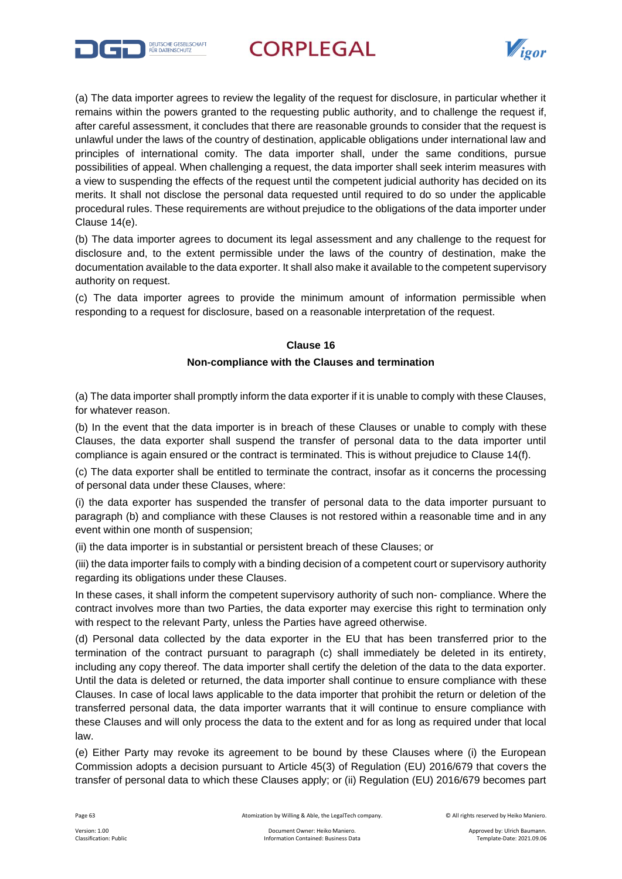(a) The data importer agrees to review the legality of the request for disclosure, in particular whether it remains within the powers granted to the requesting public authority, and to challenge the request if, after careful assessment, it concludes that there are reasonable grounds to consider that the request is unlawful under the laws of the country of destination, applicable obligations under international law and principles of international comity. The data importer shall, under the same conditions, pursue possibilities of appeal. When challenging a request, the data importer shall seek interim measures with a view to suspending the effects of the request until the competent judicial authority has decided on its merits. It shall not disclose the personal data requested until required to do so under the applicable procedural rules. These requirements are without prejudice to the obligations of the data importer under Clause 14(e).

(b) The data importer agrees to document its legal assessment and any challenge to the request for disclosure and, to the extent permissible under the laws of the country of destination, make the documentation available to the data exporter. It shall also make it available to the competent supervisory authority on request.

(c) The data importer agrees to provide the minimum amount of information permissible when responding to a request for disclosure, based on a reasonable interpretation of the request.

**Clause 16**

**Non-compliance with the Clauses and termination**

(a) The data importer shall promptly inform the data exporter if it is unable to comply with these Clauses, for whatever reason.

(b) In the event that the data importer is in breach of these Clauses or unable to comply with these Clauses, the data exporter shall suspend the transfer of personal data to the data importer until compliance is again ensured or the contract is terminated. This is without prejudice to Clause 14(f).

(c) The data exporter shall be entitled to terminate the contract, insofar as it concerns the processing of personal data under these Clauses, where:

(i) the data exporter has suspended the transfer of personal data to the data importer pursuant to paragraph (b) and compliance with these Clauses is not restored within a reasonable time and in any event within one month of suspension;

(ii) the data importer is in substantial or persistent breach of these Clauses; or

(iii) the data importer fails to comply with a binding decision of a competent court or supervisory authority regarding its obligations under these Clauses.

In these cases, it shall inform the competent supervisory authority of such non- compliance. Where the contract involves more than two Parties, the data exporter may exercise this right to termination only with respect to the relevant Party, unless the Parties have agreed otherwise.

(d) Personal data collected by the data exporter in the EU that has been transferred prior to the termination of the contract pursuant to paragraph (c) shall immediately be deleted in its entirety, including any copy thereof. The data importer shall certify the deletion of the data to the data exporter. Until the data is deleted or returned, the data importer shall continue to ensure compliance with these Clauses. In case of local laws applicable to the data importer that prohibit the return or deletion of the transferred personal data, the data importer warrants that it will continue to ensure compliance with these Clauses and will only process the data to the extent and for as long as required under that local law.

(e) Either Party may revoke its agreement to be bound by these Clauses where (i) the European Commission adopts a decision pursuant to Article 45(3) of Regulation (EU) 2016/679 that covers the transfer of personal data to which these Clauses apply; or (ii) Regulation (EU) 2016/679 becomes part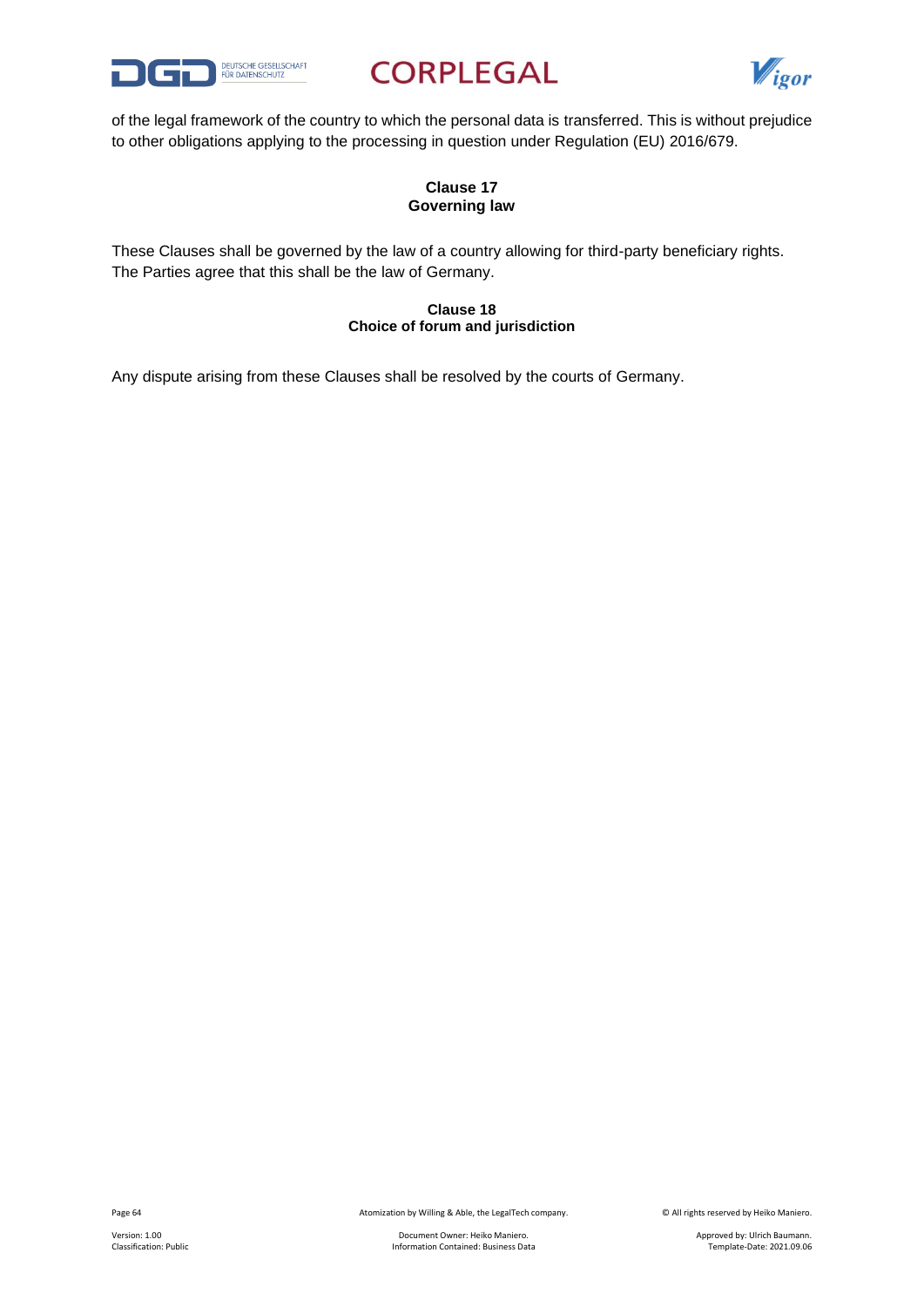of the legal framework of the country to which the personal data is transferred. This is without prejudice to other obligations applying to the processing in question under Regulation (EU) 2016/679.

**Clause 17**
**Governing law**

These Clauses shall be governed by the law of a country allowing for third-party beneficiary rights. The Parties agree that this shall be the law of Germany.

**Clause 18**
**Choice of forum and jurisdiction**

Any dispute arising from these Clauses shall be resolved by the courts of Germany.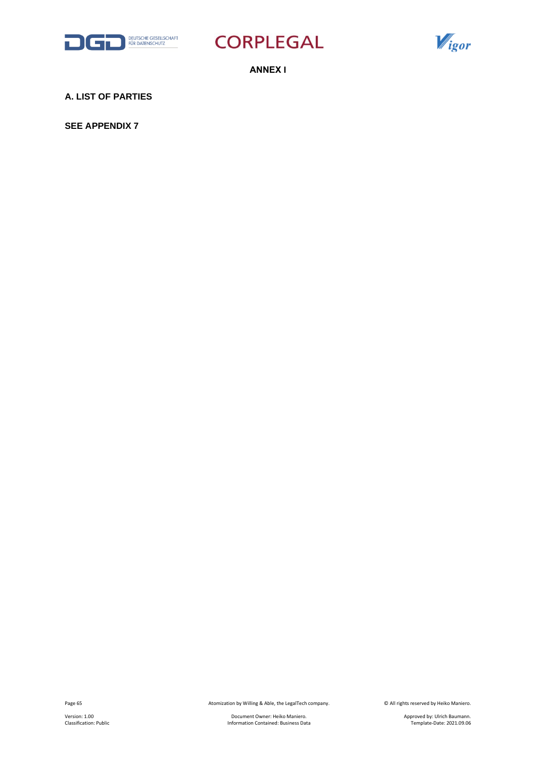# ANNEX I

## A. LIST OF PARTIES

**SEE APPENDIX 7**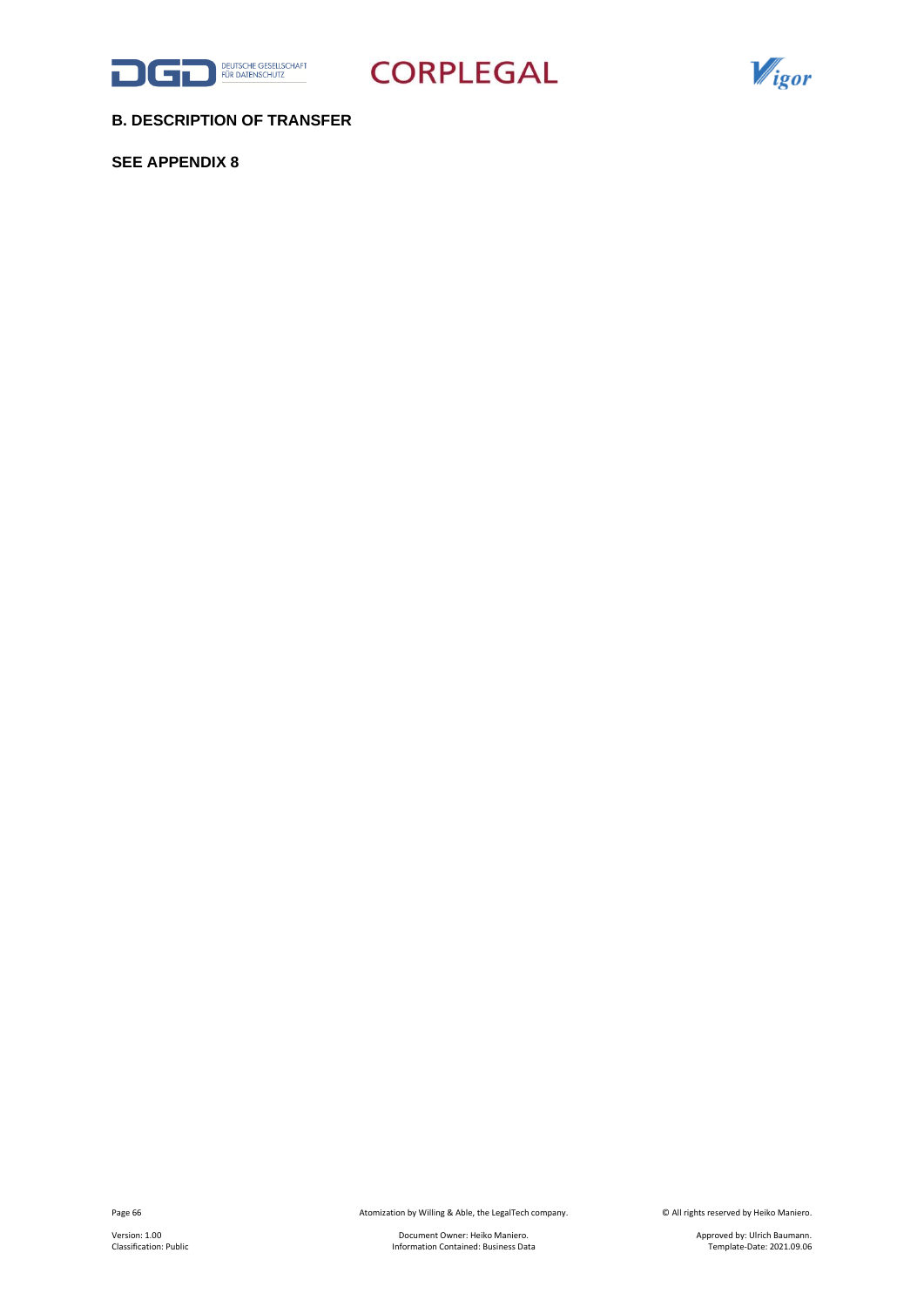## B. DESCRIPTION OF TRANSFER

**SEE APPENDIX 8**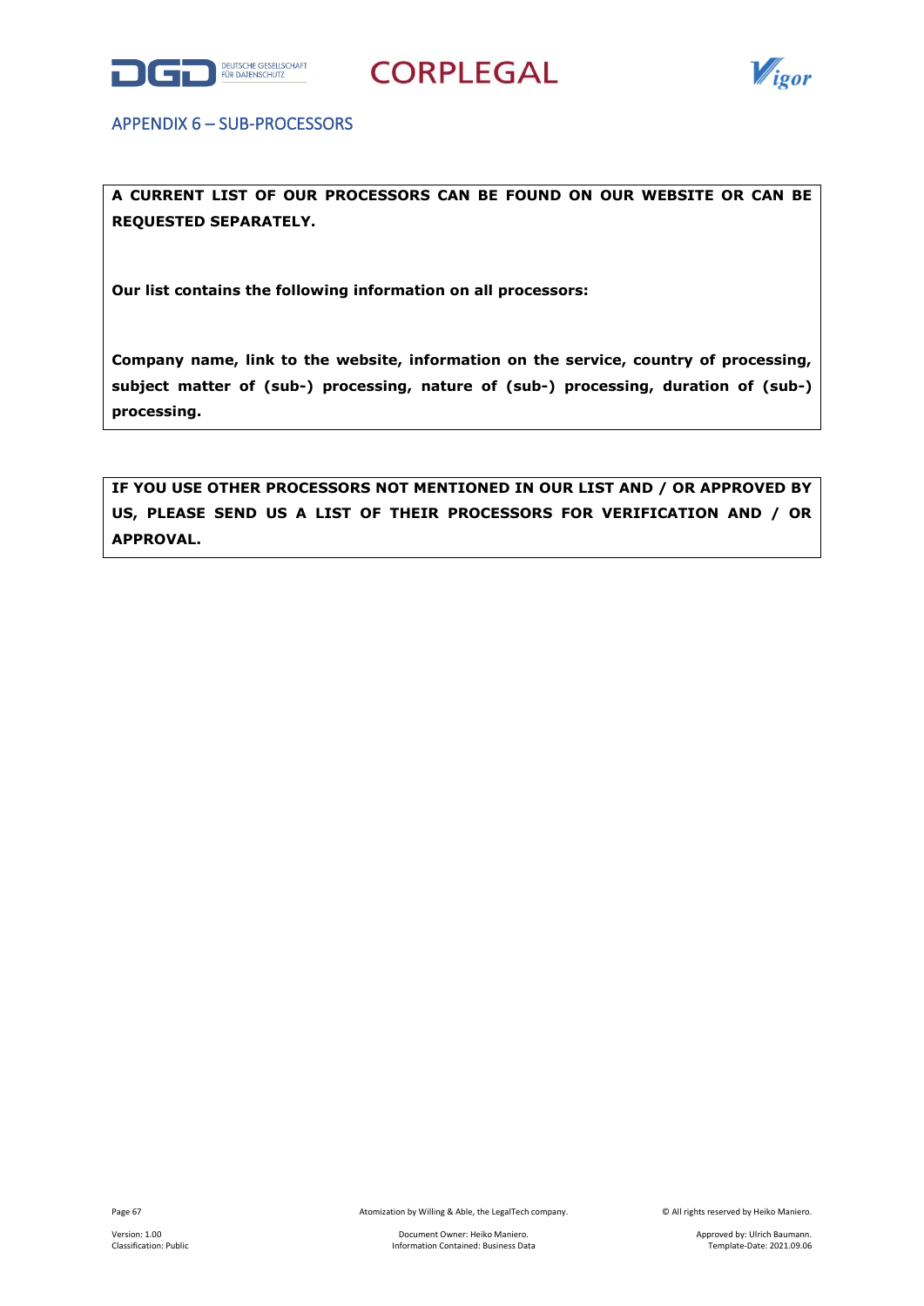## APPENDIX 6 – SUB-PROCESSORS

**A CURRENT LIST OF OUR PROCESSORS CAN BE FOUND ON OUR WEBSITE OR CAN BE REQUESTED SEPARATELY.**

**Our list contains the following information on all processors:**

**Company name, link to the website, information on the service, country of processing, subject matter of (sub-) processing, nature of (sub-) processing, duration of (sub-) processing.**

**IF YOU USE OTHER PROCESSORS NOT MENTIONED IN OUR LIST AND / OR APPROVED BY US, PLEASE SEND US A LIST OF THEIR PROCESSORS FOR VERIFICATION AND / OR APPROVAL.**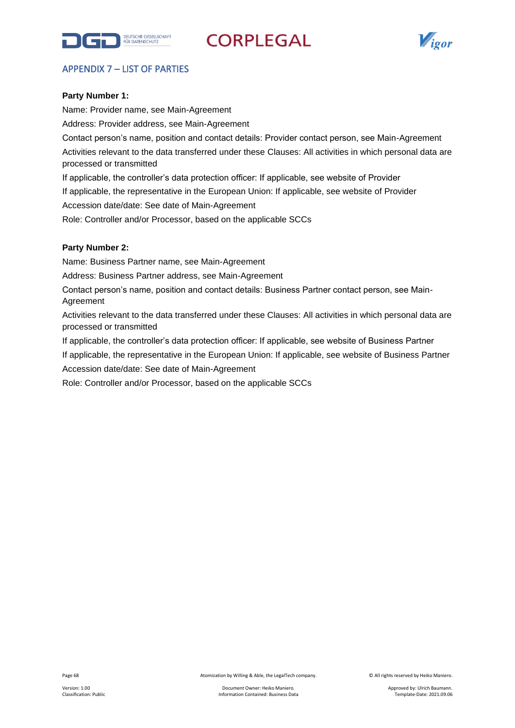## APPENDIX 7 – LIST OF PARTIES

**Party Number 1:**

Name: Provider name, see Main-Agreement

Address: Provider address, see Main-Agreement

Contact person's name, position and contact details: Provider contact person, see Main-Agreement

Activities relevant to the data transferred under these Clauses: All activities in which personal data are processed or transmitted

If applicable, the controller's data protection officer: If applicable, see website of Provider

If applicable, the representative in the European Union: If applicable, see website of Provider

Accession date/date: See date of Main-Agreement

Role: Controller and/or Processor, based on the applicable SCCs

**Party Number 2:**

Name: Business Partner name, see Main-Agreement

Address: Business Partner address, see Main-Agreement

Contact person's name, position and contact details: Business Partner contact person, see Main-Agreement

Activities relevant to the data transferred under these Clauses: All activities in which personal data are processed or transmitted

If applicable, the controller's data protection officer: If applicable, see website of Business Partner

If applicable, the representative in the European Union: If applicable, see website of Business Partner

Accession date/date: See date of Main-Agreement

Role: Controller and/or Processor, based on the applicable SCCs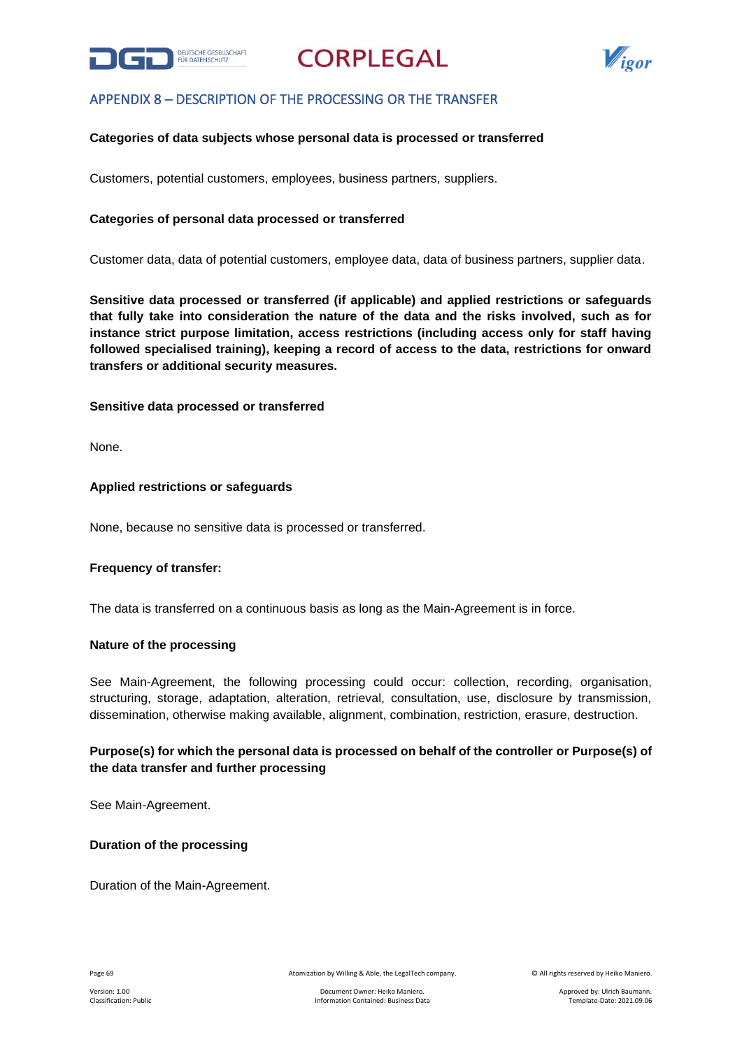## APPENDIX 8 – DESCRIPTION OF THE PROCESSING OR THE TRANSFER

**Categories of data subjects whose personal data is processed or transferred**

Customers, potential customers, employees, business partners, suppliers.

**Categories of personal data processed or transferred**

Customer data, data of potential customers, employee data, data of business partners, supplier data.

**Sensitive data processed or transferred (if applicable) and applied restrictions or safeguards that fully take into consideration the nature of the data and the risks involved, such as for instance strict purpose limitation, access restrictions (including access only for staff having followed specialised training), keeping a record of access to the data, restrictions for onward transfers or additional security measures.**

**Sensitive data processed or transferred**

None.

**Applied restrictions or safeguards**

None, because no sensitive data is processed or transferred.

**Frequency of transfer:**

The data is transferred on a continuous basis as long as the Main-Agreement is in force.

**Nature of the processing**

See Main-Agreement, the following processing could occur: collection, recording, organisation, structuring, storage, adaptation, alteration, retrieval, consultation, use, disclosure by transmission, dissemination, otherwise making available, alignment, combination, restriction, erasure, destruction.

**Purpose(s) for which the personal data is processed on behalf of the controller or Purpose(s) of the data transfer and further processing**

See Main-Agreement.

**Duration of the processing**

Duration of the Main-Agreement.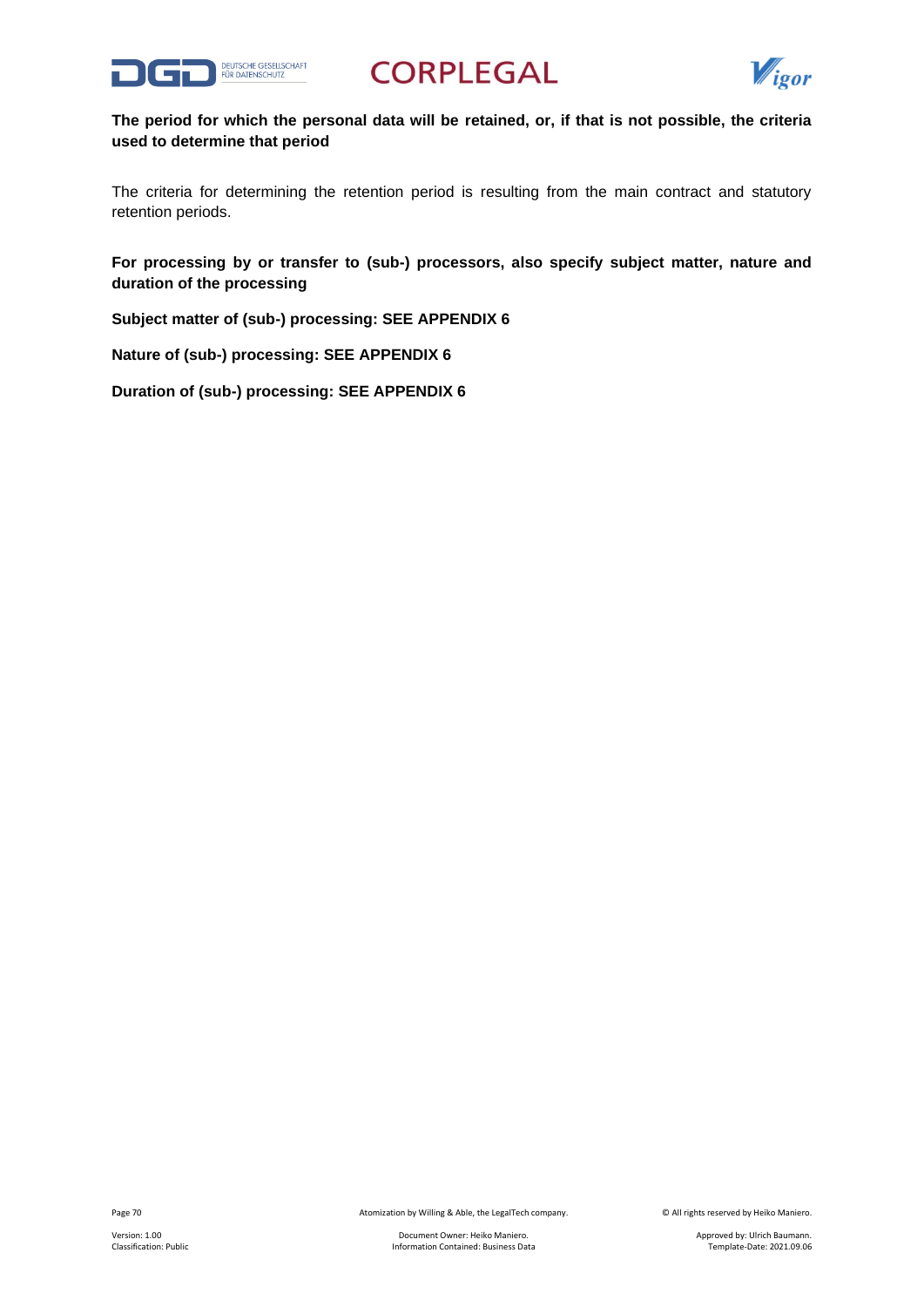**The period for which the personal data will be retained, or, if that is not possible, the criteria used to determine that period**

The criteria for determining the retention period is resulting from the main contract and statutory retention periods.

**For processing by or transfer to (sub-) processors, also specify subject matter, nature and duration of the processing**

**Subject matter of (sub-) processing: SEE APPENDIX 6**

**Nature of (sub-) processing: SEE APPENDIX 6**

**Duration of (sub-) processing: SEE APPENDIX 6**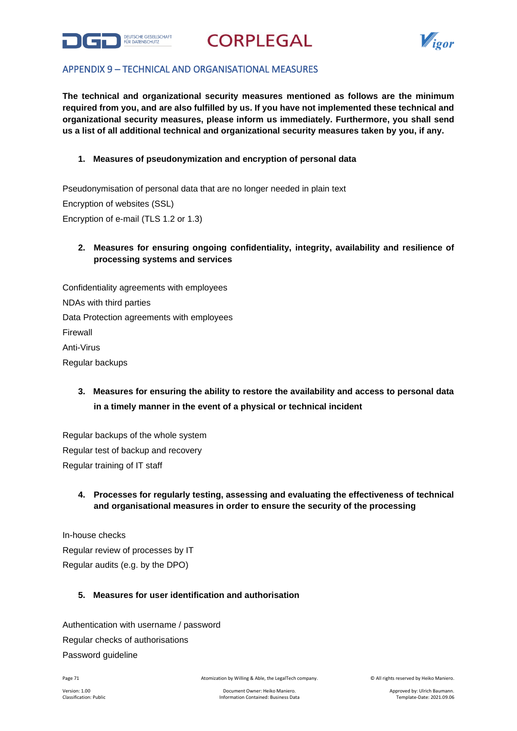## APPENDIX 9 – TECHNICAL AND ORGANISATIONAL MEASURES

**The technical and organizational security measures mentioned as follows are the minimum required from you, and are also fulfilled by us. If you have not implemented these technical and organizational security measures, please inform us immediately. Furthermore, you shall send us a list of all additional technical and organizational security measures taken by you, if any.**

### 1. Measures of pseudonymization and encryption of personal data

Pseudonymisation of personal data that are no longer needed in plain text

Encryption of websites (SSL)

Encryption of e-mail (TLS 1.2 or 1.3)

### 2. Measures for ensuring ongoing confidentiality, integrity, availability and resilience of processing systems and services

Confidentiality agreements with employees

NDAs with third parties

Data Protection agreements with employees

Firewall

Anti-Virus

Regular backups

### 3. Measures for ensuring the ability to restore the availability and access to personal data in a timely manner in the event of a physical or technical incident

Regular backups of the whole system

Regular test of backup and recovery

Regular training of IT staff

### 4. Processes for regularly testing, assessing and evaluating the effectiveness of technical and organisational measures in order to ensure the security of the processing

In-house checks

Regular review of processes by IT

Regular audits (e.g. by the DPO)

### 5. Measures for user identification and authorisation

Authentication with username / password

Regular checks of authorisations

Password guideline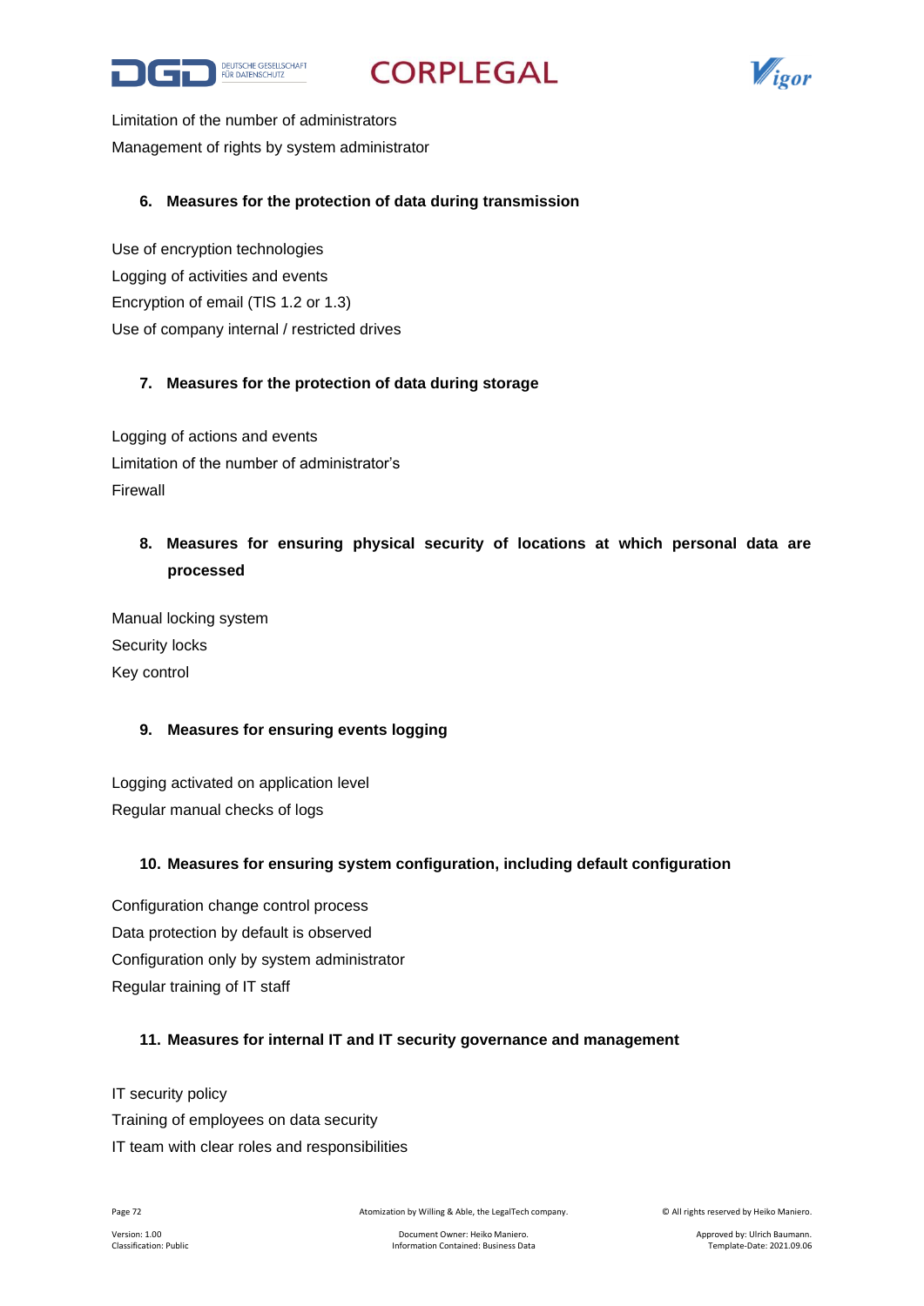Limitation of the number of administrators

Management of rights by system administrator

6. **Measures for the protection of data during transmission**

Use of encryption technologies

Logging of activities and events

Encryption of email (TlS 1.2 or 1.3)

Use of company internal / restricted drives

7. **Measures for the protection of data during storage**

Logging of actions and events

Limitation of the number of administrator's

Firewall

8. **Measures for ensuring physical security of locations at which personal data are processed**

Manual locking system

Security locks

Key control

9. **Measures for ensuring events logging**

Logging activated on application level

Regular manual checks of logs

10. **Measures for ensuring system configuration, including default configuration**

Configuration change control process

Data protection by default is observed

Configuration only by system administrator

Regular training of IT staff

11. **Measures for internal IT and IT security governance and management**

IT security policy

Training of employees on data security

IT team with clear roles and responsibilities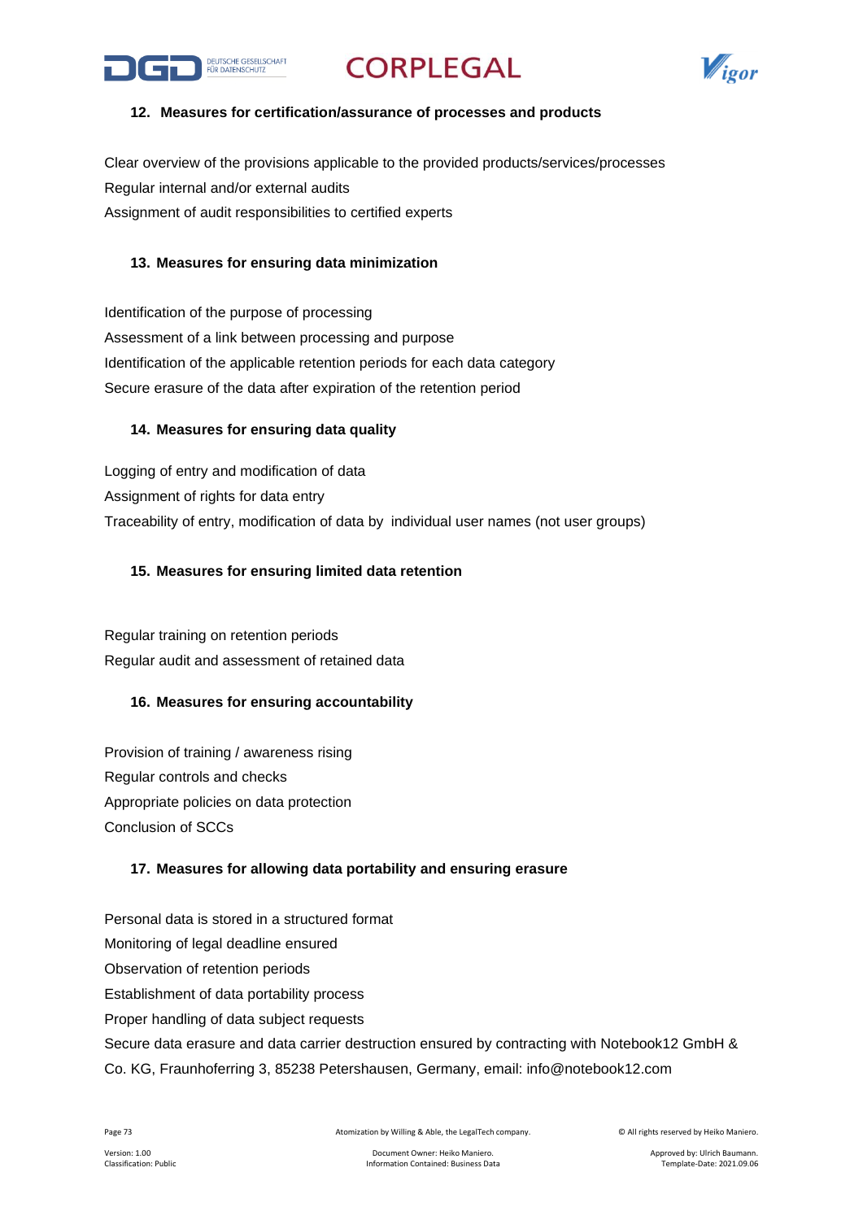### 12. Measures for certification/assurance of processes and products

Clear overview of the provisions applicable to the provided products/services/processes
Regular internal and/or external audits
Assignment of audit responsibilities to certified experts

### 13. Measures for ensuring data minimization

Identification of the purpose of processing
Assessment of a link between processing and purpose
Identification of the applicable retention periods for each data category
Secure erasure of the data after expiration of the retention period

### 14. Measures for ensuring data quality

Logging of entry and modification of data
Assignment of rights for data entry
Traceability of entry, modification of data by individual user names (not user groups)

### 15. Measures for ensuring limited data retention

Regular training on retention periods
Regular audit and assessment of retained data

### 16. Measures for ensuring accountability

Provision of training / awareness rising
Regular controls and checks
Appropriate policies on data protection
Conclusion of SCCs

### 17. Measures for allowing data portability and ensuring erasure

Personal data is stored in a structured format
Monitoring of legal deadline ensured
Observation of retention periods
Establishment of data portability process
Proper handling of data subject requests
Secure data erasure and data carrier destruction ensured by contracting with Notebook12 GmbH & Co. KG, Fraunhoferring 3, 85238 Petershausen, Germany, email: info@notebook12.com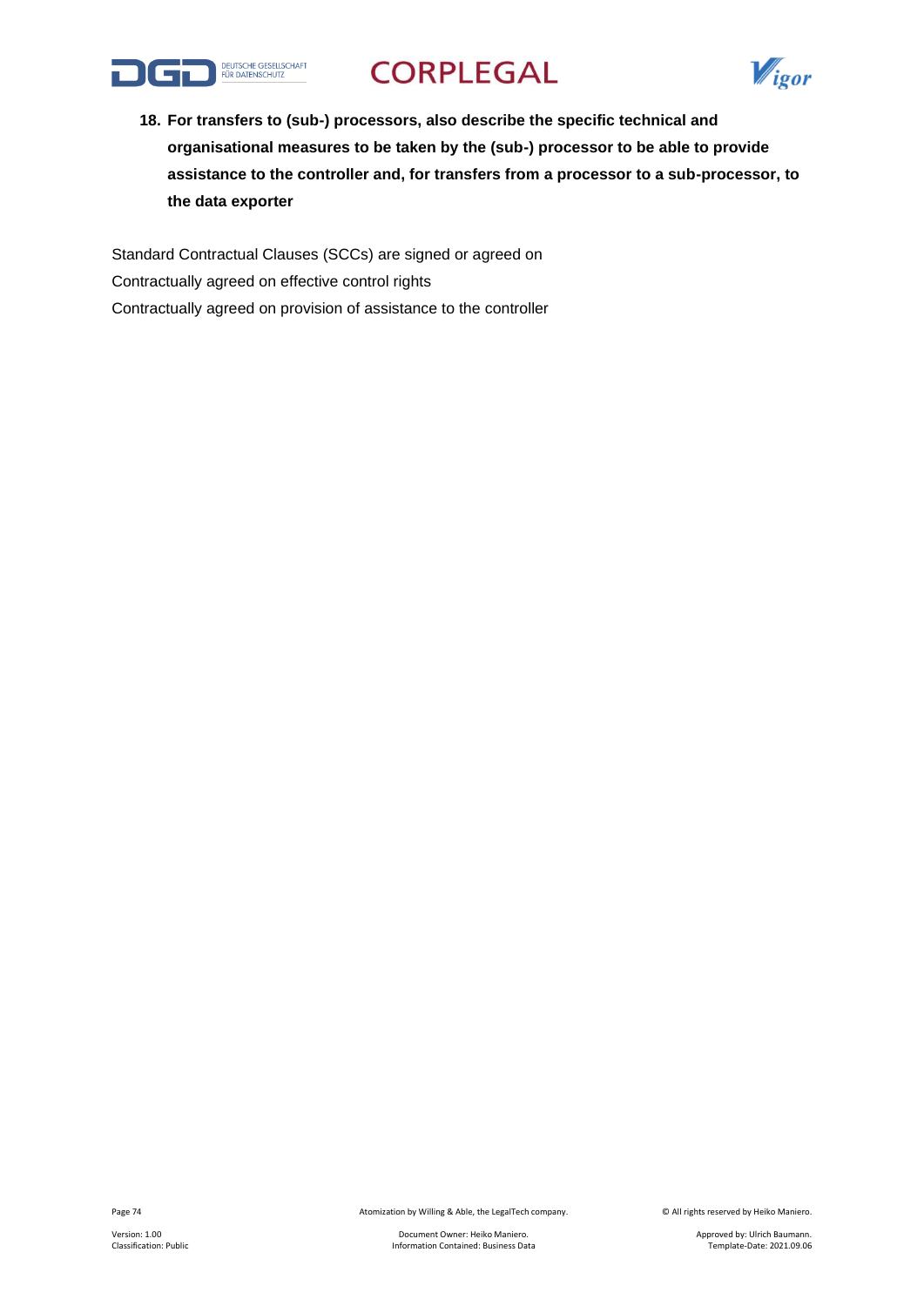**18. For transfers to (sub-) processors, also describe the specific technical and organisational measures to be taken by the (sub-) processor to be able to provide assistance to the controller and, for transfers from a processor to a sub-processor, to the data exporter**

Standard Contractual Clauses (SCCs) are signed or agreed on

Contractually agreed on effective control rights

Contractually agreed on provision of assistance to the controller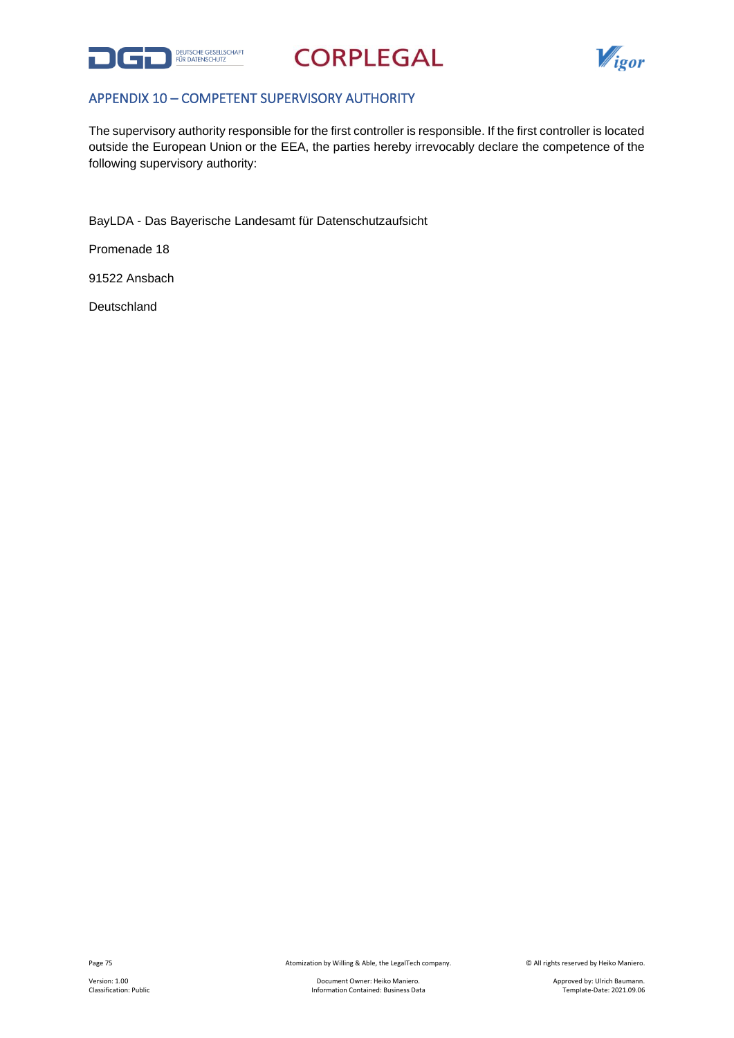## APPENDIX 10 – COMPETENT SUPERVISORY AUTHORITY

The supervisory authority responsible for the first controller is responsible. If the first controller is located outside the European Union or the EEA, the parties hereby irrevocably declare the competence of the following supervisory authority:

BayLDA - Das Bayerische Landesamt für Datenschutzaufsicht

Promenade 18

91522 Ansbach

Deutschland